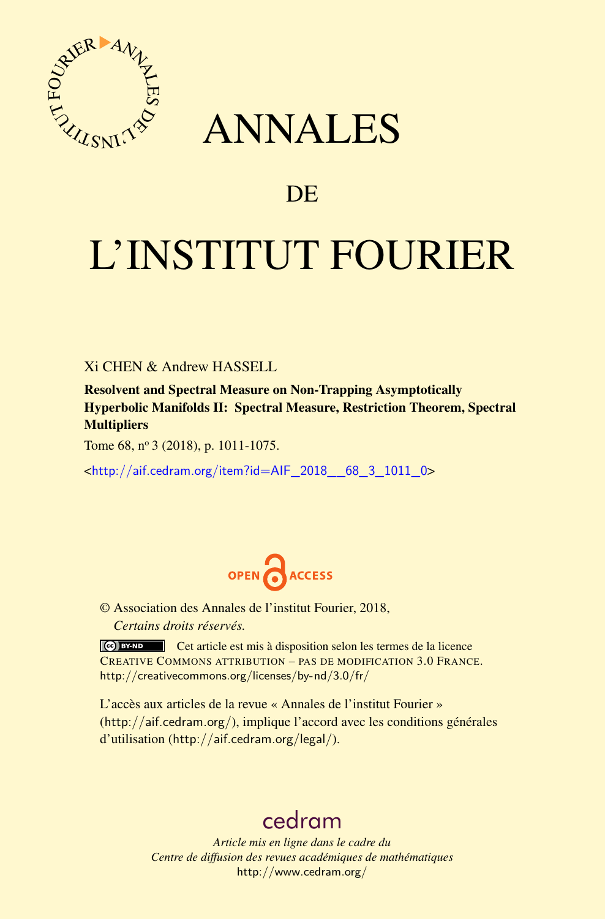# ANNALES

## DE

# L'INSTITUT FOURIER

Xi CHEN & Andrew HASSELL

**Resolvent and Spectral Measure on Non-Trapping Asymptotically Hyperbolic Manifolds II: Spectral Measure, Restriction Theorem, Spectral Multipliers**

Tome 68, nº 3 (2018), p. 1011-1075.

<http://aif.cedram.org/item?id=AIF_2018__68_3_1011_0>

OPEN ACCESS

© Association des Annales de l'institut Fourier, 2018,
*Certains droits réservés.*

Cet article est mis à disposition selon les termes de la licence CREATIVE COMMONS ATTRIBUTION – PAS DE MODIFICATION 3.0 FRANCE.
http://creativecommons.org/licenses/by-nd/3.0/fr/

L'accès aux articles de la revue « Annales de l'institut Fourier » (http://aif.cedram.org/), implique l'accord avec les conditions générales d'utilisation (http://aif.cedram.org/legal/).

cedram

*Article mis en ligne dans le cadre du*
*Centre de diffusion des revues académiques de mathématiques*
http://www.cedram.org/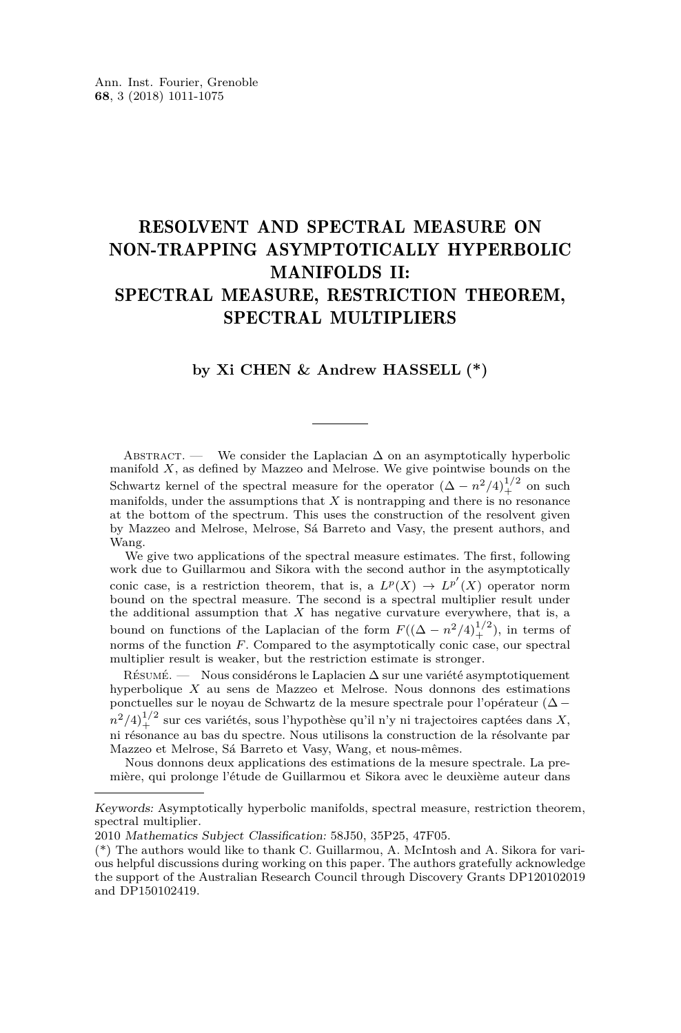Ann. Inst. Fourier, Grenoble
**68**, 3 (2018) 1011-1075

# RESOLVENT AND SPECTRAL MEASURE ON NON-TRAPPING ASYMPTOTICALLY HYPERBOLIC MANIFOLDS II: SPECTRAL MEASURE, RESTRICTION THEOREM, SPECTRAL MULTIPLIERS

**by Xi CHEN & Andrew HASSELL (\*)**

Abstract. — We consider the Laplacian $\Delta$ on an asymptotically hyperbolic manifold $X$, as defined by Mazzeo and Melrose. We give pointwise bounds on the Schwartz kernel of the spectral measure for the operator $(\Delta - n^2/4)_+^{1/2}$ on such manifolds, under the assumptions that $X$ is nontrapping and there is no resonance at the bottom of the spectrum. This uses the construction of the resolvent given by Mazzeo and Melrose, Melrose, Sá Barreto and Vasy, the present authors, and Wang.

We give two applications of the spectral measure estimates. The first, following work due to Guillarmou and Sikora with the second author in the asymptotically conic case, is a restriction theorem, that is, a $L^p(X) \to L^{p'}(X)$ operator norm bound on the spectral measure. The second is a spectral multiplier result under the additional assumption that $X$ has negative curvature everywhere, that is, a bound on functions of the Laplacian of the form $F((\Delta - n^2/4)_+^{1/2})$, in terms of norms of the function $F$. Compared to the asymptotically conic case, our spectral multiplier result is weaker, but the restriction estimate is stronger.

Résumé. — Nous considérons le Laplacien $\Delta$ sur une variété asymptotiquement hyperbolique $X$ au sens de Mazzeo et Melrose. Nous donnons des estimations ponctuelles sur le noyau de Schwartz de la mesure spectrale pour l'opérateur $(\Delta - n^2/4)_+^{1/2}$ sur ces variétés, sous l'hypothèse qu'il n'y ni trajectoires captées dans $X$, ni résonance au bas du spectre. Nous utilisons la construction de la résolvante par Mazzeo et Melrose, Sá Barreto et Vasy, Wang, et nous-mêmes.

Nous donnons deux applications des estimations de la mesure spectrale. La première, qui prolonge l'étude de Guillarmou et Sikora avec le deuxième auteur dans

---

*Keywords:* Asymptotically hyperbolic manifolds, spectral measure, restriction theorem, spectral multiplier.

2010 *Mathematics Subject Classification:* 58J50, 35P25, 47F05.

(\*) The authors would like to thank C. Guillarmou, A. McIntosh and A. Sikora for various helpful discussions during working on this paper. The authors gratefully acknowledge the support of the Australian Research Council through Discovery Grants DP120102019 and DP150102419.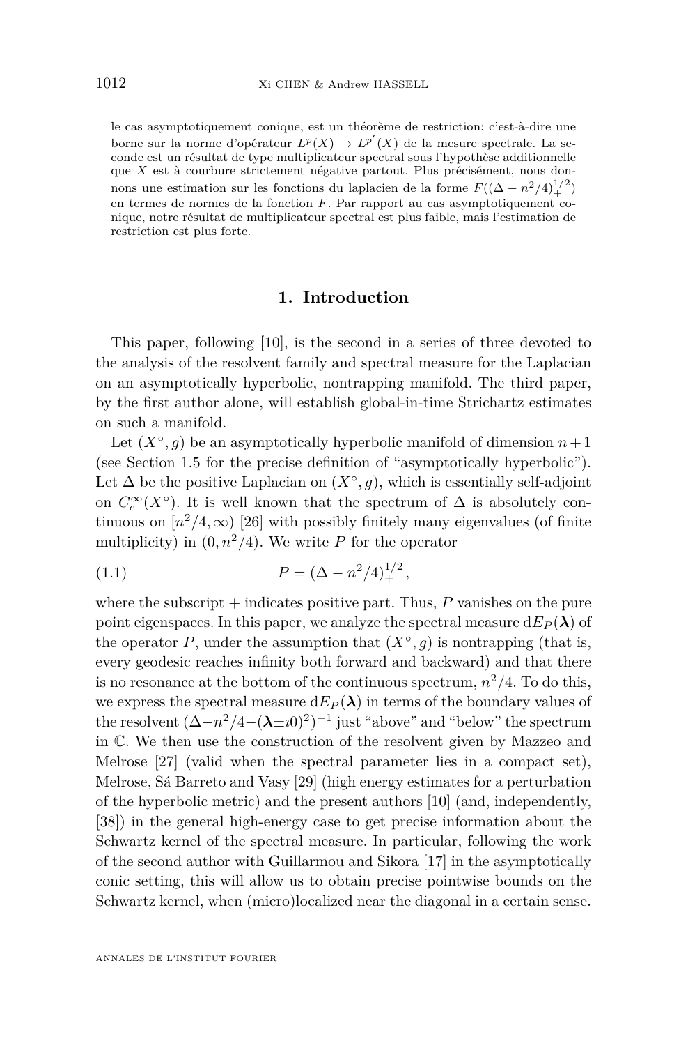le cas asymptotiquement conique, est un théorème de restriction: c'est-à-dire une borne sur la norme d'opérateur $L^p(X) \to L^{p'}(X)$ de la mesure spectrale. La seconde est un résultat de type multiplicateur spectral sous l'hypothèse additionnelle que $X$ est à courbure strictement négative partout. Plus précisément, nous donnons une estimation sur les fonctions du laplacien de la forme $F((\Delta - n^2/4)_+^{1/2})$ en termes de normes de la fonction $F$. Par rapport au cas asymptotiquement conique, notre résultat de multiplicateur spectral est plus faible, mais l'estimation de restriction est plus forte.

## 1. Introduction

This paper, following [10], is the second in a series of three devoted to the analysis of the resolvent family and spectral measure for the Laplacian on an asymptotically hyperbolic, nontrapping manifold. The third paper, by the first author alone, will establish global-in-time Strichartz estimates on such a manifold.

Let $(X^\circ, g)$ be an asymptotically hyperbolic manifold of dimension $n+1$ (see Section 1.5 for the precise definition of "asymptotically hyperbolic"). Let $\Delta$ be the positive Laplacian on $(X^\circ, g)$, which is essentially self-adjoint on $C_c^\infty(X^\circ)$. It is well known that the spectrum of $\Delta$ is absolutely continuous on $[n^2/4, \infty)$ [26] with possibly finitely many eigenvalues (of finite multiplicity) in $(0, n^2/4)$. We write $P$ for the operator

$$P = (\Delta - n^2/4)_+^{1/2}, \tag{1.1}$$

where the subscript $+$ indicates positive part. Thus, $P$ vanishes on the pure point eigenspaces. In this paper, we analyze the spectral measure $\mathrm{d}E_P(\boldsymbol{\lambda})$ of the operator $P$, under the assumption that $(X^\circ, g)$ is nontrapping (that is, every geodesic reaches infinity both forward and backward) and that there is no resonance at the bottom of the continuous spectrum, $n^2/4$. To do this, we express the spectral measure $\mathrm{d}E_P(\boldsymbol{\lambda})$ in terms of the boundary values of the resolvent $(\Delta - n^2/4 - (\boldsymbol{\lambda} \pm \imath 0)^2)^{-1}$ just "above" and "below" the spectrum in $\mathbb{C}$. We then use the construction of the resolvent given by Mazzeo and Melrose [27] (valid when the spectral parameter lies in a compact set), Melrose, Sá Barreto and Vasy [29] (high energy estimates for a perturbation of the hyperbolic metric) and the present authors [10] (and, independently, [38]) in the general high-energy case to get precise information about the Schwartz kernel of the spectral measure. In particular, following the work of the second author with Guillarmou and Sikora [17] in the asymptotically conic setting, this will allow us to obtain precise pointwise bounds on the Schwartz kernel, when (micro)localized near the diagonal in a certain sense.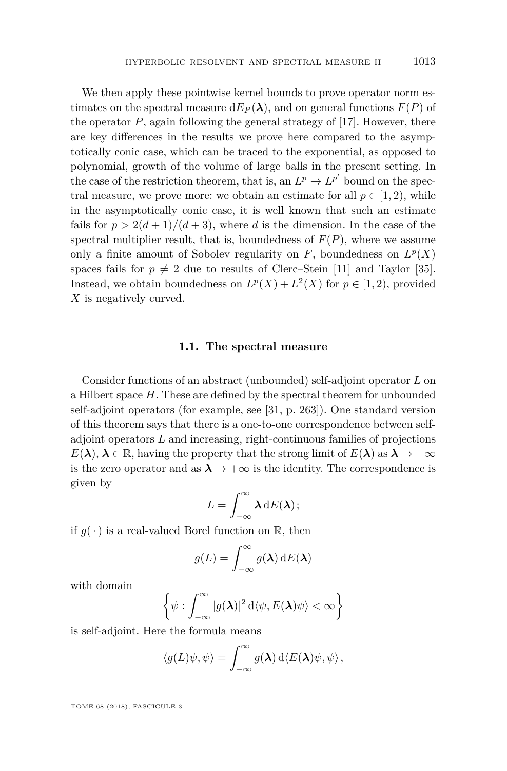We then apply these pointwise kernel bounds to prove operator norm estimates on the spectral measure $\mathrm{d}E_P(\boldsymbol{\lambda})$, and on general functions $F(P)$ of the operator $P$, again following the general strategy of [17]. However, there are key differences in the results we prove here compared to the asymptotically conic case, which can be traced to the exponential, as opposed to polynomial, growth of the volume of large balls in the present setting. In the case of the restriction theorem, that is, an $L^p \to L^{p'}$ bound on the spectral measure, we prove more: we obtain an estimate for all $p \in [1, 2)$, while in the asymptotically conic case, it is well known that such an estimate fails for $p > 2(d+1)/(d+3)$, where $d$ is the dimension. In the case of the spectral multiplier result, that is, boundedness of $F(P)$, where we assume only a finite amount of Sobolev regularity on $F$, boundedness on $L^p(X)$ spaces fails for $p \neq 2$ due to results of Clerc–Stein [11] and Taylor [35]. Instead, we obtain boundedness on $L^p(X) + L^2(X)$ for $p \in [1, 2)$, provided $X$ is negatively curved.

### 1.1. The spectral measure

Consider functions of an abstract (unbounded) self-adjoint operator $L$ on a Hilbert space $H$. These are defined by the spectral theorem for unbounded self-adjoint operators (for example, see [31, p. 263]). One standard version of this theorem says that there is a one-to-one correspondence between self-adjoint operators $L$ and increasing, right-continuous families of projections $E(\boldsymbol{\lambda})$, $\boldsymbol{\lambda} \in \mathbb{R}$, having the property that the strong limit of $E(\boldsymbol{\lambda})$ as $\boldsymbol{\lambda} \to -\infty$ is the zero operator and as $\boldsymbol{\lambda} \to +\infty$ is the identity. The correspondence is given by

$$L = \int_{-\infty}^{\infty} \boldsymbol{\lambda} \, \mathrm{d}E(\boldsymbol{\lambda});$$

if $g(\,\cdot\,)$ is a real-valued Borel function on $\mathbb{R}$, then

$$g(L) = \int_{-\infty}^{\infty} g(\boldsymbol{\lambda}) \, \mathrm{d}E(\boldsymbol{\lambda})$$

with domain

$$\left\{ \psi : \int_{-\infty}^{\infty} |g(\boldsymbol{\lambda})|^2 \, \mathrm{d}\langle \psi, E(\boldsymbol{\lambda})\psi \rangle < \infty \right\}$$

is self-adjoint. Here the formula means

$$\langle g(L)\psi, \psi \rangle = \int_{-\infty}^{\infty} g(\boldsymbol{\lambda}) \, \mathrm{d}\langle E(\boldsymbol{\lambda})\psi, \psi \rangle,$$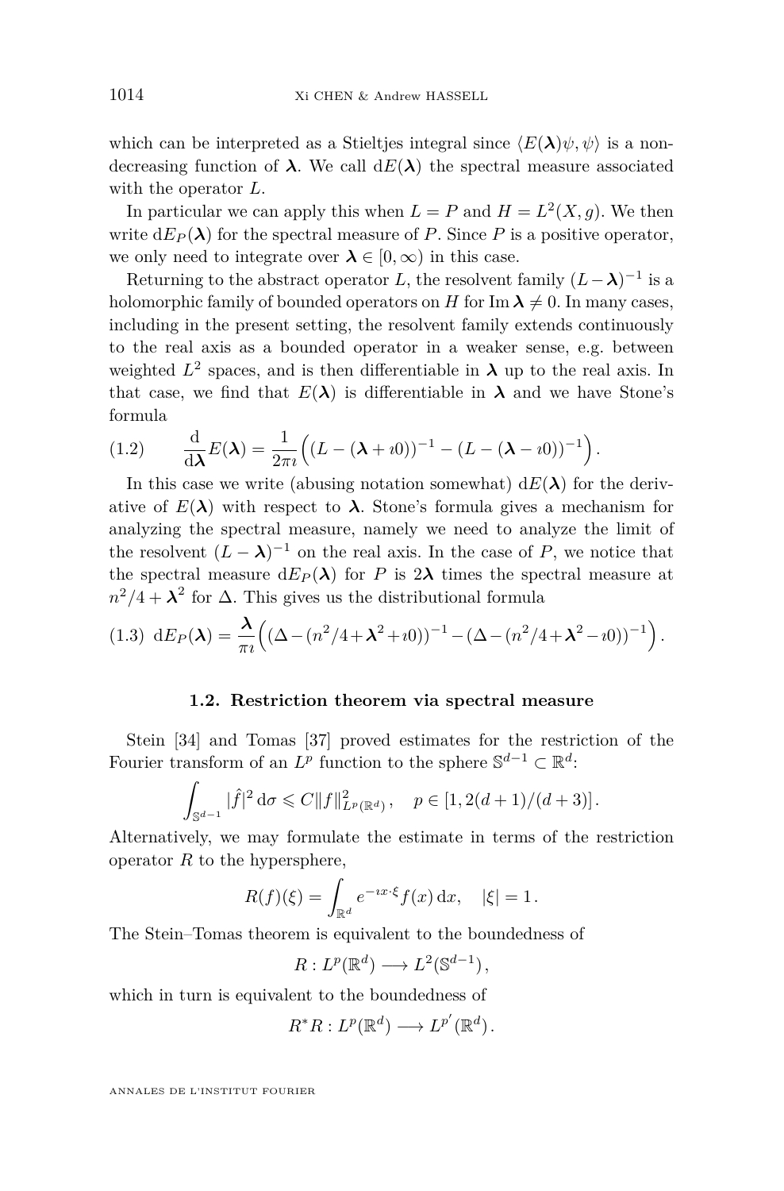which can be interpreted as a Stieltjes integral since $\langle E(\boldsymbol{\lambda})\psi, \psi\rangle$ is a non-decreasing function of $\boldsymbol{\lambda}$. We call $\mathrm{d}E(\boldsymbol{\lambda})$ the spectral measure associated with the operator $L$.

In particular we can apply this when $L = P$ and $H = L^2(X, g)$. We then write $\mathrm{d}E_P(\boldsymbol{\lambda})$ for the spectral measure of $P$. Since $P$ is a positive operator, we only need to integrate over $\boldsymbol{\lambda} \in [0, \infty)$ in this case.

Returning to the abstract operator $L$, the resolvent family $(L - \boldsymbol{\lambda})^{-1}$ is a holomorphic family of bounded operators on $H$ for $\operatorname{Im} \boldsymbol{\lambda} \neq 0$. In many cases, including in the present setting, the resolvent family extends continuously to the real axis as a bounded operator in a weaker sense, e.g. between weighted $L^2$ spaces, and is then differentiable in $\boldsymbol{\lambda}$ up to the real axis. In that case, we find that $E(\boldsymbol{\lambda})$ is differentiable in $\boldsymbol{\lambda}$ and we have Stone's formula

$$\frac{\mathrm{d}}{\mathrm{d}\boldsymbol{\lambda}} E(\boldsymbol{\lambda}) = \frac{1}{2\pi\imath}\Big((L - (\boldsymbol{\lambda} + \imath 0))^{-1} - (L - (\boldsymbol{\lambda} - \imath 0))^{-1}\Big). \tag{1.2}$$

In this case we write (abusing notation somewhat) $\mathrm{d}E(\boldsymbol{\lambda})$ for the derivative of $E(\boldsymbol{\lambda})$ with respect to $\boldsymbol{\lambda}$. Stone's formula gives a mechanism for analyzing the spectral measure, namely we need to analyze the limit of the resolvent $(L - \boldsymbol{\lambda})^{-1}$ on the real axis. In the case of $P$, we notice that the spectral measure $\mathrm{d}E_P(\boldsymbol{\lambda})$ for $P$ is $2\boldsymbol{\lambda}$ times the spectral measure at $n^2/4 + \boldsymbol{\lambda}^2$ for $\Delta$. This gives us the distributional formula

$$\mathrm{d}E_P(\boldsymbol{\lambda}) = \frac{\boldsymbol{\lambda}}{\pi\imath}\Big((\Delta - (n^2/4 + \boldsymbol{\lambda}^2 + \imath 0))^{-1} - (\Delta - (n^2/4 + \boldsymbol{\lambda}^2 - \imath 0))^{-1}\Big). \tag{1.3}$$

### 1.2. Restriction theorem via spectral measure

Stein [34] and Tomas [37] proved estimates for the restriction of the Fourier transform of an $L^p$ function to the sphere $\mathbb{S}^{d-1} \subset \mathbb{R}^d$:

$$\int_{\mathbb{S}^{d-1}} |\hat{f}|^2 \,\mathrm{d}\sigma \leqslant C \|f\|^2_{L^p(\mathbb{R}^d)}, \quad p \in [1, 2(d+1)/(d+3)].$$

Alternatively, we may formulate the estimate in terms of the restriction operator $R$ to the hypersphere,

$$R(f)(\xi) = \int_{\mathbb{R}^d} e^{-\imath x \cdot \xi} f(x)\,\mathrm{d}x, \quad |\xi| = 1.$$

The Stein–Tomas theorem is equivalent to the boundedness of

$$R : L^p(\mathbb{R}^d) \longrightarrow L^2(\mathbb{S}^{d-1}),$$

which in turn is equivalent to the boundedness of

$$R^*R : L^p(\mathbb{R}^d) \longrightarrow L^{p'}(\mathbb{R}^d).$$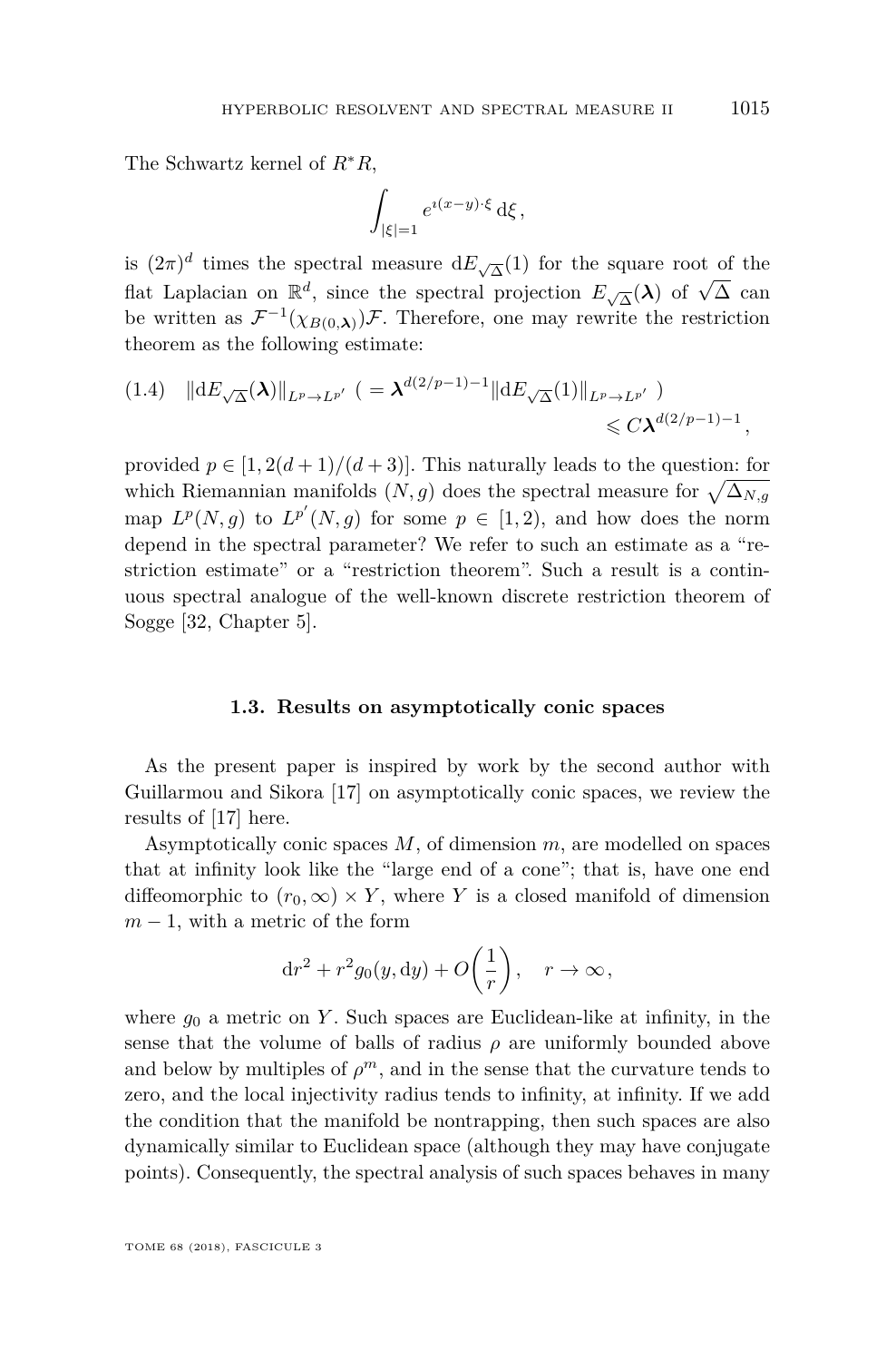The Schwartz kernel of $R^*R$,

$$\int_{|\xi|=1} e^{\imath(x-y)\cdot\xi}\,\mathrm{d}\xi\,,$$

is $(2\pi)^d$ times the spectral measure $\mathrm{d}E_{\sqrt{\Delta}}(1)$ for the square root of the flat Laplacian on $\mathbb{R}^d$, since the spectral projection $E_{\sqrt{\Delta}}(\boldsymbol{\lambda})$ of $\sqrt{\Delta}$ can be written as $\mathcal{F}^{-1}(\chi_{B(0,\boldsymbol{\lambda})})\mathcal{F}$. Therefore, one may rewrite the restriction theorem as the following estimate:

$$\begin{aligned}(1.4)\quad \|\mathrm{d}E_{\sqrt{\Delta}}(\boldsymbol{\lambda})\|_{L^p\to L^{p'}}\ \big(= \boldsymbol{\lambda}^{d(2/p-1)-1}\|\mathrm{d}E_{\sqrt{\Delta}}(1)\|_{L^p\to L^{p'}}\ \big)\\ \leqslant C\boldsymbol{\lambda}^{d(2/p-1)-1}\,,\end{aligned}$$

provided $p\in[1,2(d+1)/(d+3)]$. This naturally leads to the question: for which Riemannian manifolds $(N,g)$ does the spectral measure for $\sqrt{\Delta_{N,g}}$ map $L^p(N,g)$ to $L^{p'}(N,g)$ for some $p\in[1,2)$, and how does the norm depend in the spectral parameter? We refer to such an estimate as a "restriction estimate" or a "restriction theorem". Such a result is a continuous spectral analogue of the well-known discrete restriction theorem of Sogge [32, Chapter 5].

### 1.3. Results on asymptotically conic spaces

As the present paper is inspired by work by the second author with Guillarmou and Sikora [17] on asymptotically conic spaces, we review the results of [17] here.

Asymptotically conic spaces $M$, of dimension $m$, are modelled on spaces that at infinity look like the "large end of a cone"; that is, have one end diffeomorphic to $(r_0,\infty)\times Y$, where $Y$ is a closed manifold of dimension $m-1$, with a metric of the form

$$\mathrm{d}r^2 + r^2 g_0(y,\mathrm{d}y) + O\left(\frac{1}{r}\right),\quad r\to\infty\,,$$

where $g_0$ a metric on $Y$. Such spaces are Euclidean-like at infinity, in the sense that the volume of balls of radius $\rho$ are uniformly bounded above and below by multiples of $\rho^m$, and in the sense that the curvature tends to zero, and the local injectivity radius tends to infinity, at infinity. If we add the condition that the manifold be nontrapping, then such spaces are also dynamically similar to Euclidean space (although they may have conjugate points). Consequently, the spectral analysis of such spaces behaves in many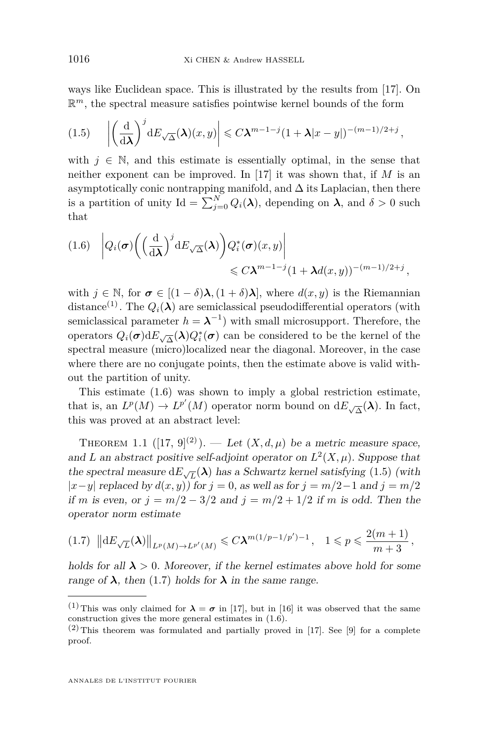ways like Euclidean space. This is illustrated by the results from [17]. On $\mathbb{R}^m$, the spectral measure satisfies pointwise kernel bounds of the form

$$\left| \left( \frac{\mathrm{d}}{\mathrm{d}\boldsymbol{\lambda}} \right)^j \mathrm{d}E_{\sqrt{\Delta}}(\boldsymbol{\lambda})(x,y) \right| \leqslant C\boldsymbol{\lambda}^{m-1-j}(1+\boldsymbol{\lambda}|x-y|)^{-(m-1)/2+j}, \tag{1.5}$$

with $j \in \mathbb{N}$, and this estimate is essentially optimal, in the sense that neither exponent can be improved. In [17] it was shown that, if $M$ is an asymptotically conic nontrapping manifold, and $\Delta$ its Laplacian, then there is a partition of unity $\mathrm{Id} = \sum_{j=0}^{N} Q_i(\boldsymbol{\lambda})$, depending on $\boldsymbol{\lambda}$, and $\delta > 0$ such that

$$\left| Q_i(\boldsymbol{\sigma}) \left( \left( \frac{\mathrm{d}}{\mathrm{d}\boldsymbol{\lambda}} \right)^j \mathrm{d}E_{\sqrt{\Delta}}(\boldsymbol{\lambda}) \right) Q_i^*(\boldsymbol{\sigma})(x,y) \right| \leqslant C\boldsymbol{\lambda}^{m-1-j}(1+\boldsymbol{\lambda}d(x,y))^{-(m-1)/2+j}, \tag{1.6}$$

with $j \in \mathbb{N}$, for $\boldsymbol{\sigma} \in [(1-\delta)\boldsymbol{\lambda}, (1+\delta)\boldsymbol{\lambda}]$, where $d(x,y)$ is the Riemannian distance[(1)]. The $Q_i(\boldsymbol{\lambda})$ are semiclassical pseudodifferential operators (with semiclassical parameter $h = \boldsymbol{\lambda}^{-1}$) with small microsupport. Therefore, the operators $Q_i(\boldsymbol{\sigma})\mathrm{d}E_{\sqrt{\Delta}}(\boldsymbol{\lambda})Q_i^*(\boldsymbol{\sigma})$ can be considered to be the kernel of the spectral measure (micro)localized near the diagonal. Moreover, in the case where there are no conjugate points, then the estimate above is valid without the partition of unity.

This estimate (1.6) was shown to imply a global restriction estimate, that is, an $L^p(M) \to L^{p'}(M)$ operator norm bound on $\mathrm{d}E_{\sqrt{\Delta}}(\boldsymbol{\lambda})$. In fact, this was proved at an abstract level:

Theorem 1.1 ([17, 9][(2)]). — *Let $(X, d, \mu)$ be a metric measure space, and $L$ an abstract positive self-adjoint operator on $L^2(X, \mu)$. Suppose that the spectral measure $\mathrm{d}E_{\sqrt{L}}(\boldsymbol{\lambda})$ has a Schwartz kernel satisfying* (1.5) *(with $|x-y|$ replaced by $d(x,y)$) for $j = 0$, as well as for $j = m/2-1$ and $j = m/2$ if $m$ is even, or $j = m/2-3/2$ and $j = m/2+1/2$ if $m$ is odd. Then the operator norm estimate*

$$\left\| \mathrm{d}E_{\sqrt{L}}(\boldsymbol{\lambda}) \right\|_{L^p(M) \to L^{p'}(M)} \leqslant C\boldsymbol{\lambda}^{m(1/p-1/p')-1}, \quad 1 \leqslant p \leqslant \frac{2(m+1)}{m+3}, \tag{1.7}$$

*holds for all $\boldsymbol{\lambda} > 0$. Moreover, if the kernel estimates above hold for some range of $\boldsymbol{\lambda}$, then* (1.7) *holds for $\boldsymbol{\lambda}$ in the same range.*

---

(1) This was only claimed for $\boldsymbol{\lambda} = \boldsymbol{\sigma}$ in [17], but in [16] it was observed that the same construction gives the more general estimates in (1.6).

(2) This theorem was formulated and partially proved in [17]. See [9] for a complete proof.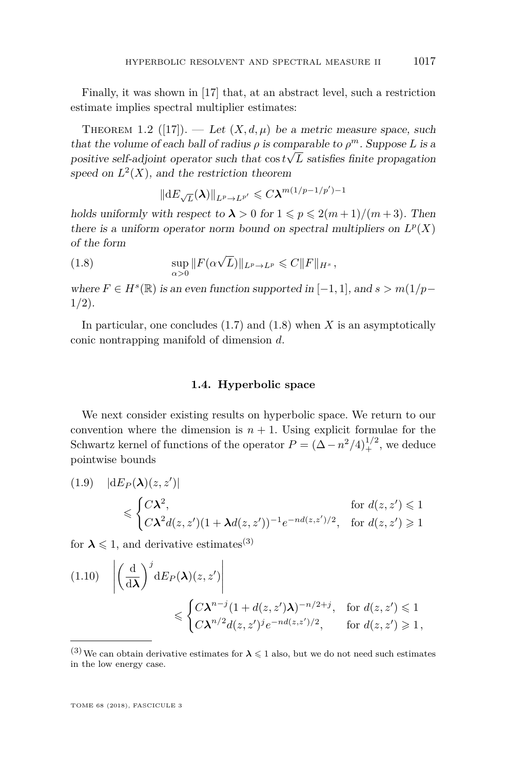Finally, it was shown in [17] that, at an abstract level, such a restriction estimate implies spectral multiplier estimates:

Theorem 1.2 ([17]). — *Let $(X, d, \mu)$ be a metric measure space, such that the volume of each ball of radius $\rho$ is comparable to $\rho^m$. Suppose $L$ is a positive self-adjoint operator such that $\cos t\sqrt{L}$ satisfies finite propagation speed on $L^2(X)$, and the restriction theorem*

$$\|\mathrm{d}E_{\sqrt{L}}(\boldsymbol{\lambda})\|_{L^p \to L^{p'}} \leqslant C\boldsymbol{\lambda}^{m(1/p-1/p')-1}$$

*holds uniformly with respect to $\boldsymbol{\lambda} > 0$ for $1 \leqslant p \leqslant 2(m+1)/(m+3)$. Then there is a uniform operator norm bound on spectral multipliers on $L^p(X)$ of the form*

$$\sup_{\alpha>0} \|F(\alpha\sqrt{L})\|_{L^p \to L^p} \leqslant C\|F\|_{H^s}, \tag{1.8}$$

*where $F \in H^s(\mathbb{R})$ is an even function supported in $[-1, 1]$, and $s > m(1/p - 1/2)$.*

In particular, one concludes (1.7) and (1.8) when $X$ is an asymptotically conic nontrapping manifold of dimension $d$.

### 1.4. Hyperbolic space

We next consider existing results on hyperbolic space. We return to our convention where the dimension is $n+1$. Using explicit formulae for the Schwartz kernel of functions of the operator $P = (\Delta - n^2/4)_+^{1/2}$, we deduce pointwise bounds

$$|\mathrm{d}E_P(\boldsymbol{\lambda})(z,z')| \leqslant \begin{cases} C\boldsymbol{\lambda}^2, & \text{for } d(z,z') \leqslant 1 \\ C\boldsymbol{\lambda}^2 d(z,z')(1+\boldsymbol{\lambda}d(z,z'))^{-1}e^{-nd(z,z')/2}, & \text{for } d(z,z') \geqslant 1 \end{cases} \tag{1.9}$$

for $\boldsymbol{\lambda} \leqslant 1$, and derivative estimates[3]

$$\left|\left(\frac{\mathrm{d}}{\mathrm{d}\boldsymbol{\lambda}}\right)^j \mathrm{d}E_P(\boldsymbol{\lambda})(z,z')\right| \leqslant \begin{cases} C\boldsymbol{\lambda}^{n-j}(1+d(z,z')\boldsymbol{\lambda})^{-n/2+j}, & \text{for } d(z,z') \leqslant 1 \\ C\boldsymbol{\lambda}^{n/2}d(z,z')^j e^{-nd(z,z')/2}, & \text{for } d(z,z') \geqslant 1, \end{cases} \tag{1.10}$$

[3] We can obtain derivative estimates for $\boldsymbol{\lambda} \leqslant 1$ also, but we do not need such estimates in the low energy case.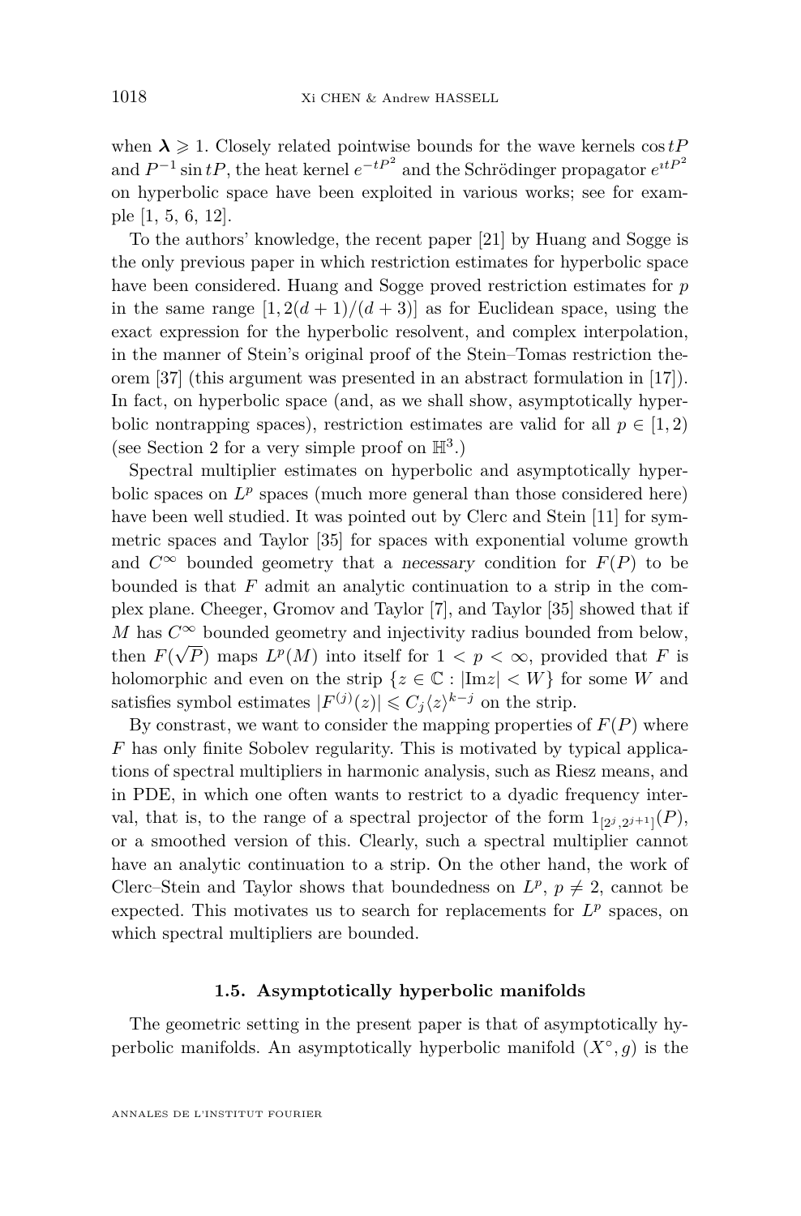when $\boldsymbol{\lambda} \geqslant 1$. Closely related pointwise bounds for the wave kernels $\cos tP$ and $P^{-1}\sin tP$, the heat kernel $e^{-tP^2}$ and the Schrödinger propagator $e^{\imath tP^2}$ on hyperbolic space have been exploited in various works; see for example [1, 5, 6, 12].

To the authors' knowledge, the recent paper [21] by Huang and Sogge is the only previous paper in which restriction estimates for hyperbolic space have been considered. Huang and Sogge proved restriction estimates for $p$ in the same range $[1, 2(d+1)/(d+3)]$ as for Euclidean space, using the exact expression for the hyperbolic resolvent, and complex interpolation, in the manner of Stein's original proof of the Stein–Tomas restriction theorem [37] (this argument was presented in an abstract formulation in [17]). In fact, on hyperbolic space (and, as we shall show, asymptotically hyperbolic nontrapping spaces), restriction estimates are valid for all $p \in [1, 2)$ (see Section 2 for a very simple proof on $\mathbb{H}^3$.)

Spectral multiplier estimates on hyperbolic and asymptotically hyperbolic spaces on $L^p$ spaces (much more general than those considered here) have been well studied. It was pointed out by Clerc and Stein [11] for symmetric spaces and Taylor [35] for spaces with exponential volume growth and $C^\infty$ bounded geometry that a *necessary* condition for $F(P)$ to be bounded is that $F$ admit an analytic continuation to a strip in the complex plane. Cheeger, Gromov and Taylor [7], and Taylor [35] showed that if $M$ has $C^\infty$ bounded geometry and injectivity radius bounded from below, then $F(\sqrt{P})$ maps $L^p(M)$ into itself for $1 < p < \infty$, provided that $F$ is holomorphic and even on the strip $\{z \in \mathbb{C} : |\mathrm{Im} z| < W\}$ for some $W$ and satisfies symbol estimates $|F^{(j)}(z)| \leqslant C_j \langle z \rangle^{k-j}$ on the strip.

By constrast, we want to consider the mapping properties of $F(P)$ where $F$ has only finite Sobolev regularity. This is motivated by typical applications of spectral multipliers in harmonic analysis, such as Riesz means, and in PDE, in which one often wants to restrict to a dyadic frequency interval, that is, to the range of a spectral projector of the form $1_{[2^j, 2^{j+1}]}(P)$, or a smoothed version of this. Clearly, such a spectral multiplier cannot have an analytic continuation to a strip. On the other hand, the work of Clerc–Stein and Taylor shows that boundedness on $L^p$, $p \neq 2$, cannot be expected. This motivates us to search for replacements for $L^p$ spaces, on which spectral multipliers are bounded.

### 1.5. Asymptotically hyperbolic manifolds

The geometric setting in the present paper is that of asymptotically hyperbolic manifolds. An asymptotically hyperbolic manifold $(X^\circ, g)$ is the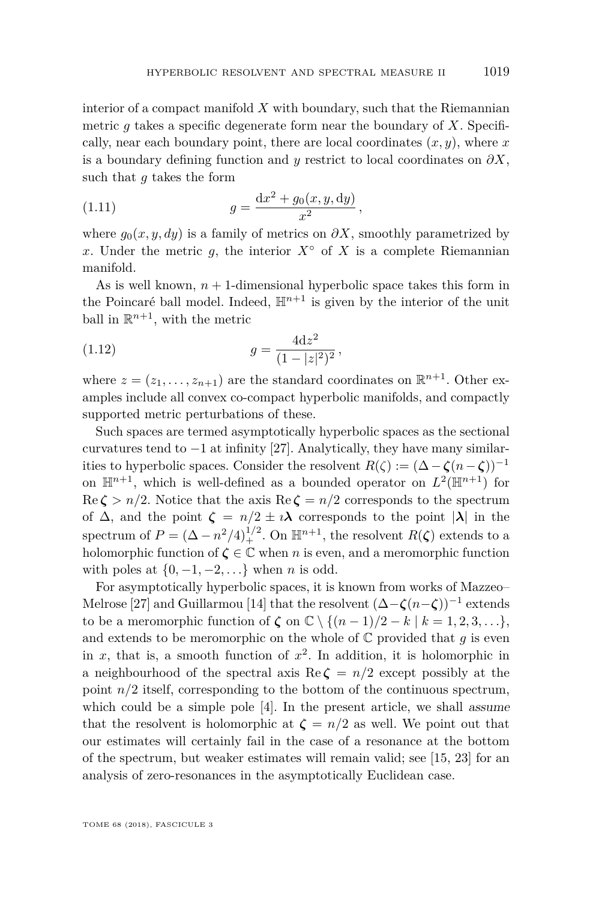interior of a compact manifold $X$ with boundary, such that the Riemannian metric $g$ takes a specific degenerate form near the boundary of $X$. Specifically, near each boundary point, there are local coordinates $(x, y)$, where $x$ is a boundary defining function and $y$ restrict to local coordinates on $\partial X$, such that $g$ takes the form

$$g = \frac{\mathrm{d}x^2 + g_0(x, y, \mathrm{d}y)}{x^2}\,, \tag{1.11}$$

where $g_0(x, y, dy)$ is a family of metrics on $\partial X$, smoothly parametrized by $x$. Under the metric $g$, the interior $X^\circ$ of $X$ is a complete Riemannian manifold.

As is well known, $n+1$-dimensional hyperbolic space takes this form in the Poincaré ball model. Indeed, $\mathbb{H}^{n+1}$ is given by the interior of the unit ball in $\mathbb{R}^{n+1}$, with the metric

$$g = \frac{4\mathrm{d}z^2}{(1 - |z|^2)^2}\,, \tag{1.12}$$

where $z = (z_1, \ldots, z_{n+1})$ are the standard coordinates on $\mathbb{R}^{n+1}$. Other examples include all convex co-compact hyperbolic manifolds, and compactly supported metric perturbations of these.

Such spaces are termed asymptotically hyperbolic spaces as the sectional curvatures tend to $-1$ at infinity [27]. Analytically, they have many similarities to hyperbolic spaces. Consider the resolvent $R(\zeta) := (\Delta - \boldsymbol{\zeta}(n-\boldsymbol{\zeta}))^{-1}$ on $\mathbb{H}^{n+1}$, which is well-defined as a bounded operator on $L^2(\mathbb{H}^{n+1})$ for $\operatorname{Re}\boldsymbol{\zeta} > n/2$. Notice that the axis $\operatorname{Re}\boldsymbol{\zeta} = n/2$ corresponds to the spectrum of $\Delta$, and the point $\boldsymbol{\zeta} = n/2 \pm \imath\boldsymbol{\lambda}$ corresponds to the point $|\boldsymbol{\lambda}|$ in the spectrum of $P = (\Delta - n^2/4)_+^{1/2}$. On $\mathbb{H}^{n+1}$, the resolvent $R(\boldsymbol{\zeta})$ extends to a holomorphic function of $\boldsymbol{\zeta} \in \mathbb{C}$ when $n$ is even, and a meromorphic function with poles at $\{0, -1, -2, \ldots\}$ when $n$ is odd.

For asymptotically hyperbolic spaces, it is known from works of Mazzeo–Melrose [27] and Guillarmou [14] that the resolvent $(\Delta - \boldsymbol{\zeta}(n-\boldsymbol{\zeta}))^{-1}$ extends to be a meromorphic function of $\boldsymbol{\zeta}$ on $\mathbb{C} \setminus \{(n-1)/2 - k \mid k = 1, 2, 3, \ldots\}$, and extends to be meromorphic on the whole of $\mathbb{C}$ provided that $g$ is even in $x$, that is, a smooth function of $x^2$. In addition, it is holomorphic in a neighbourhood of the spectral axis $\operatorname{Re}\boldsymbol{\zeta} = n/2$ except possibly at the point $n/2$ itself, corresponding to the bottom of the continuous spectrum, which could be a simple pole [4]. In the present article, we shall *assume* that the resolvent is holomorphic at $\boldsymbol{\zeta} = n/2$ as well. We point out that our estimates will certainly fail in the case of a resonance at the bottom of the spectrum, but weaker estimates will remain valid; see [15, 23] for an analysis of zero-resonances in the asymptotically Euclidean case.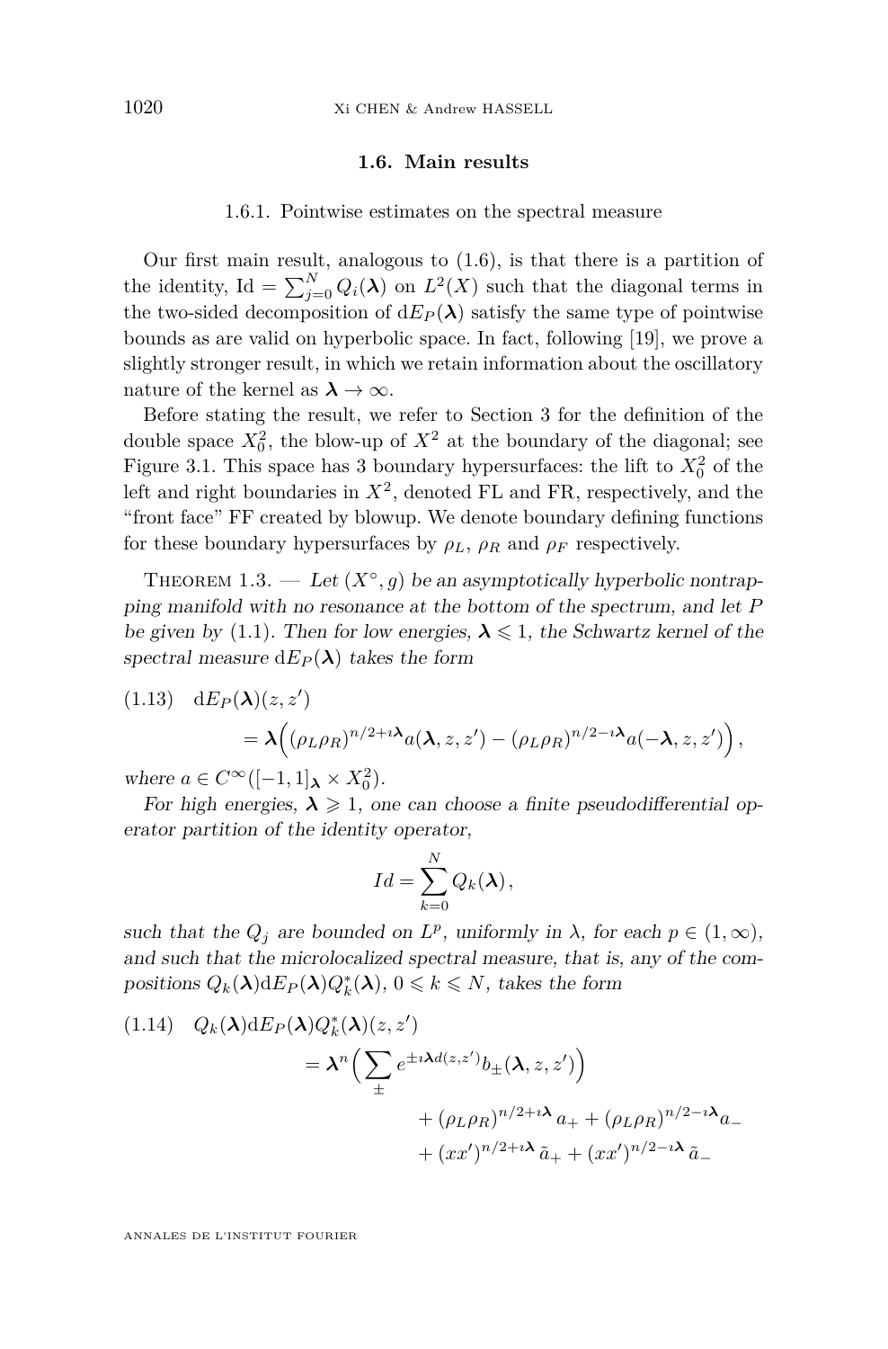## 1.6. Main results

### 1.6.1. Pointwise estimates on the spectral measure

Our first main result, analogous to (1.6), is that there is a partition of the identity, $\mathrm{Id} = \sum_{j=0}^{N} Q_i(\boldsymbol{\lambda})$ on $L^2(X)$ such that the diagonal terms in the two-sided decomposition of $\mathrm{d}E_P(\boldsymbol{\lambda})$ satisfy the same type of pointwise bounds as are valid on hyperbolic space. In fact, following [19], we prove a slightly stronger result, in which we retain information about the oscillatory nature of the kernel as $\boldsymbol{\lambda} \to \infty$.

Before stating the result, we refer to Section 3 for the definition of the double space $X_0^2$, the blow-up of $X^2$ at the boundary of the diagonal; see Figure 3.1. This space has 3 boundary hypersurfaces: the lift to $X_0^2$ of the left and right boundaries in $X^2$, denoted FL and FR, respectively, and the "front face" FF created by blowup. We denote boundary defining functions for these boundary hypersurfaces by $\rho_L$, $\rho_R$ and $\rho_F$ respectively.

Theorem 1.3. — *Let $(X^\circ, g)$ be an asymptotically hyperbolic nontrapping manifold with no resonance at the bottom of the spectrum, and let $P$ be given by (1.1). Then for low energies, $\boldsymbol{\lambda} \leqslant 1$, the Schwartz kernel of the spectral measure $\mathrm{d}E_P(\boldsymbol{\lambda})$ takes the form*

$$(1.13)\quad \mathrm{d}E_P(\boldsymbol{\lambda})(z, z') = \boldsymbol{\lambda}\Big((\rho_L\rho_R)^{n/2+\imath\boldsymbol{\lambda}} a(\boldsymbol{\lambda}, z, z') - (\rho_L\rho_R)^{n/2-\imath\boldsymbol{\lambda}} a(-\boldsymbol{\lambda}, z, z')\Big),$$

*where $a \in C^\infty([-1,1]_{\boldsymbol{\lambda}} \times X_0^2)$.*

*For high energies, $\boldsymbol{\lambda} \geqslant 1$, one can choose a finite pseudodifferential operator partition of the identity operator,*

$$Id = \sum_{k=0}^{N} Q_k(\boldsymbol{\lambda}),$$

*such that the $Q_j$ are bounded on $L^p$, uniformly in $\lambda$, for each $p \in (1, \infty)$, and such that the microlocalized spectral measure, that is, any of the compositions $Q_k(\boldsymbol{\lambda})\mathrm{d}E_P(\boldsymbol{\lambda})Q_k^*(\boldsymbol{\lambda})$, $0 \leqslant k \leqslant N$, takes the form*

$$(1.14)\quad Q_k(\boldsymbol{\lambda})\mathrm{d}E_P(\boldsymbol{\lambda})Q_k^*(\boldsymbol{\lambda})(z, z') = \boldsymbol{\lambda}^n\Big(\sum_{\pm} e^{\pm\imath\boldsymbol{\lambda} d(z,z')} b_\pm(\boldsymbol{\lambda}, z, z')\Big) + (\rho_L\rho_R)^{n/2+\imath\boldsymbol{\lambda}}\, a_+ + (\rho_L\rho_R)^{n/2-\imath\boldsymbol{\lambda}} a_- + (xx')^{n/2+\imath\boldsymbol{\lambda}}\, \tilde{a}_+ + (xx')^{n/2-\imath\boldsymbol{\lambda}}\, \tilde{a}_-$$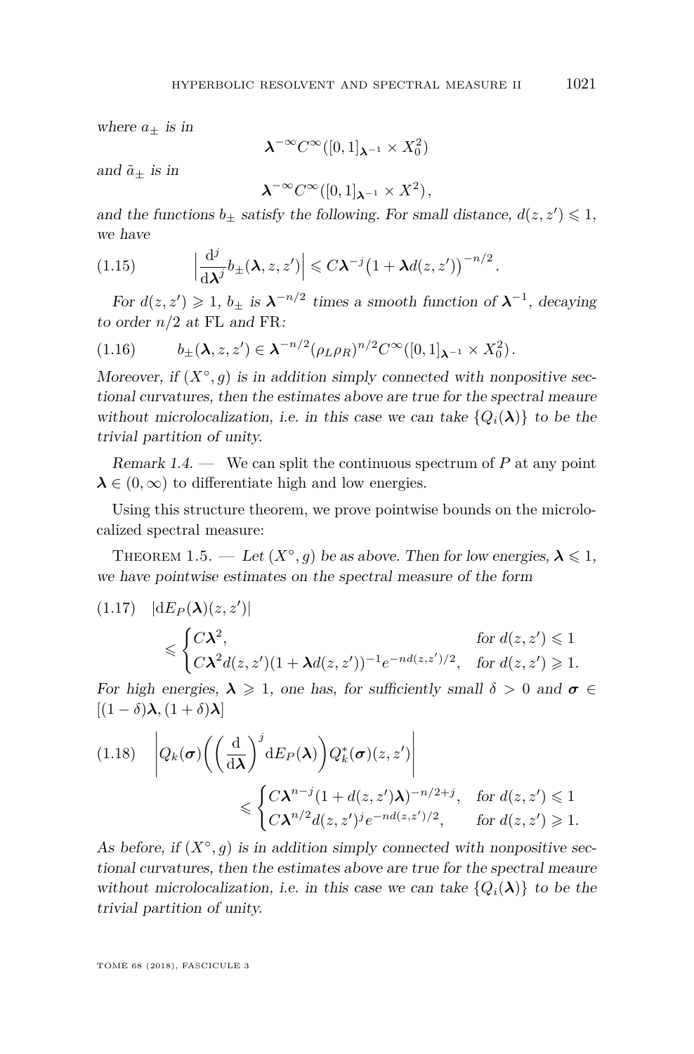*where $a_\pm$ is in*

$$\boldsymbol{\lambda}^{-\infty}C^\infty([0,1]_{\boldsymbol{\lambda}^{-1}} \times X_0^2)$$

*and $\tilde{a}_\pm$ is in*

$$\boldsymbol{\lambda}^{-\infty}C^\infty([0,1]_{\boldsymbol{\lambda}^{-1}} \times X^2),$$

*and the functions $b_\pm$ satisfy the following. For small distance, $d(z,z') \leqslant 1$, we have*

$$\Big|\frac{\mathrm{d}^j}{\mathrm{d}\boldsymbol{\lambda}^j} b_\pm(\boldsymbol{\lambda}, z, z')\Big| \leqslant C\boldsymbol{\lambda}^{-j}\big(1 + \boldsymbol{\lambda} d(z,z')\big)^{-n/2}. \tag{1.15}$$

*For $d(z,z') \geqslant 1$, $b_\pm$ is $\boldsymbol{\lambda}^{-n/2}$ times a smooth function of $\boldsymbol{\lambda}^{-1}$, decaying to order $n/2$ at FL and FR:*

$$b_\pm(\boldsymbol{\lambda}, z, z') \in \boldsymbol{\lambda}^{-n/2}(\rho_L\rho_R)^{n/2}C^\infty([0,1]_{\boldsymbol{\lambda}^{-1}} \times X_0^2). \tag{1.16}$$

*Moreover, if $(X^\circ, g)$ is in addition simply connected with nonpositive sectional curvatures, then the estimates above are true for the spectral meaure without microlocalization, i.e. in this case we can take $\{Q_i(\boldsymbol{\lambda})\}$ to be the trivial partition of unity.*

*Remark 1.4.* — We can split the continuous spectrum of $P$ at any point $\boldsymbol{\lambda} \in (0,\infty)$ to differentiate high and low energies.

Using this structure theorem, we prove pointwise bounds on the microlocalized spectral measure:

Theorem 1.5. — *Let $(X^\circ, g)$ be as above. Then for low energies, $\boldsymbol{\lambda} \leqslant 1$, we have pointwise estimates on the spectral measure of the form*

$$|\mathrm{d}E_P(\boldsymbol{\lambda})(z,z')| \leqslant \begin{cases} C\boldsymbol{\lambda}^2, & \text{for } d(z,z') \leqslant 1 \\ C\boldsymbol{\lambda}^2 d(z,z')(1+\boldsymbol{\lambda} d(z,z'))^{-1} e^{-nd(z,z')/2}, & \text{for } d(z,z') \geqslant 1. \end{cases} \tag{1.17}$$

*For high energies, $\boldsymbol{\lambda} \geqslant 1$, one has, for sufficiently small $\delta > 0$ and $\boldsymbol{\sigma} \in [(1-\delta)\boldsymbol{\lambda}, (1+\delta)\boldsymbol{\lambda}]$*

$$\left|Q_k(\boldsymbol{\sigma})\bigg(\Big(\frac{\mathrm{d}}{\mathrm{d}\boldsymbol{\lambda}}\Big)^j \mathrm{d}E_P(\boldsymbol{\lambda})\bigg)Q_k^*(\boldsymbol{\sigma})(z,z')\right| \leqslant \begin{cases} C\boldsymbol{\lambda}^{n-j}(1+d(z,z')\boldsymbol{\lambda})^{-n/2+j}, & \text{for } d(z,z') \leqslant 1 \\ C\boldsymbol{\lambda}^{n/2} d(z,z')^j e^{-nd(z,z')/2}, & \text{for } d(z,z') \geqslant 1. \end{cases} \tag{1.18}$$

*As before, if $(X^\circ, g)$ is in addition simply connected with nonpositive sectional curvatures, then the estimates above are true for the spectral meaure without microlocalization, i.e. in this case we can take $\{Q_i(\boldsymbol{\lambda})\}$ to be the trivial partition of unity.*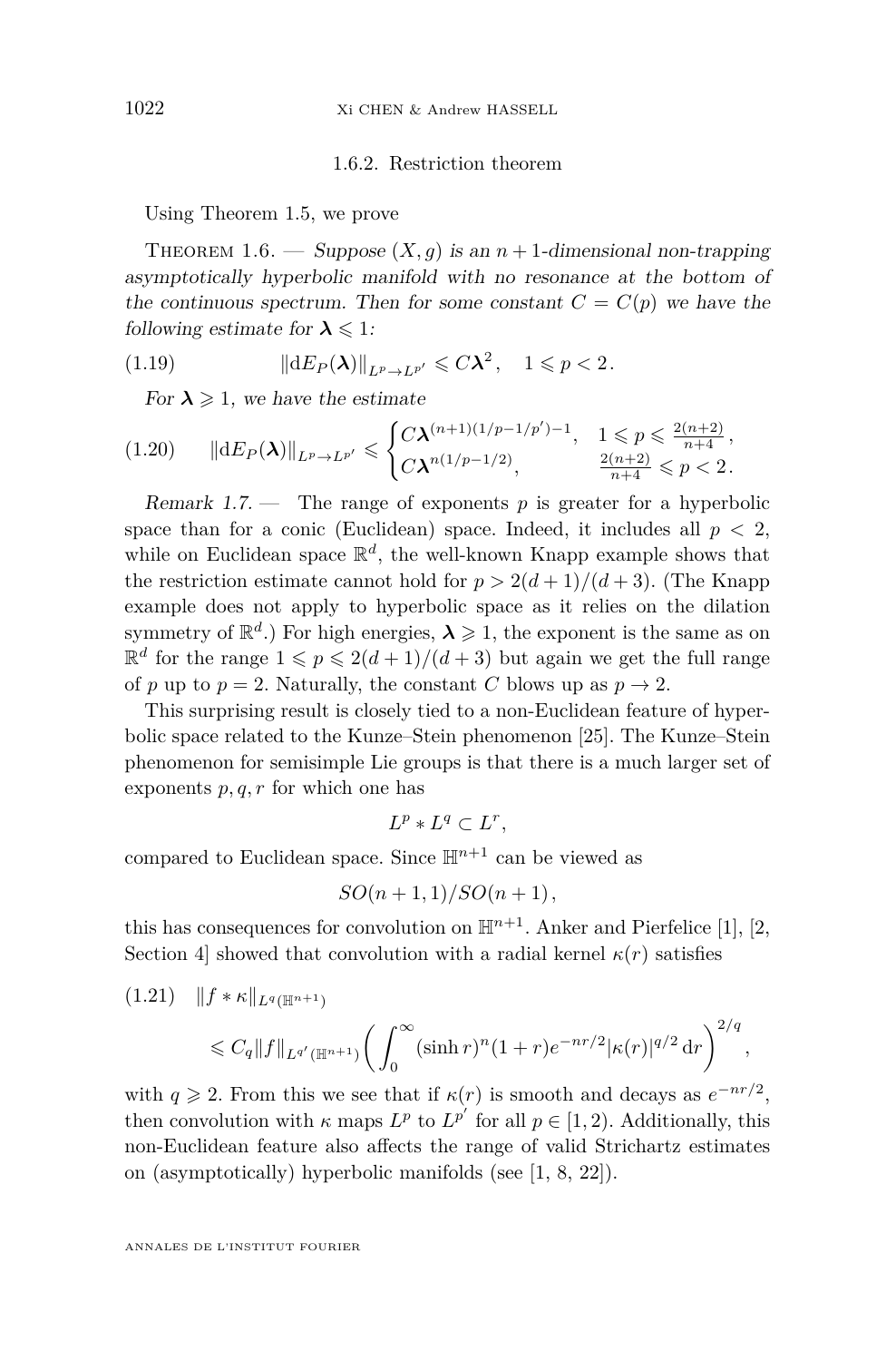### 1.6.2. Restriction theorem

Using Theorem 1.5, we prove

Theorem 1.6. — *Suppose $(X, g)$ is an $n+1$-dimensional non-trapping asymptotically hyperbolic manifold with no resonance at the bottom of the continuous spectrum. Then for some constant $C = C(p)$ we have the following estimate for $\boldsymbol{\lambda} \leqslant 1$:*

$$\|\mathrm{d}E_P(\boldsymbol{\lambda})\|_{L^p \to L^{p'}} \leqslant C\boldsymbol{\lambda}^2\,, \quad 1 \leqslant p < 2\,. \tag{1.19}$$

*For $\boldsymbol{\lambda} \geqslant 1$, we have the estimate*

$$\|\mathrm{d}E_P(\boldsymbol{\lambda})\|_{L^p \to L^{p'}} \leqslant \begin{cases} C\boldsymbol{\lambda}^{(n+1)(1/p-1/p')-1}, & 1 \leqslant p \leqslant \frac{2(n+2)}{n+4}\,, \\ C\boldsymbol{\lambda}^{n(1/p-1/2)}, & \frac{2(n+2)}{n+4} \leqslant p < 2\,. \end{cases} \tag{1.20}$$

*Remark 1.7.* — The range of exponents $p$ is greater for a hyperbolic space than for a conic (Euclidean) space. Indeed, it includes all $p < 2$, while on Euclidean space $\mathbb{R}^d$, the well-known Knapp example shows that the restriction estimate cannot hold for $p > 2(d+1)/(d+3)$. (The Knapp example does not apply to hyperbolic space as it relies on the dilation symmetry of $\mathbb{R}^d$.) For high energies, $\boldsymbol{\lambda} \geqslant 1$, the exponent is the same as on $\mathbb{R}^d$ for the range $1 \leqslant p \leqslant 2(d+1)/(d+3)$ but again we get the full range of $p$ up to $p = 2$. Naturally, the constant $C$ blows up as $p \to 2$.

This surprising result is closely tied to a non-Euclidean feature of hyperbolic space related to the Kunze–Stein phenomenon [25]. The Kunze–Stein phenomenon for semisimple Lie groups is that there is a much larger set of exponents $p, q, r$ for which one has

$$L^p * L^q \subset L^r,$$

compared to Euclidean space. Since $\mathbb{H}^{n+1}$ can be viewed as

$$SO(n+1,1)/SO(n+1)\,,$$

this has consequences for convolution on $\mathbb{H}^{n+1}$. Anker and Pierfelice [1], [2, Section 4] showed that convolution with a radial kernel $\kappa(r)$ satisfies

$$\|f * \kappa\|_{L^q(\mathbb{H}^{n+1})} \leqslant C_q \|f\|_{L^{q'}(\mathbb{H}^{n+1})} \left( \int_0^\infty (\sinh r)^n (1+r) e^{-nr/2} |\kappa(r)|^{q/2} \,\mathrm{d}r \right)^{2/q}, \tag{1.21}$$

with $q \geqslant 2$. From this we see that if $\kappa(r)$ is smooth and decays as $e^{-nr/2}$, then convolution with $\kappa$ maps $L^p$ to $L^{p'}$ for all $p \in [1,2)$. Additionally, this non-Euclidean feature also affects the range of valid Strichartz estimates on (asymptotically) hyperbolic manifolds (see [1, 8, 22]).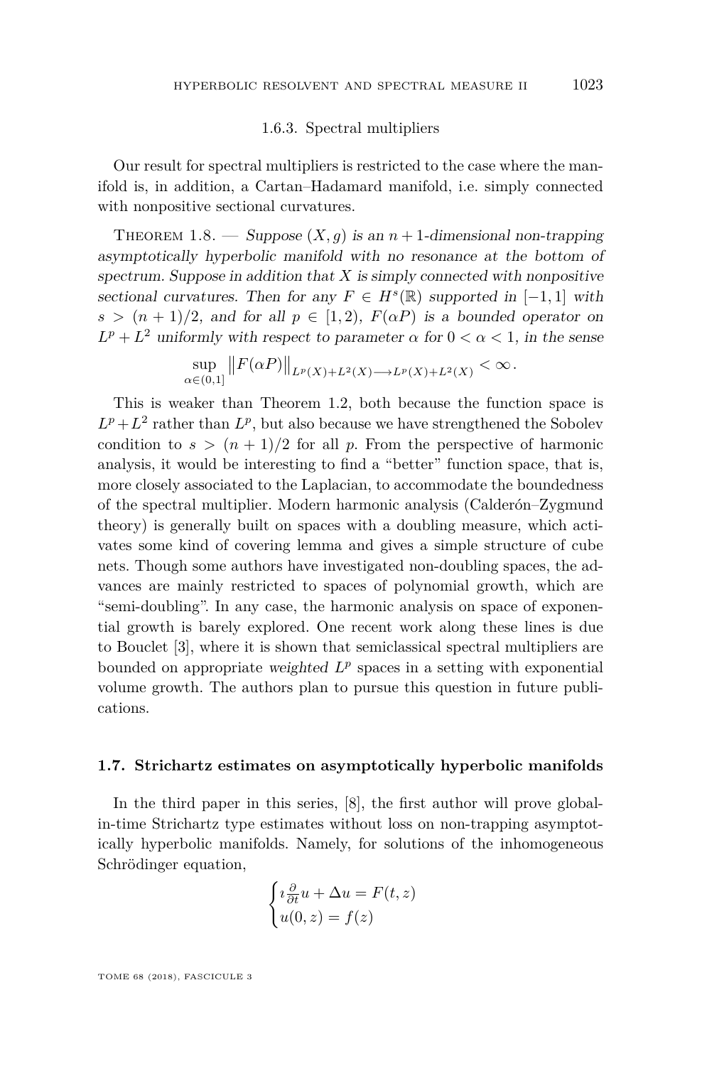#### 1.6.3. Spectral multipliers

Our result for spectral multipliers is restricted to the case where the manifold is, in addition, a Cartan–Hadamard manifold, i.e. simply connected with nonpositive sectional curvatures.

Theorem 1.8. — *Suppose $(X, g)$ is an $n+1$-dimensional non-trapping asymptotically hyperbolic manifold with no resonance at the bottom of spectrum. Suppose in addition that $X$ is simply connected with nonpositive sectional curvatures. Then for any $F \in H^s(\mathbb{R})$ supported in $[-1, 1]$ with $s > (n+1)/2$, and for all $p \in [1, 2)$, $F(\alpha P)$ is a bounded operator on $L^p + L^2$ uniformly with respect to parameter $\alpha$ for $0 < \alpha < 1$, in the sense*

$$\sup_{\alpha \in (0,1]} \left\| F(\alpha P) \right\|_{L^p(X)+L^2(X) \longrightarrow L^p(X)+L^2(X)} < \infty .$$

This is weaker than Theorem 1.2, both because the function space is $L^p + L^2$ rather than $L^p$, but also because we have strengthened the Sobolev condition to $s > (n+1)/2$ for all $p$. From the perspective of harmonic analysis, it would be interesting to find a "better" function space, that is, more closely associated to the Laplacian, to accommodate the boundedness of the spectral multiplier. Modern harmonic analysis (Calderón–Zygmund theory) is generally built on spaces with a doubling measure, which activates some kind of covering lemma and gives a simple structure of cube nets. Though some authors have investigated non-doubling spaces, the advances are mainly restricted to spaces of polynomial growth, which are "semi-doubling". In any case, the harmonic analysis on space of exponential growth is barely explored. One recent work along these lines is due to Bouclet [3], where it is shown that semiclassical spectral multipliers are bounded on appropriate *weighted* $L^p$ spaces in a setting with exponential volume growth. The authors plan to pursue this question in future publications.

### 1.7. Strichartz estimates on asymptotically hyperbolic manifolds

In the third paper in this series, [8], the first author will prove global-in-time Strichartz type estimates without loss on non-trapping asymptotically hyperbolic manifolds. Namely, for solutions of the inhomogeneous Schrödinger equation,

$$\begin{cases} \imath \frac{\partial}{\partial t} u + \Delta u = F(t, z) \\ u(0, z) = f(z) \end{cases}$$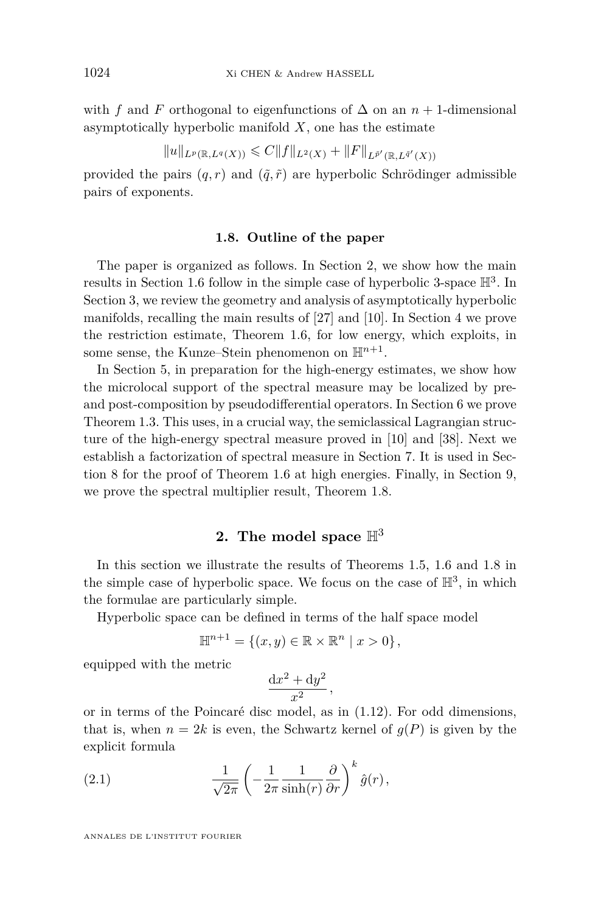with $f$ and $F$ orthogonal to eigenfunctions of $\Delta$ on an $n+1$-dimensional asymptotically hyperbolic manifold $X$, one has the estimate

$$\|u\|_{L^p(\mathbb{R}, L^q(X))} \leqslant C\|f\|_{L^2(X)} + \|F\|_{L^{\tilde{p}'}(\mathbb{R}, L^{\tilde{q}'}(X))}$$

provided the pairs $(q, r)$ and $(\tilde{q}, \tilde{r})$ are hyperbolic Schrödinger admissible pairs of exponents.

### 1.8. Outline of the paper

The paper is organized as follows. In Section 2, we show how the main results in Section 1.6 follow in the simple case of hyperbolic 3-space $\mathbb{H}^3$. In Section 3, we review the geometry and analysis of asymptotically hyperbolic manifolds, recalling the main results of [27] and [10]. In Section 4 we prove the restriction estimate, Theorem 1.6, for low energy, which exploits, in some sense, the Kunze–Stein phenomenon on $\mathbb{H}^{n+1}$.

In Section 5, in preparation for the high-energy estimates, we show how the microlocal support of the spectral measure may be localized by pre- and post-composition by pseudodifferential operators. In Section 6 we prove Theorem 1.3. This uses, in a crucial way, the semiclassical Lagrangian structure of the high-energy spectral measure proved in [10] and [38]. Next we establish a factorization of spectral measure in Section 7. It is used in Section 8 for the proof of Theorem 1.6 at high energies. Finally, in Section 9, we prove the spectral multiplier result, Theorem 1.8.

## 2. The model space $\mathbb{H}^3$

In this section we illustrate the results of Theorems 1.5, 1.6 and 1.8 in the simple case of hyperbolic space. We focus on the case of $\mathbb{H}^3$, in which the formulae are particularly simple.

Hyperbolic space can be defined in terms of the half space model

$$\mathbb{H}^{n+1} = \{(x, y) \in \mathbb{R} \times \mathbb{R}^n \mid x > 0\},$$

equipped with the metric

$$\frac{\mathrm{d}x^2 + \mathrm{d}y^2}{x^2},$$

or in terms of the Poincaré disc model, as in (1.12). For odd dimensions, that is, when $n = 2k$ is even, the Schwartz kernel of $g(P)$ is given by the explicit formula

$$\frac{1}{\sqrt{2\pi}} \left( -\frac{1}{2\pi} \frac{1}{\sinh(r)} \frac{\partial}{\partial r} \right)^k \hat{g}(r), \tag{2.1}$$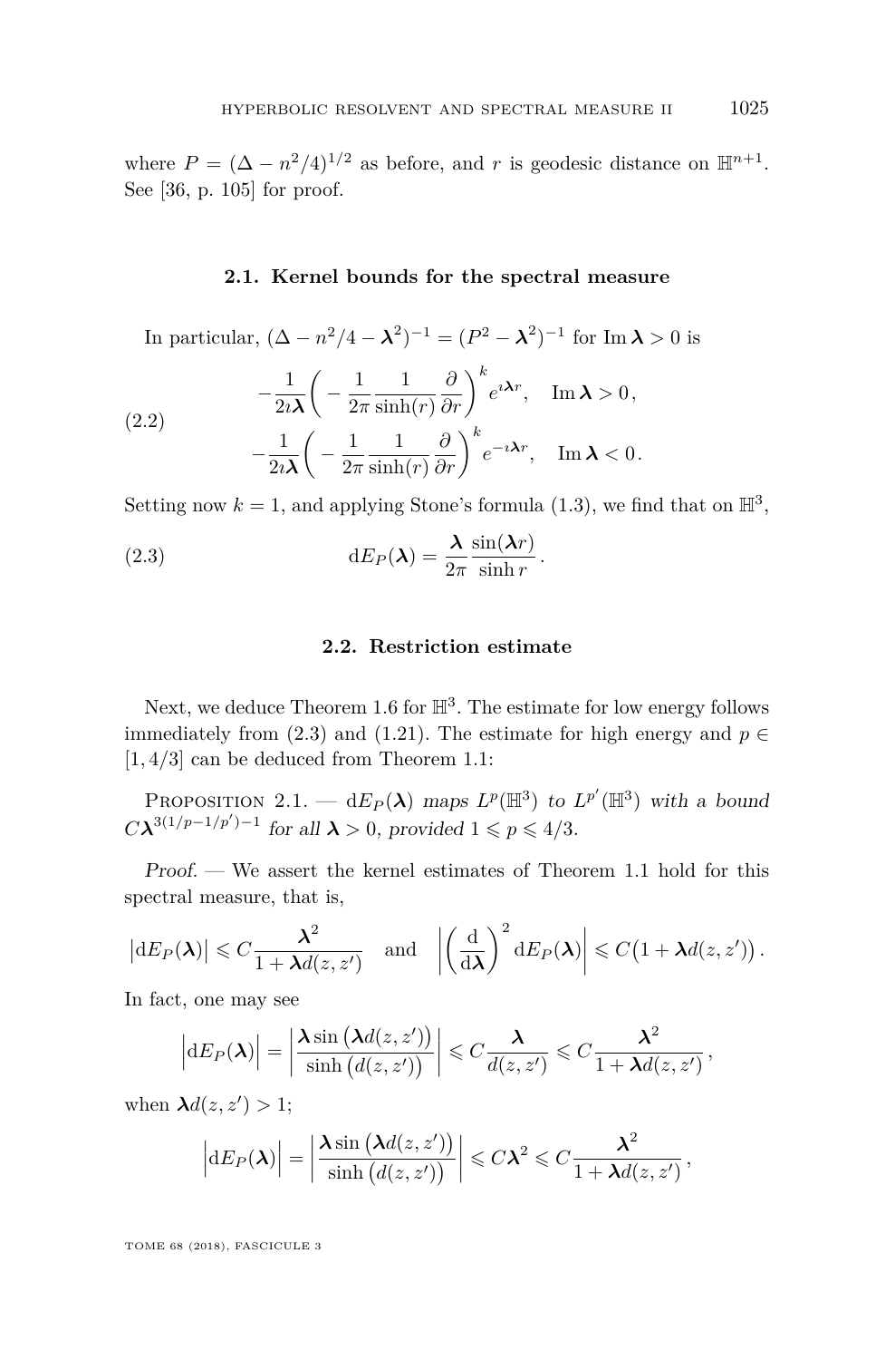where $P = (\Delta - n^2/4)^{1/2}$ as before, and $r$ is geodesic distance on $\mathbb{H}^{n+1}$. See [36, p. 105] for proof.

### 2.1. Kernel bounds for the spectral measure

In particular, $(\Delta - n^2/4 - \boldsymbol{\lambda}^2)^{-1} = (P^2 - \boldsymbol{\lambda}^2)^{-1}$ for $\operatorname{Im}\boldsymbol{\lambda} > 0$ is

$$
\begin{aligned}
&-\frac{1}{2\imath\boldsymbol{\lambda}}\left(-\frac{1}{2\pi}\frac{1}{\sinh(r)}\frac{\partial}{\partial r}\right)^k e^{\imath\boldsymbol{\lambda}r}, \quad \operatorname{Im}\boldsymbol{\lambda} > 0, \\
&-\frac{1}{2\imath\boldsymbol{\lambda}}\left(-\frac{1}{2\pi}\frac{1}{\sinh(r)}\frac{\partial}{\partial r}\right)^k e^{-\imath\boldsymbol{\lambda}r}, \quad \operatorname{Im}\boldsymbol{\lambda} < 0.
\end{aligned}
\tag{2.2}
$$

Setting now $k = 1$, and applying Stone's formula (1.3), we find that on $\mathbb{H}^3$,

$$
\mathrm{d}E_P(\boldsymbol{\lambda}) = \frac{\boldsymbol{\lambda}}{2\pi}\frac{\sin(\boldsymbol{\lambda}r)}{\sinh r}\,. \tag{2.3}
$$

### 2.2. Restriction estimate

Next, we deduce Theorem 1.6 for $\mathbb{H}^3$. The estimate for low energy follows immediately from (2.3) and (1.21). The estimate for high energy and $p \in [1, 4/3]$ can be deduced from Theorem 1.1:

Proposition 2.1. — *$\mathrm{d}E_P(\boldsymbol{\lambda})$ maps $L^p(\mathbb{H}^3)$ to $L^{p'}(\mathbb{H}^3)$ with a bound $C\boldsymbol{\lambda}^{3(1/p-1/p')-1}$ for all $\boldsymbol{\lambda} > 0$, provided $1 \leqslant p \leqslant 4/3$.*

*Proof.* — We assert the kernel estimates of Theorem 1.1 hold for this spectral measure, that is,

$$
\left|\mathrm{d}E_P(\boldsymbol{\lambda})\right| \leqslant C\frac{\boldsymbol{\lambda}^2}{1 + \boldsymbol{\lambda}d(z, z')} \quad \text{and} \quad \left|\left(\frac{\mathrm{d}}{\mathrm{d}\boldsymbol{\lambda}}\right)^2 \mathrm{d}E_P(\boldsymbol{\lambda})\right| \leqslant C\big(1 + \boldsymbol{\lambda}d(z, z')\big)\,.
$$

In fact, one may see

$$
\left|\mathrm{d}E_P(\boldsymbol{\lambda})\right| = \left|\frac{\boldsymbol{\lambda}\sin\big(\boldsymbol{\lambda}d(z, z')\big)}{\sinh\big(d(z, z')\big)}\right| \leqslant C\frac{\boldsymbol{\lambda}}{d(z, z')} \leqslant C\frac{\boldsymbol{\lambda}^2}{1 + \boldsymbol{\lambda}d(z, z')}\,,
$$

when $\boldsymbol{\lambda}d(z, z') > 1$;

$$
\left|\mathrm{d}E_P(\boldsymbol{\lambda})\right| = \left|\frac{\boldsymbol{\lambda}\sin\big(\boldsymbol{\lambda}d(z, z')\big)}{\sinh\big(d(z, z')\big)}\right| \leqslant C\boldsymbol{\lambda}^2 \leqslant C\frac{\boldsymbol{\lambda}^2}{1 + \boldsymbol{\lambda}d(z, z')}\,,
$$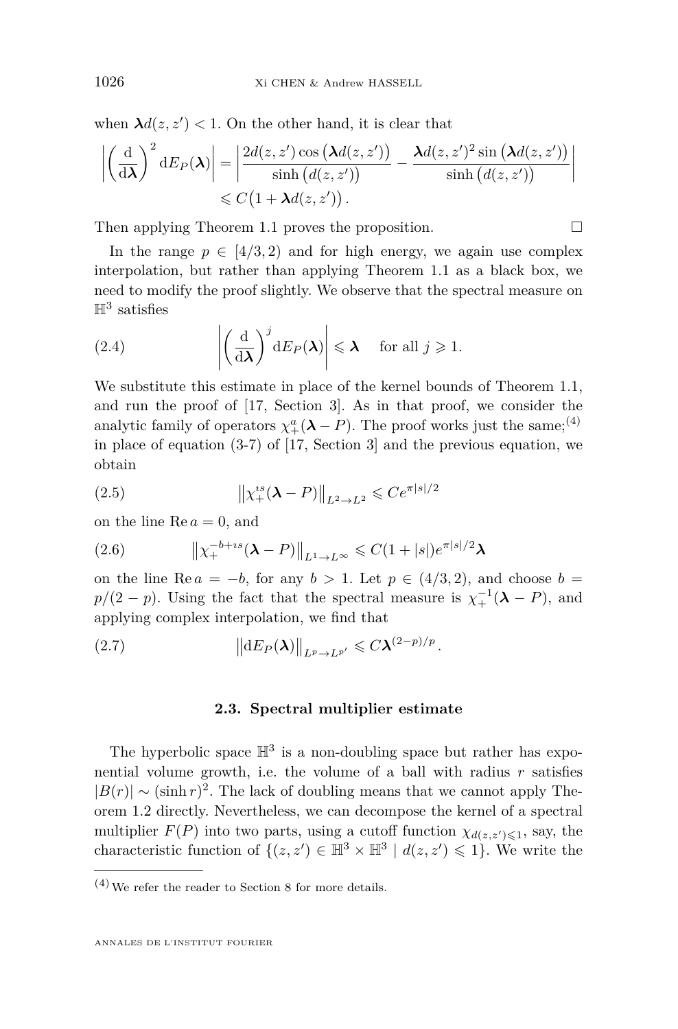when $\boldsymbol{\lambda} d(z,z') < 1$. On the other hand, it is clear that

$$\left|\left(\frac{\mathrm{d}}{\mathrm{d}\boldsymbol{\lambda}}\right)^2 \mathrm{d}E_P(\boldsymbol{\lambda})\right| = \left|\frac{2d(z,z')\cos\big(\boldsymbol{\lambda} d(z,z')\big)}{\sinh\big(d(z,z')\big)} - \frac{\boldsymbol{\lambda} d(z,z')^2 \sin\big(\boldsymbol{\lambda} d(z,z')\big)}{\sinh\big(d(z,z')\big)}\right| \leqslant C\big(1 + \boldsymbol{\lambda} d(z,z')\big).$$

Then applying Theorem 1.1 proves the proposition. □

In the range $p \in [4/3, 2)$ and for high energy, we again use complex interpolation, but rather than applying Theorem 1.1 as a black box, we need to modify the proof slightly. We observe that the spectral measure on $\mathbb{H}^3$ satisfies

$$\left|\left(\frac{\mathrm{d}}{\mathrm{d}\boldsymbol{\lambda}}\right)^j \mathrm{d}E_P(\boldsymbol{\lambda})\right| \leqslant \boldsymbol{\lambda} \quad \text{for all } j \geqslant 1. \tag{2.4}$$

We substitute this estimate in place of the kernel bounds of Theorem 1.1, and run the proof of [17, Section 3]. As in that proof, we consider the analytic family of operators $\chi_+^a(\boldsymbol{\lambda} - P)$. The proof works just the same;[(4)] in place of equation (3-7) of [17, Section 3] and the previous equation, we obtain

$$\left\|\chi_+^{\imath s}(\boldsymbol{\lambda} - P)\right\|_{L^2 \to L^2} \leqslant C e^{\pi|s|/2} \tag{2.5}$$

on the line $\operatorname{Re} a = 0$, and

$$\left\|\chi_+^{-b+\imath s}(\boldsymbol{\lambda} - P)\right\|_{L^1 \to L^\infty} \leqslant C(1+|s|)e^{\pi|s|/2}\boldsymbol{\lambda} \tag{2.6}$$

on the line $\operatorname{Re} a = -b$, for any $b > 1$. Let $p \in (4/3, 2)$, and choose $b = p/(2-p)$. Using the fact that the spectral measure is $\chi_+^{-1}(\boldsymbol{\lambda} - P)$, and applying complex interpolation, we find that

$$\left\|\mathrm{d}E_P(\boldsymbol{\lambda})\right\|_{L^p \to L^{p'}} \leqslant C\boldsymbol{\lambda}^{(2-p)/p}. \tag{2.7}$$

### 2.3. Spectral multiplier estimate

The hyperbolic space $\mathbb{H}^3$ is a non-doubling space but rather has exponential volume growth, i.e. the volume of a ball with radius $r$ satisfies $|B(r)| \sim (\sinh r)^2$. The lack of doubling means that we cannot apply Theorem 1.2 directly. Nevertheless, we can decompose the kernel of a spectral multiplier $F(P)$ into two parts, using a cutoff function $\chi_{d(z,z')\leqslant 1}$, say, the characteristic function of $\{(z,z') \in \mathbb{H}^3 \times \mathbb{H}^3 \mid d(z,z') \leqslant 1\}$. We write the

---

(4) We refer the reader to Section 8 for more details.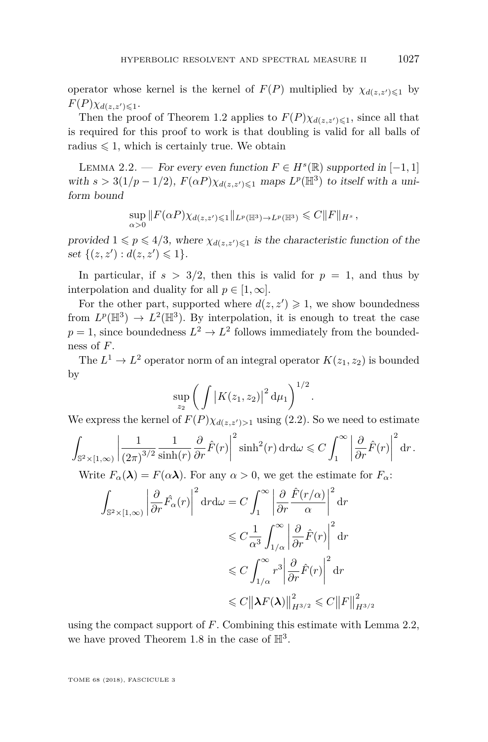operator whose kernel is the kernel of $F(P)$ multiplied by $\chi_{d(z,z')\leqslant 1}$ by $F(P)\chi_{d(z,z')\leqslant 1}$.

Then the proof of Theorem 1.2 applies to $F(P)\chi_{d(z,z')\leqslant 1}$, since all that is required for this proof to work is that doubling is valid for all balls of radius $\leqslant 1$, which is certainly true. We obtain

Lemma 2.2. — *For every even function $F \in H^s(\mathbb{R})$ supported in $[-1,1]$ with $s > 3(1/p - 1/2)$, $F(\alpha P)\chi_{d(z,z')\leqslant 1}$ maps $L^p(\mathbb{H}^3)$ to itself with a uniform bound*

$$\sup_{\alpha>0} \|F(\alpha P)\chi_{d(z,z')\leqslant 1}\|_{L^p(\mathbb{H}^3)\to L^p(\mathbb{H}^3)} \leqslant C\|F\|_{H^s},$$

*provided $1 \leqslant p \leqslant 4/3$, where $\chi_{d(z,z')\leqslant 1}$ is the characteristic function of the set $\{(z,z') : d(z,z') \leqslant 1\}$.*

In particular, if $s > 3/2$, then this is valid for $p = 1$, and thus by interpolation and duality for all $p \in [1,\infty]$.

For the other part, supported where $d(z,z') \geqslant 1$, we show boundedness from $L^p(\mathbb{H}^3) \to L^2(\mathbb{H}^3)$. By interpolation, it is enough to treat the case $p = 1$, since boundedness $L^2 \to L^2$ follows immediately from the boundedness of $F$.

The $L^1 \to L^2$ operator norm of an integral operator $K(z_1,z_2)$ is bounded by

$$\sup_{z_2}\bigg(\int \big|K(z_1,z_2)\big|^2\,\mathrm{d}\mu_1\bigg)^{1/2}.$$

We express the kernel of $F(P)\chi_{d(z,z')>1}$ using (2.2). So we need to estimate

$$\int_{\mathbb{S}^2\times[1,\infty)} \left|\frac{1}{(2\pi)^{3/2}}\frac{1}{\sinh(r)}\frac{\partial}{\partial r}\hat{F}(r)\right|^2 \sinh^2(r)\,\mathrm{d}r\mathrm{d}\omega \leqslant C\int_1^\infty \left|\frac{\partial}{\partial r}\hat{F}(r)\right|^2 \mathrm{d}r.$$

Write $F_\alpha(\boldsymbol{\lambda}) = F(\alpha\boldsymbol{\lambda})$. For any $\alpha > 0$, we get the estimate for $F_\alpha$:

$$\begin{aligned}
\int_{\mathbb{S}^2\times[1,\infty)} \left|\frac{\partial}{\partial r}\hat{F_\alpha}(r)\right|^2 \mathrm{d}r\mathrm{d}\omega &= C\int_1^\infty \left|\frac{\partial}{\partial r}\frac{\hat{F}(r/\alpha)}{\alpha}\right|^2 \mathrm{d}r \\
&\leqslant C\frac{1}{\alpha^3}\int_{1/\alpha}^\infty \left|\frac{\partial}{\partial r}\hat{F}(r)\right|^2 \mathrm{d}r \\
&\leqslant C\int_{1/\alpha}^\infty r^3\left|\frac{\partial}{\partial r}\hat{F}(r)\right|^2 \mathrm{d}r \\
&\leqslant C\big\|\boldsymbol{\lambda}F(\boldsymbol{\lambda})\big\|_{H^{3/2}}^2 \leqslant C\big\|F\big\|_{H^{3/2}}^2
\end{aligned}$$

using the compact support of $F$. Combining this estimate with Lemma 2.2, we have proved Theorem 1.8 in the case of $\mathbb{H}^3$.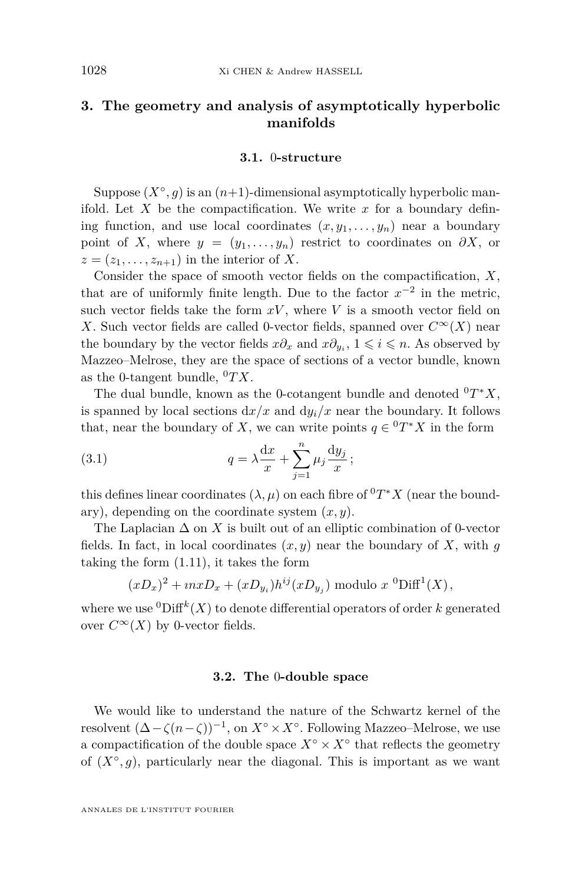## 3. The geometry and analysis of asymptotically hyperbolic manifolds

### 3.1. 0-structure

Suppose $(X^\circ, g)$ is an $(n+1)$-dimensional asymptotically hyperbolic manifold. Let $X$ be the compactification. We write $x$ for a boundary defining function, and use local coordinates $(x, y_1, \dots, y_n)$ near a boundary point of $X$, where $y = (y_1, \dots, y_n)$ restrict to coordinates on $\partial X$, or $z = (z_1, \dots, z_{n+1})$ in the interior of $X$.

Consider the space of smooth vector fields on the compactification, $X$, that are of uniformly finite length. Due to the factor $x^{-2}$ in the metric, such vector fields take the form $xV$, where $V$ is a smooth vector field on $X$. Such vector fields are called 0-vector fields, spanned over $C^\infty(X)$ near the boundary by the vector fields $x\partial_x$ and $x\partial_{y_i}$, $1 \leqslant i \leqslant n$. As observed by Mazzeo–Melrose, they are the space of sections of a vector bundle, known as the 0-tangent bundle, ${}^0TX$.

The dual bundle, known as the 0-cotangent bundle and denoted ${}^0T^*X$, is spanned by local sections $\mathrm{d}x/x$ and $\mathrm{d}y_i/x$ near the boundary. It follows that, near the boundary of $X$, we can write points $q \in {}^0T^*X$ in the form

$$q = \lambda \frac{\mathrm{d}x}{x} + \sum_{j=1}^{n} \mu_j \frac{\mathrm{d}y_j}{x}\,; \tag{3.1}$$

this defines linear coordinates $(\lambda, \mu)$ on each fibre of ${}^0T^*X$ (near the boundary), depending on the coordinate system $(x, y)$.

The Laplacian $\Delta$ on $X$ is built out of an elliptic combination of 0-vector fields. In fact, in local coordinates $(x, y)$ near the boundary of $X$, with $g$ taking the form (1.11), it takes the form

$$(xD_x)^2 + \imath n x D_x + (xD_{y_i})h^{ij}(xD_{y_j}) \text{ modulo } x\,{}^0\mathrm{Diff}^1(X),$$

where we use ${}^0\mathrm{Diff}^k(X)$ to denote differential operators of order $k$ generated over $C^\infty(X)$ by 0-vector fields.

### 3.2. The 0-double space

We would like to understand the nature of the Schwartz kernel of the resolvent $(\Delta - \zeta(n-\zeta))^{-1}$, on $X^\circ \times X^\circ$. Following Mazzeo–Melrose, we use a compactification of the double space $X^\circ \times X^\circ$ that reflects the geometry of $(X^\circ, g)$, particularly near the diagonal. This is important as we want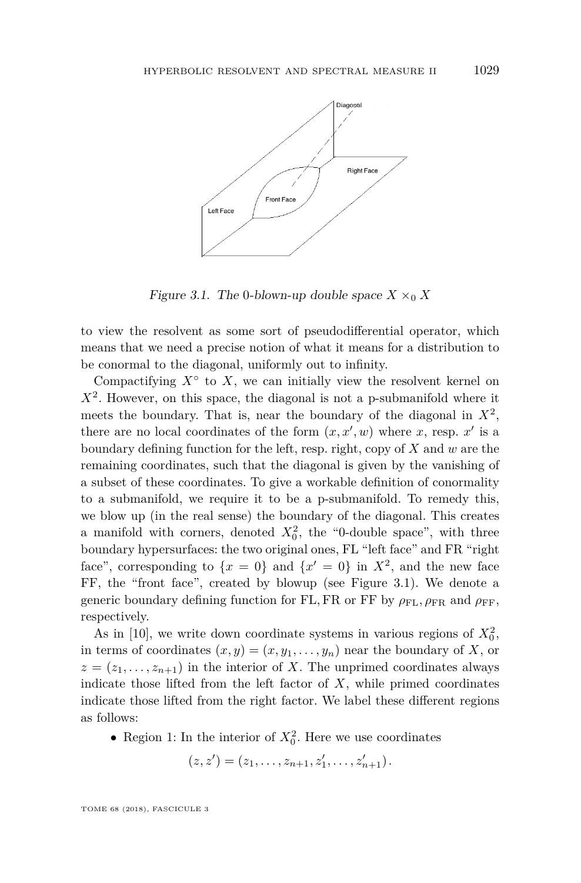Figure 3.1. The 0-blown-up double space $X \times_0 X$

to view the resolvent as some sort of pseudodifferential operator, which means that we need a precise notion of what it means for a distribution to be conormal to the diagonal, uniformly out to infinity.

Compactifying $X^\circ$ to $X$, we can initially view the resolvent kernel on $X^2$. However, on this space, the diagonal is not a p-submanifold where it meets the boundary. That is, near the boundary of the diagonal in $X^2$, there are no local coordinates of the form $(x, x', w)$ where $x$, resp. $x'$ is a boundary defining function for the left, resp. right, copy of $X$ and $w$ are the remaining coordinates, such that the diagonal is given by the vanishing of a subset of these coordinates. To give a workable definition of conormality to a submanifold, we require it to be a p-submanifold. To remedy this, we blow up (in the real sense) the boundary of the diagonal. This creates a manifold with corners, denoted $X_0^2$, the "0-double space", with three boundary hypersurfaces: the two original ones, FL "left face" and FR "right face", corresponding to $\{x = 0\}$ and $\{x' = 0\}$ in $X^2$, and the new face FF, the "front face", created by blowup (see Figure 3.1). We denote a generic boundary defining function for FL, FR or FF by $\rho_{\mathrm{FL}}, \rho_{\mathrm{FR}}$ and $\rho_{\mathrm{FF}}$, respectively.

As in [10], we write down coordinate systems in various regions of $X_0^2$, in terms of coordinates $(x, y) = (x, y_1, \ldots, y_n)$ near the boundary of $X$, or $z = (z_1, \ldots, z_{n+1})$ in the interior of $X$. The unprimed coordinates always indicate those lifted from the left factor of $X$, while primed coordinates indicate those lifted from the right factor. We label these different regions as follows:

- Region 1: In the interior of $X_0^2$. Here we use coordinates

$$(z, z') = (z_1, \ldots, z_{n+1}, z'_1, \ldots, z'_{n+1}).$$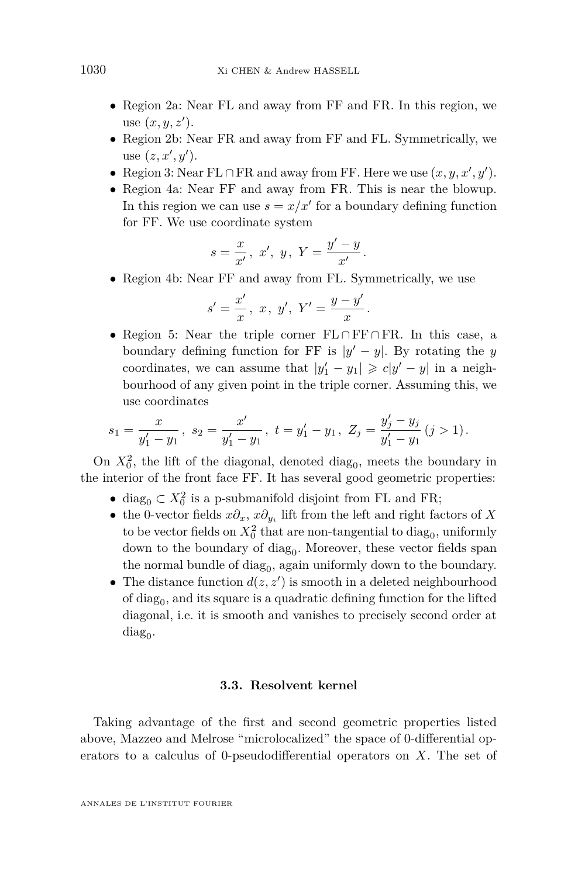- Region 2a: Near FL and away from FF and FR. In this region, we use $(x, y, z')$.
- Region 2b: Near FR and away from FF and FL. Symmetrically, we use $(z, x', y')$.
- Region 3: Near FL $\cap$ FR and away from FF. Here we use $(x, y, x', y')$.
- Region 4a: Near FF and away from FR. This is near the blowup. In this region we can use $s = x/x'$ for a boundary defining function for FF. We use coordinate system

$$s = \frac{x}{x'}\,,\ x',\ y\,,\ Y = \frac{y' - y}{x'}\,.$$

- Region 4b: Near FF and away from FL. Symmetrically, we use

$$s' = \frac{x'}{x}\,,\ x\,,\ y',\ Y' = \frac{y - y'}{x}\,.$$

- Region 5: Near the triple corner FL $\cap$ FF $\cap$ FR. In this case, a boundary defining function for FF is $|y' - y|$. By rotating the $y$ coordinates, we can assume that $|y_1' - y_1| \geqslant c|y' - y|$ in a neighbourhood of any given point in the triple corner. Assuming this, we use coordinates

$$s_1 = \frac{x}{y_1' - y_1}\,,\ s_2 = \frac{x'}{y_1' - y_1}\,,\ t = y_1' - y_1\,,\ Z_j = \frac{y_j' - y_j}{y_1' - y_1}\,(j > 1)\,.$$

On $X_0^2$, the lift of the diagonal, denoted $\mathrm{diag}_0$, meets the boundary in the interior of the front face FF. It has several good geometric properties:

- $\mathrm{diag}_0 \subset X_0^2$ is a p-submanifold disjoint from FL and FR;
- the 0-vector fields $x\partial_x$, $x\partial_{y_i}$ lift from the left and right factors of $X$ to be vector fields on $X_0^2$ that are non-tangential to $\mathrm{diag}_0$, uniformly down to the boundary of $\mathrm{diag}_0$. Moreover, these vector fields span the normal bundle of $\mathrm{diag}_0$, again uniformly down to the boundary.
- The distance function $d(z, z')$ is smooth in a deleted neighbourhood of $\mathrm{diag}_0$, and its square is a quadratic defining function for the lifted diagonal, i.e. it is smooth and vanishes to precisely second order at $\mathrm{diag}_0$.

### 3.3. Resolvent kernel

Taking advantage of the first and second geometric properties listed above, Mazzeo and Melrose "microlocalized" the space of 0-differential operators to a calculus of 0-pseudodifferential operators on $X$. The set of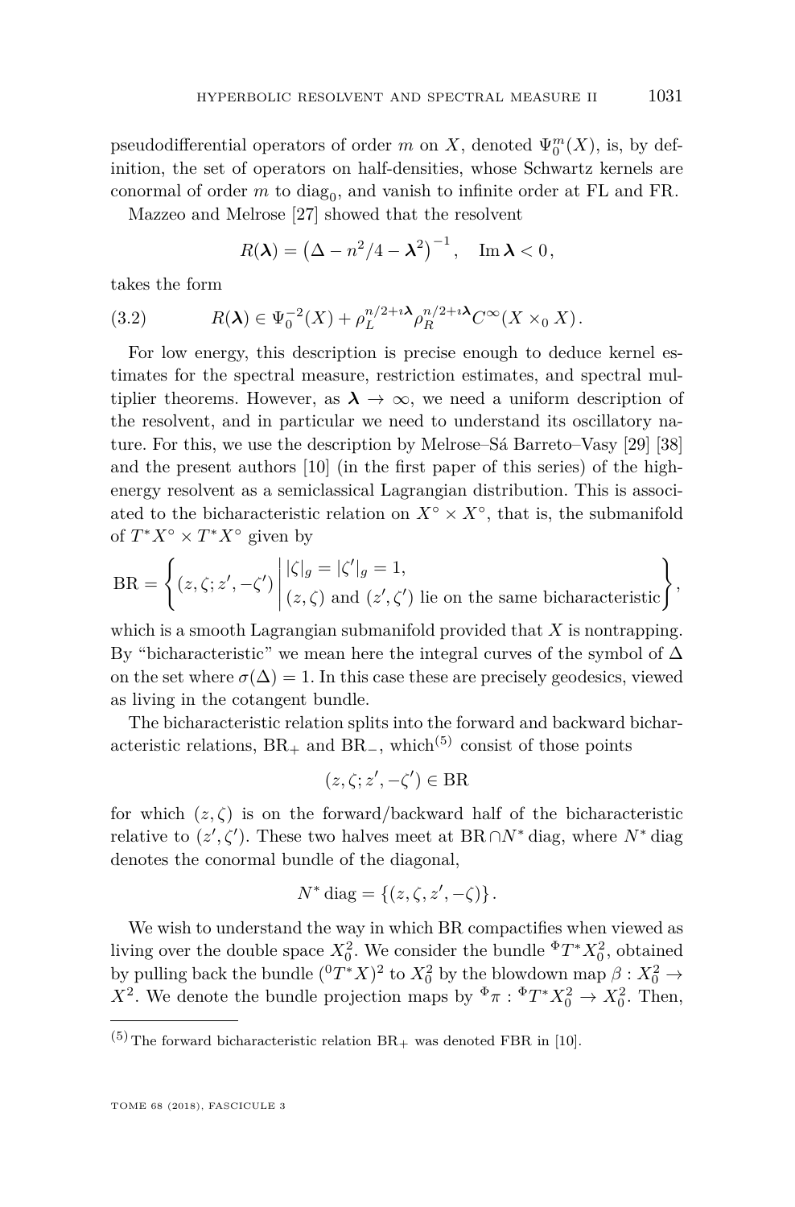pseudodifferential operators of order $m$ on $X$, denoted $\Psi_0^m(X)$, is, by definition, the set of operators on half-densities, whose Schwartz kernels are conormal of order $m$ to $\mathrm{diag}_0$, and vanish to infinite order at FL and FR.

Mazzeo and Melrose [27] showed that the resolvent

$$R(\boldsymbol{\lambda}) = \left(\Delta - n^2/4 - \boldsymbol{\lambda}^2\right)^{-1}, \quad \operatorname{Im} \boldsymbol{\lambda} < 0,$$

takes the form

$$R(\boldsymbol{\lambda}) \in \Psi_0^{-2}(X) + \rho_L^{n/2+\imath\boldsymbol{\lambda}} \rho_R^{n/2+\imath\boldsymbol{\lambda}} C^\infty(X \times_0 X). \tag{3.2}$$

For low energy, this description is precise enough to deduce kernel estimates for the spectral measure, restriction estimates, and spectral multiplier theorems. However, as $\boldsymbol{\lambda} \to \infty$, we need a uniform description of the resolvent, and in particular we need to understand its oscillatory nature. For this, we use the description by Melrose–Sá Barreto–Vasy [29] [38] and the present authors [10] (in the first paper of this series) of the high-energy resolvent as a semiclassical Lagrangian distribution. This is associated to the bicharacteristic relation on $X^\circ \times X^\circ$, that is, the submanifold of $T^*X^\circ \times T^*X^\circ$ given by

$$\mathrm{BR} = \left\{ (z, \zeta; z', -\zeta') \,\middle|\, \begin{array}{l} |\zeta|_g = |\zeta'|_g = 1, \\ (z,\zeta) \text{ and } (z',\zeta') \text{ lie on the same bicharacteristic} \end{array} \right\},$$

which is a smooth Lagrangian submanifold provided that $X$ is nontrapping. By "bicharacteristic" we mean here the integral curves of the symbol of $\Delta$ on the set where $\sigma(\Delta) = 1$. In this case these are precisely geodesics, viewed as living in the cotangent bundle.

The bicharacteristic relation splits into the forward and backward bicharacteristic relations, $\mathrm{BR}_+$ and $\mathrm{BR}_-$, which[5] consist of those points

$$(z, \zeta; z', -\zeta') \in \mathrm{BR}$$

for which $(z, \zeta)$ is on the forward/backward half of the bicharacteristic relative to $(z', \zeta')$. These two halves meet at $\mathrm{BR} \cap N^* \operatorname{diag}$, where $N^* \operatorname{diag}$ denotes the conormal bundle of the diagonal,

$$N^* \operatorname{diag} = \{(z, \zeta, z', -\zeta)\}.$$

We wish to understand the way in which BR compactifies when viewed as living over the double space $X_0^2$. We consider the bundle ${}^\Phi T^* X_0^2$, obtained by pulling back the bundle $({}^0T^*X)^2$ to $X_0^2$ by the blowdown map $\beta : X_0^2 \to X^2$. We denote the bundle projection maps by ${}^\Phi\pi : {}^\Phi T^* X_0^2 \to X_0^2$. Then,

[5] The forward bicharacteristic relation $\mathrm{BR}_+$ was denoted FBR in [10].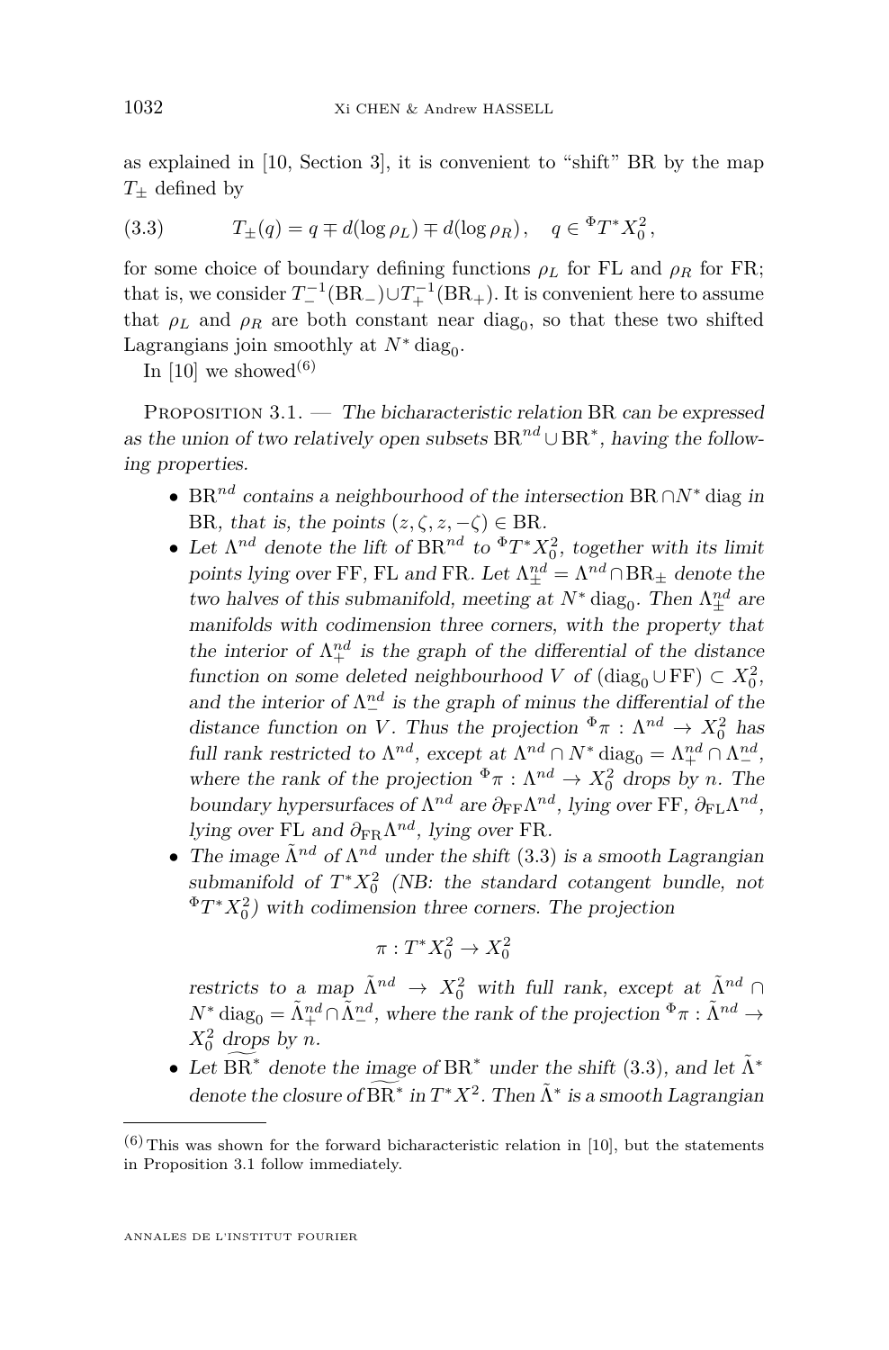as explained in [10, Section 3], it is convenient to "shift" BR by the map $T_\pm$ defined by

$$T_\pm(q) = q \mp d(\log \rho_L) \mp d(\log \rho_R), \quad q \in {}^\Phi T^* X_0^2, \tag{3.3}$$

for some choice of boundary defining functions $\rho_L$ for FL and $\rho_R$ for FR; that is, we consider $T_-^{-1}(\mathrm{BR}_-) \cup T_+^{-1}(\mathrm{BR}_+)$. It is convenient here to assume that $\rho_L$ and $\rho_R$ are both constant near $\mathrm{diag}_0$, so that these two shifted Lagrangians join smoothly at $N^* \mathrm{diag}_0$.

In [10] we showed[(6)]

Proposition 3.1. — *The bicharacteristic relation* BR *can be expressed as the union of two relatively open subsets* $\mathrm{BR}^{nd} \cup \mathrm{BR}^*$*, having the following properties.*

- $\mathrm{BR}^{nd}$ *contains a neighbourhood of the intersection* $\mathrm{BR} \cap N^* \mathrm{diag}$ *in* BR*, that is, the points* $(z, \zeta, z, -\zeta) \in \mathrm{BR}$*.*
- *Let* $\Lambda^{nd}$ *denote the lift of* $\mathrm{BR}^{nd}$ *to* ${}^\Phi T^* X_0^2$*, together with its limit points lying over* FF*,* FL *and* FR*. Let* $\Lambda^{nd}_\pm = \Lambda^{nd} \cap \mathrm{BR}_\pm$ *denote the two halves of this submanifold, meeting at* $N^* \mathrm{diag}_0$*. Then* $\Lambda^{nd}_\pm$ *are manifolds with codimension three corners, with the property that the interior of* $\Lambda^{nd}_+$ *is the graph of the differential of the distance function on some deleted neighbourhood* $V$ *of* $(\mathrm{diag}_0 \cup \mathrm{FF}) \subset X_0^2$*, and the interior of* $\Lambda^{nd}_-$ *is the graph of minus the differential of the distance function on* $V$*. Thus the projection* ${}^\Phi\pi : \Lambda^{nd} \to X_0^2$ *has full rank restricted to* $\Lambda^{nd}$*, except at* $\Lambda^{nd} \cap N^* \mathrm{diag}_0 = \Lambda^{nd}_+ \cap \Lambda^{nd}_-$*, where the rank of the projection* ${}^\Phi\pi : \Lambda^{nd} \to X_0^2$ *drops by* $n$*. The boundary hypersurfaces of* $\Lambda^{nd}$ *are* $\partial_{\mathrm{FF}} \Lambda^{nd}$*, lying over* FF*,* $\partial_{\mathrm{FL}} \Lambda^{nd}$*, lying over* FL *and* $\partial_{\mathrm{FR}} \Lambda^{nd}$*, lying over* FR*.*
- *The image* $\tilde\Lambda^{nd}$ *of* $\Lambda^{nd}$ *under the shift* (3.3) *is a smooth Lagrangian submanifold of* $T^* X_0^2$ *(NB: the standard cotangent bundle, not* ${}^\Phi T^* X_0^2$*) with codimension three corners. The projection*

$$\pi : T^* X_0^2 \to X_0^2$$

*restricts to a map* $\tilde\Lambda^{nd} \to X_0^2$ *with full rank, except at* $\tilde\Lambda^{nd} \cap N^* \mathrm{diag}_0 = \tilde\Lambda^{nd}_+ \cap \tilde\Lambda^{nd}_-$*, where the rank of the projection* ${}^\Phi\pi : \tilde\Lambda^{nd} \to X_0^2$ *drops by* $n$*.*
- *Let* $\widetilde{\mathrm{BR}}^*$ *denote the image of* $\mathrm{BR}^*$ *under the shift* (3.3)*, and let* $\tilde\Lambda^*$ *denote the closure of* $\widetilde{\mathrm{BR}}^*$ *in* $T^* X^2$*. Then* $\tilde\Lambda^*$ *is a smooth Lagrangian*

---

(6) This was shown for the forward bicharacteristic relation in [10], but the statements in Proposition 3.1 follow immediately.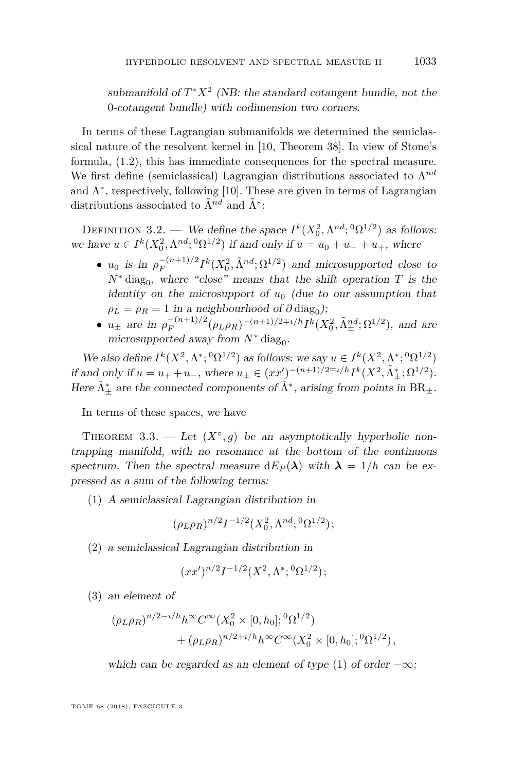*submanifold of $T^*X^2$ (NB: the standard cotangent bundle, not the 0-cotangent bundle) with codimension two corners.*

In terms of these Lagrangian submanifolds we determined the semiclassical nature of the resolvent kernel in [10, Theorem 38]. In view of Stone's formula, (1.2), this has immediate consequences for the spectral measure. We first define (semiclassical) Lagrangian distributions associated to $\Lambda^{nd}$ and $\Lambda^*$, respectively, following [10]. These are given in terms of Lagrangian distributions associated to $\tilde{\Lambda}^{nd}$ and $\tilde{\Lambda}^*$:

Definition 3.2. — *We define the space $I^k(X_0^2, \Lambda^{nd}; {}^0\Omega^{1/2})$ as follows: we have $u \in I^k(X_0^2, \Lambda^{nd}; {}^0\Omega^{1/2})$ if and only if $u = u_0 + u_- + u_+$, where*

- *$u_0$ is in $\rho_F^{-(n+1)/2} I^k(X_0^2, \tilde{\Lambda}^{nd}; \Omega^{1/2})$ and microsupported close to $N^* \operatorname{diag}_0$, where "close" means that the shift operation $T$ is the identity on the microsupport of $u_0$ (due to our assumption that $\rho_L = \rho_R = 1$ in a neighbourhood of $\partial \operatorname{diag}_0$);*
- *$u_\pm$ are in $\rho_F^{-(n+1)/2} (\rho_L \rho_R)^{-(n+1)/2 \mp \imath/h} I^k(X_0^2, \tilde{\Lambda}^{nd}_\pm; \Omega^{1/2})$, and are microsupported away from $N^* \operatorname{diag}_0$.*

*We also define $I^k(X^2, \Lambda^*; {}^0\Omega^{1/2})$ as follows: we say $u \in I^k(X^2, \Lambda^*; {}^0\Omega^{1/2})$ if and only if $u = u_+ + u_-$, where $u_\pm \in (xx')^{-(n+1)/2 \mp \imath/h} I^k(X^2, \tilde{\Lambda}^*_\pm; \Omega^{1/2})$. Here $\tilde{\Lambda}^*_\pm$ are the connected components of $\tilde{\Lambda}^*$, arising from points in $\mathrm{BR}_\pm$.*

In terms of these spaces, we have

Theorem 3.3. — *Let $(X^\circ, g)$ be an asymptotically hyperbolic nontrapping manifold, with no resonance at the bottom of the continuous spectrum. Then the spectral measure $\mathrm{d}E_P(\boldsymbol{\lambda})$ with $\boldsymbol{\lambda} = 1/h$ can be expressed as a sum of the following terms:*

(1) *A semiclassical Lagrangian distribution in*

$$(\rho_L \rho_R)^{n/2} I^{-1/2}(X_0^2, \Lambda^{nd}; {}^0\Omega^{1/2});$$

(2) *a semiclassical Lagrangian distribution in*

$$(xx')^{n/2} I^{-1/2}(X^2, \Lambda^*; {}^0\Omega^{1/2});$$

(3) *an element of*

$$\begin{aligned}(\rho_L \rho_R)^{n/2 - \imath/h} h^\infty C^\infty(X_0^2 \times [0, h_0]; {}^0\Omega^{1/2}) \\ + (\rho_L \rho_R)^{n/2 + \imath/h} h^\infty C^\infty(X_0^2 \times [0, h_0]; {}^0\Omega^{1/2}),\end{aligned}$$

*which can be regarded as an element of type (1) of order $-\infty$;*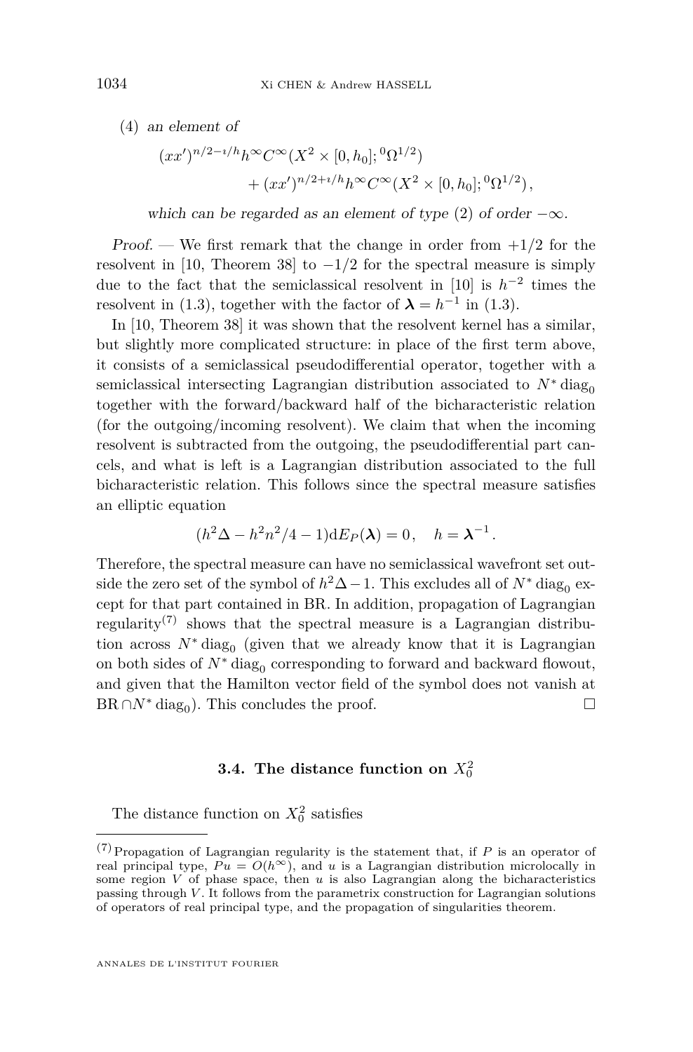(4) *an element of*

$$(xx')^{n/2-\imath/h} h^\infty C^\infty(X^2 \times [0,h_0]; {}^0\Omega^{1/2}) + (xx')^{n/2+\imath/h} h^\infty C^\infty(X^2 \times [0,h_0]; {}^0\Omega^{1/2}),$$

*which can be regarded as an element of type* (2) *of order* $-\infty$.

*Proof.* — We first remark that the change in order from $+1/2$ for the resolvent in [10, Theorem 38] to $-1/2$ for the spectral measure is simply due to the fact that the semiclassical resolvent in [10] is $h^{-2}$ times the resolvent in (1.3), together with the factor of $\boldsymbol{\lambda} = h^{-1}$ in (1.3).

In [10, Theorem 38] it was shown that the resolvent kernel has a similar, but slightly more complicated structure: in place of the first term above, it consists of a semiclassical pseudodifferential operator, together with a semiclassical intersecting Lagrangian distribution associated to $N^* \operatorname{diag}_0$ together with the forward/backward half of the bicharacteristic relation (for the outgoing/incoming resolvent). We claim that when the incoming resolvent is subtracted from the outgoing, the pseudodifferential part cancels, and what is left is a Lagrangian distribution associated to the full bicharacteristic relation. This follows since the spectral measure satisfies an elliptic equation

$$(h^2\Delta - h^2 n^2/4 - 1)\mathrm{d}E_P(\boldsymbol{\lambda}) = 0, \quad h = \boldsymbol{\lambda}^{-1}.$$

Therefore, the spectral measure can have no semiclassical wavefront set outside the zero set of the symbol of $h^2\Delta - 1$. This excludes all of $N^* \operatorname{diag}_0$ except for that part contained in BR. In addition, propagation of Lagrangian regularity[7] shows that the spectral measure is a Lagrangian distribution across $N^* \operatorname{diag}_0$ (given that we already know that it is Lagrangian on both sides of $N^* \operatorname{diag}_0$ corresponding to forward and backward flowout, and given that the Hamilton vector field of the symbol does not vanish at $\mathrm{BR} \cap N^* \operatorname{diag}_0$). This concludes the proof. □

### 3.4. The distance function on $X_0^2$

The distance function on $X_0^2$ satisfies

---

[7] Propagation of Lagrangian regularity is the statement that, if $P$ is an operator of real principal type, $Pu = O(h^\infty)$, and $u$ is a Lagrangian distribution microlocally in some region $V$ of phase space, then $u$ is also Lagrangian along the bicharacteristics passing through $V$. It follows from the parametrix construction for Lagrangian solutions of operators of real principal type, and the propagation of singularities theorem.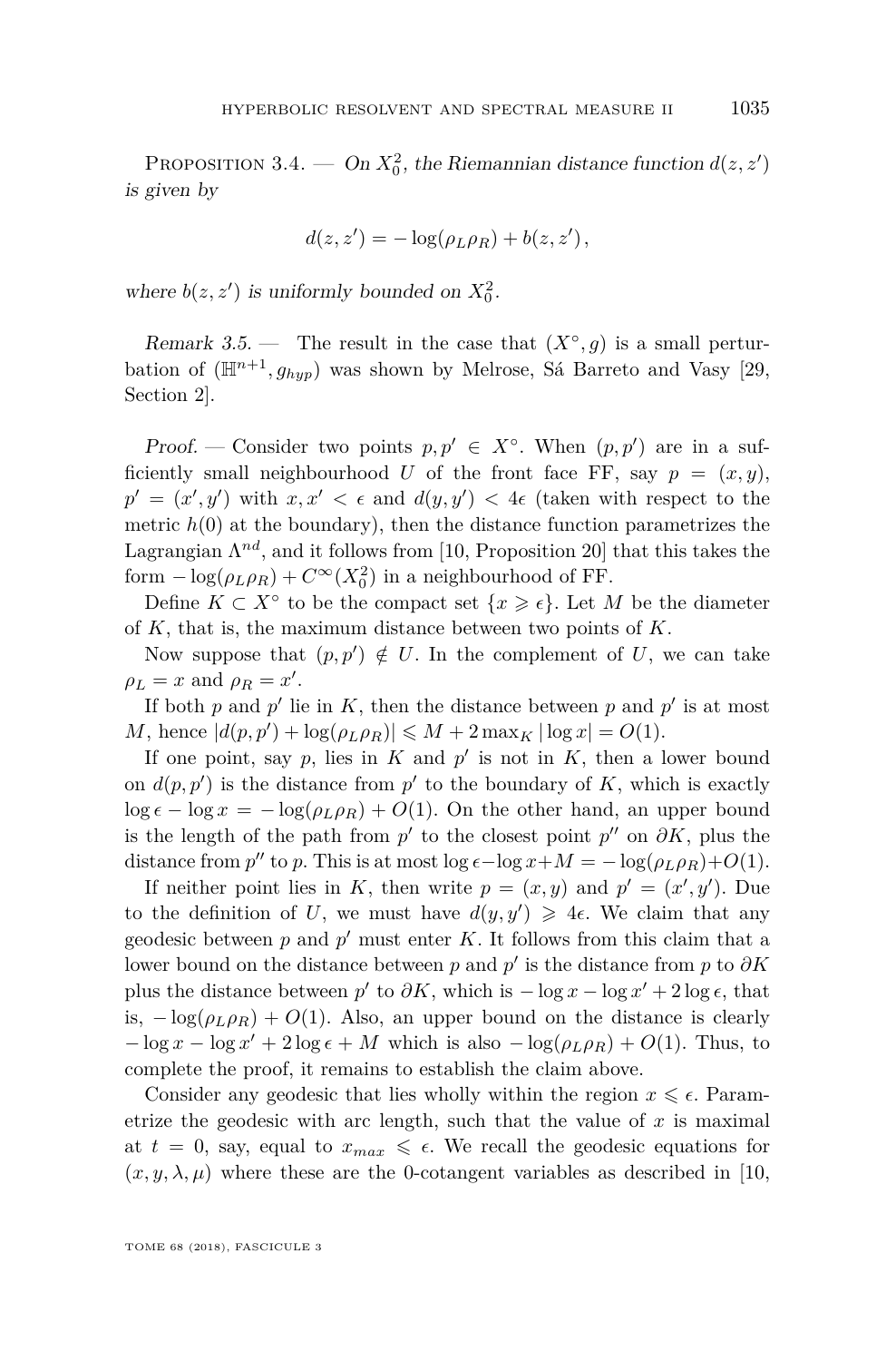*Proposition 3.4.* — *On $X_0^2$, the Riemannian distance function $d(z,z')$ is given by*

$$d(z,z') = -\log(\rho_L \rho_R) + b(z,z'),$$

*where $b(z,z')$ is uniformly bounded on $X_0^2$.*

*Remark 3.5.* — The result in the case that $(X^\circ, g)$ is a small perturbation of $(\mathbb{H}^{n+1}, g_{hyp})$ was shown by Melrose, Sá Barreto and Vasy [29, Section 2].

*Proof.* — Consider two points $p, p' \in X^\circ$. When $(p,p')$ are in a sufficiently small neighbourhood $U$ of the front face FF, say $p = (x,y)$, $p' = (x', y')$ with $x, x' < \epsilon$ and $d(y,y') < 4\epsilon$ (taken with respect to the metric $h(0)$ at the boundary), then the distance function parametrizes the Lagrangian $\Lambda^{nd}$, and it follows from [10, Proposition 20] that this takes the form $-\log(\rho_L\rho_R) + C^\infty(X_0^2)$ in a neighbourhood of FF.

Define $K \subset X^\circ$ to be the compact set $\{x \geqslant \epsilon\}$. Let $M$ be the diameter of $K$, that is, the maximum distance between two points of $K$.

Now suppose that $(p,p') \notin U$. In the complement of $U$, we can take $\rho_L = x$ and $\rho_R = x'$.

If both $p$ and $p'$ lie in $K$, then the distance between $p$ and $p'$ is at most $M$, hence $|d(p,p') + \log(\rho_L\rho_R)| \leqslant M + 2\max_K |\log x| = O(1)$.

If one point, say $p$, lies in $K$ and $p'$ is not in $K$, then a lower bound on $d(p,p')$ is the distance from $p'$ to the boundary of $K$, which is exactly $\log\epsilon - \log x = -\log(\rho_L\rho_R) + O(1)$. On the other hand, an upper bound is the length of the path from $p'$ to the closest point $p''$ on $\partial K$, plus the distance from $p''$ to $p$. This is at most $\log\epsilon - \log x + M = -\log(\rho_L\rho_R) + O(1)$.

If neither point lies in $K$, then write $p = (x,y)$ and $p' = (x',y')$. Due to the definition of $U$, we must have $d(y,y') \geqslant 4\epsilon$. We claim that any geodesic between $p$ and $p'$ must enter $K$. It follows from this claim that a lower bound on the distance between $p$ and $p'$ is the distance from $p$ to $\partial K$ plus the distance between $p'$ to $\partial K$, which is $-\log x - \log x' + 2\log\epsilon$, that is, $-\log(\rho_L\rho_R) + O(1)$. Also, an upper bound on the distance is clearly $-\log x - \log x' + 2\log\epsilon + M$ which is also $-\log(\rho_L\rho_R) + O(1)$. Thus, to complete the proof, it remains to establish the claim above.

Consider any geodesic that lies wholly within the region $x \leqslant \epsilon$. Parametrize the geodesic with arc length, such that the value of $x$ is maximal at $t = 0$, say, equal to $x_{max} \leqslant \epsilon$. We recall the geodesic equations for $(x, y, \lambda, \mu)$ where these are the 0-cotangent variables as described in [10,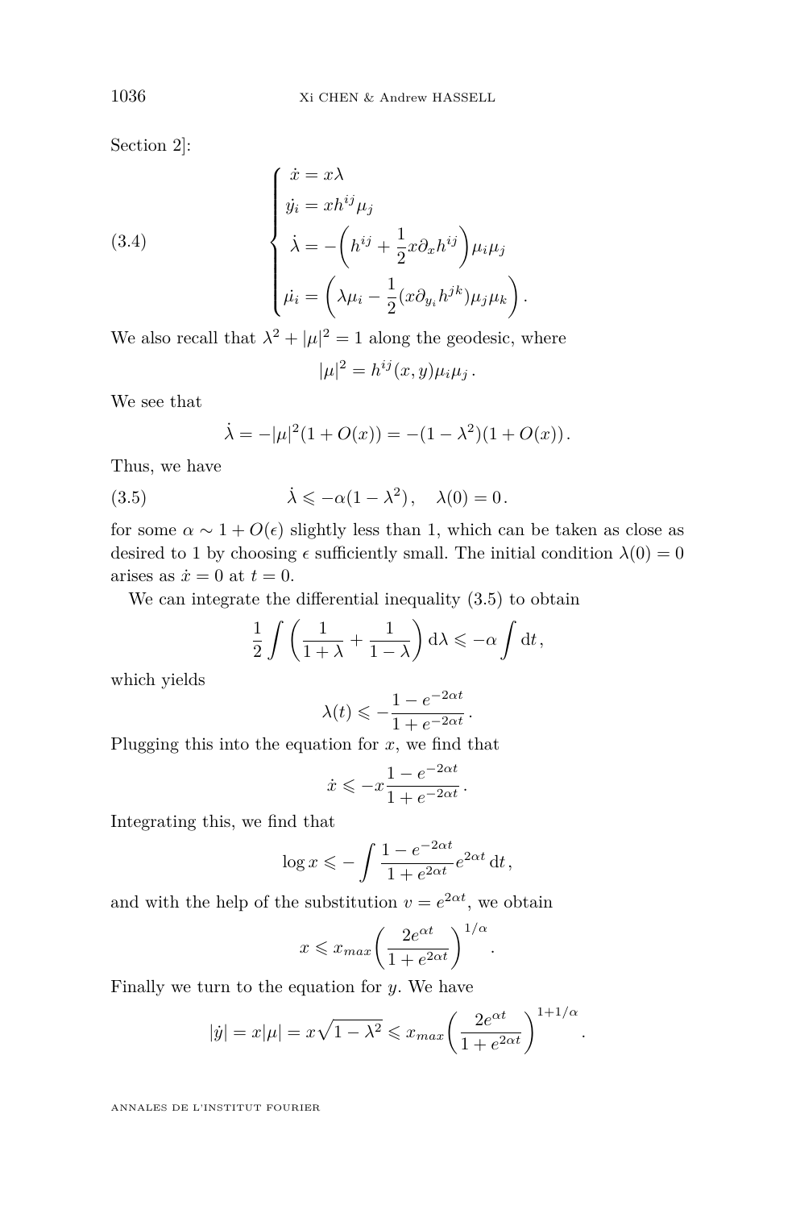Section 2]:

$$
(3.4) \qquad \begin{cases} \dot{x} = x\lambda \\ \dot{y_i} = xh^{ij}\mu_j \\ \dot{\lambda} = -\bigg(h^{ij} + \dfrac{1}{2}x\partial_x h^{ij}\bigg)\mu_i\mu_j \\ \dot{\mu_i} = \bigg(\lambda\mu_i - \dfrac{1}{2}(x\partial_{y_i}h^{jk})\mu_j\mu_k\bigg). \end{cases}
$$

We also recall that $\lambda^2 + |\mu|^2 = 1$ along the geodesic, where

$$
|\mu|^2 = h^{ij}(x,y)\mu_i\mu_j\,.
$$

We see that

$$
\dot{\lambda} = -|\mu|^2(1 + O(x)) = -(1-\lambda^2)(1+O(x))\,.
$$

Thus, we have

$$
(3.5) \qquad \dot{\lambda} \leqslant -\alpha(1-\lambda^2)\,, \quad \lambda(0) = 0\,.
$$

for some $\alpha \sim 1 + O(\epsilon)$ slightly less than 1, which can be taken as close as desired to 1 by choosing $\epsilon$ sufficiently small. The initial condition $\lambda(0) = 0$ arises as $\dot{x} = 0$ at $t = 0$.

We can integrate the differential inequality (3.5) to obtain

$$
\frac{1}{2}\int\bigg(\frac{1}{1+\lambda} + \frac{1}{1-\lambda}\bigg)\,\mathrm{d}\lambda \leqslant -\alpha\int \mathrm{d}t\,,
$$

which yields

$$
\lambda(t) \leqslant -\frac{1-e^{-2\alpha t}}{1+e^{-2\alpha t}}\,.
$$

Plugging this into the equation for $x$, we find that

$$
\dot{x} \leqslant -x\frac{1-e^{-2\alpha t}}{1+e^{-2\alpha t}}\,.
$$

Integrating this, we find that

$$
\log x \leqslant -\int \frac{1-e^{-2\alpha t}}{1+e^{2\alpha t}}e^{2\alpha t}\,\mathrm{d}t\,,
$$

and with the help of the substitution $v = e^{2\alpha t}$, we obtain

$$
x \leqslant x_{max}\bigg(\frac{2e^{\alpha t}}{1+e^{2\alpha t}}\bigg)^{1/\alpha}.
$$

Finally we turn to the equation for $y$. We have

$$
|\dot{y}| = x|\mu| = x\sqrt{1-\lambda^2} \leqslant x_{max}\bigg(\frac{2e^{\alpha t}}{1+e^{2\alpha t}}\bigg)^{1+1/\alpha}.
$$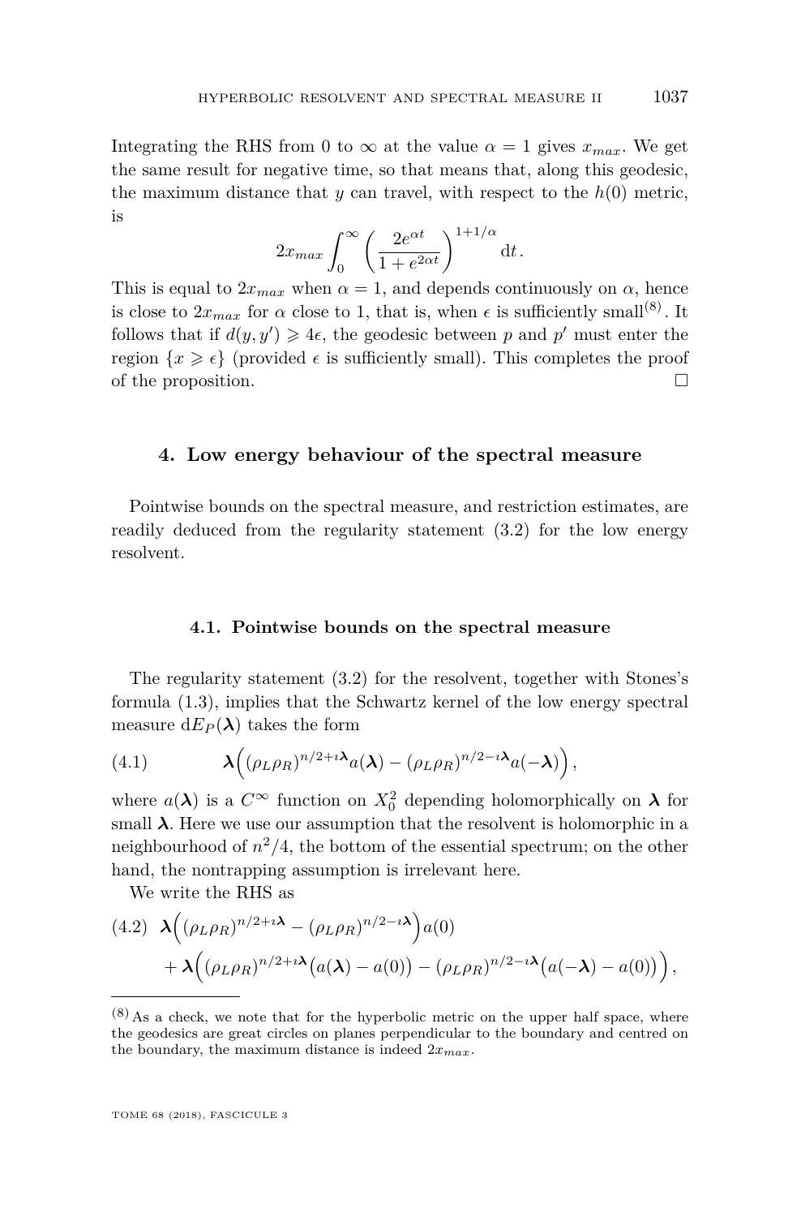Integrating the RHS from 0 to $\infty$ at the value $\alpha = 1$ gives $x_{max}$. We get the same result for negative time, so that means that, along this geodesic, the maximum distance that $y$ can travel, with respect to the $h(0)$ metric, is

$$2x_{max} \int_0^\infty \left( \frac{2e^{\alpha t}}{1 + e^{2\alpha t}} \right)^{1+1/\alpha} \mathrm{d}t.$$

This is equal to $2x_{max}$ when $\alpha = 1$, and depends continuously on $\alpha$, hence is close to $2x_{max}$ for $\alpha$ close to 1, that is, when $\epsilon$ is sufficiently small[(8)]. It follows that if $d(y, y') \geqslant 4\epsilon$, the geodesic between $p$ and $p'$ must enter the region $\{x \geqslant \epsilon\}$ (provided $\epsilon$ is sufficiently small). This completes the proof of the proposition. □

## 4. Low energy behaviour of the spectral measure

Pointwise bounds on the spectral measure, and restriction estimates, are readily deduced from the regularity statement (3.2) for the low energy resolvent.

### 4.1. Pointwise bounds on the spectral measure

The regularity statement (3.2) for the resolvent, together with Stones's formula (1.3), implies that the Schwartz kernel of the low energy spectral measure $\mathrm{d}E_P(\boldsymbol{\lambda})$ takes the form

$$\boldsymbol{\lambda}\Big( (\rho_L \rho_R)^{n/2 + \imath \boldsymbol{\lambda}} a(\boldsymbol{\lambda}) - (\rho_L \rho_R)^{n/2 - \imath \boldsymbol{\lambda}} a(-\boldsymbol{\lambda}) \Big), \tag{4.1}$$

where $a(\boldsymbol{\lambda})$ is a $C^\infty$ function on $X_0^2$ depending holomorphically on $\boldsymbol{\lambda}$ for small $\boldsymbol{\lambda}$. Here we use our assumption that the resolvent is holomorphic in a neighbourhood of $n^2/4$, the bottom of the essential spectrum; on the other hand, the nontrapping assumption is irrelevant here.

We write the RHS as

$$\begin{aligned} &\boldsymbol{\lambda}\Big( (\rho_L \rho_R)^{n/2 + \imath \boldsymbol{\lambda}} - (\rho_L \rho_R)^{n/2 - \imath \boldsymbol{\lambda}} \Big) a(0) \\ &\quad + \boldsymbol{\lambda}\Big( (\rho_L \rho_R)^{n/2 + \imath \boldsymbol{\lambda}} \big( a(\boldsymbol{\lambda}) - a(0) \big) - (\rho_L \rho_R)^{n/2 - \imath \boldsymbol{\lambda}} \big( a(-\boldsymbol{\lambda}) - a(0) \big) \Big), \end{aligned} \tag{4.2}$$

---

(8) As a check, we note that for the hyperbolic metric on the upper half space, where the geodesics are great circles on planes perpendicular to the boundary and centred on the boundary, the maximum distance is indeed $2x_{max}$.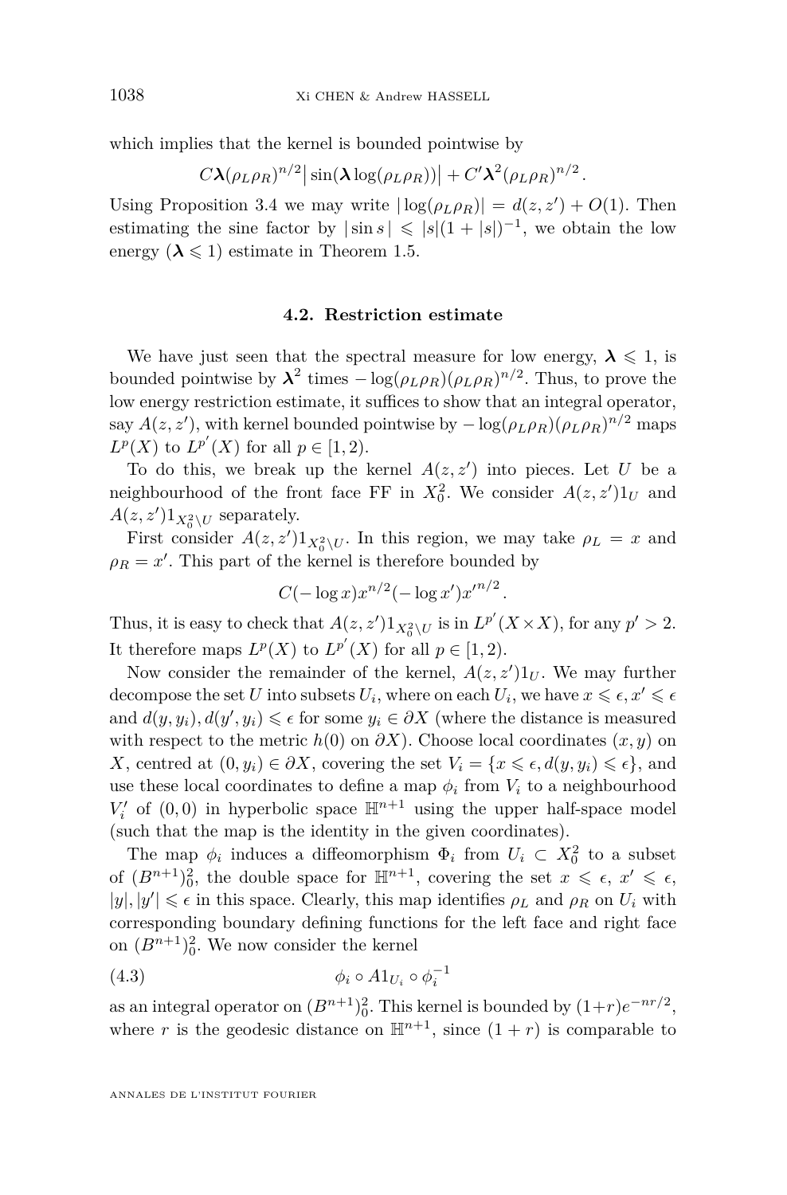which implies that the kernel is bounded pointwise by

$$C\boldsymbol{\lambda}(\rho_L\rho_R)^{n/2}\big|\sin(\boldsymbol{\lambda}\log(\rho_L\rho_R))\big| + C'\boldsymbol{\lambda}^2(\rho_L\rho_R)^{n/2}.$$

Using Proposition 3.4 we may write $|\log(\rho_L\rho_R)| = d(z,z') + O(1)$. Then estimating the sine factor by $|\sin s| \leqslant |s|(1+|s|)^{-1}$, we obtain the low energy ($\boldsymbol{\lambda} \leqslant 1$) estimate in Theorem 1.5.

### 4.2. Restriction estimate

We have just seen that the spectral measure for low energy, $\boldsymbol{\lambda} \leqslant 1$, is bounded pointwise by $\boldsymbol{\lambda}^2$ times $-\log(\rho_L\rho_R)(\rho_L\rho_R)^{n/2}$. Thus, to prove the low energy restriction estimate, it suffices to show that an integral operator, say $A(z,z')$, with kernel bounded pointwise by $-\log(\rho_L\rho_R)(\rho_L\rho_R)^{n/2}$ maps $L^p(X)$ to $L^{p'}(X)$ for all $p \in [1,2)$.

To do this, we break up the kernel $A(z,z')$ into pieces. Let $U$ be a neighbourhood of the front face FF in $X_0^2$. We consider $A(z,z')1_U$ and $A(z,z')1_{X_0^2\setminus U}$ separately.

First consider $A(z,z')1_{X_0^2\setminus U}$. In this region, we may take $\rho_L = x$ and $\rho_R = x'$. This part of the kernel is therefore bounded by

$$C(-\log x)x^{n/2}(-\log x')x'^{n/2}.$$

Thus, it is easy to check that $A(z,z')1_{X_0^2\setminus U}$ is in $L^{p'}(X\times X)$, for any $p' > 2$. It therefore maps $L^p(X)$ to $L^{p'}(X)$ for all $p \in [1,2)$.

Now consider the remainder of the kernel, $A(z,z')1_U$. We may further decompose the set $U$ into subsets $U_i$, where on each $U_i$, we have $x \leqslant \epsilon, x' \leqslant \epsilon$ and $d(y,y_i), d(y',y_i) \leqslant \epsilon$ for some $y_i \in \partial X$ (where the distance is measured with respect to the metric $h(0)$ on $\partial X$). Choose local coordinates $(x,y)$ on $X$, centred at $(0,y_i) \in \partial X$, covering the set $V_i = \{x \leqslant \epsilon, d(y,y_i) \leqslant \epsilon\}$, and use these local coordinates to define a map $\phi_i$ from $V_i$ to a neighbourhood $V_i'$ of $(0,0)$ in hyperbolic space $\mathbb{H}^{n+1}$ using the upper half-space model (such that the map is the identity in the given coordinates).

The map $\phi_i$ induces a diffeomorphism $\Phi_i$ from $U_i \subset X_0^2$ to a subset of $(B^{n+1})_0^2$, the double space for $\mathbb{H}^{n+1}$, covering the set $x \leqslant \epsilon$, $x' \leqslant \epsilon$, $|y|, |y'| \leqslant \epsilon$ in this space. Clearly, this map identifies $\rho_L$ and $\rho_R$ on $U_i$ with corresponding boundary defining functions for the left face and right face on $(B^{n+1})_0^2$. We now consider the kernel

$$\phi_i \circ A1_{U_i} \circ \phi_i^{-1} \tag{4.3}$$

as an integral operator on $(B^{n+1})_0^2$. This kernel is bounded by $(1+r)e^{-nr/2}$, where $r$ is the geodesic distance on $\mathbb{H}^{n+1}$, since $(1+r)$ is comparable to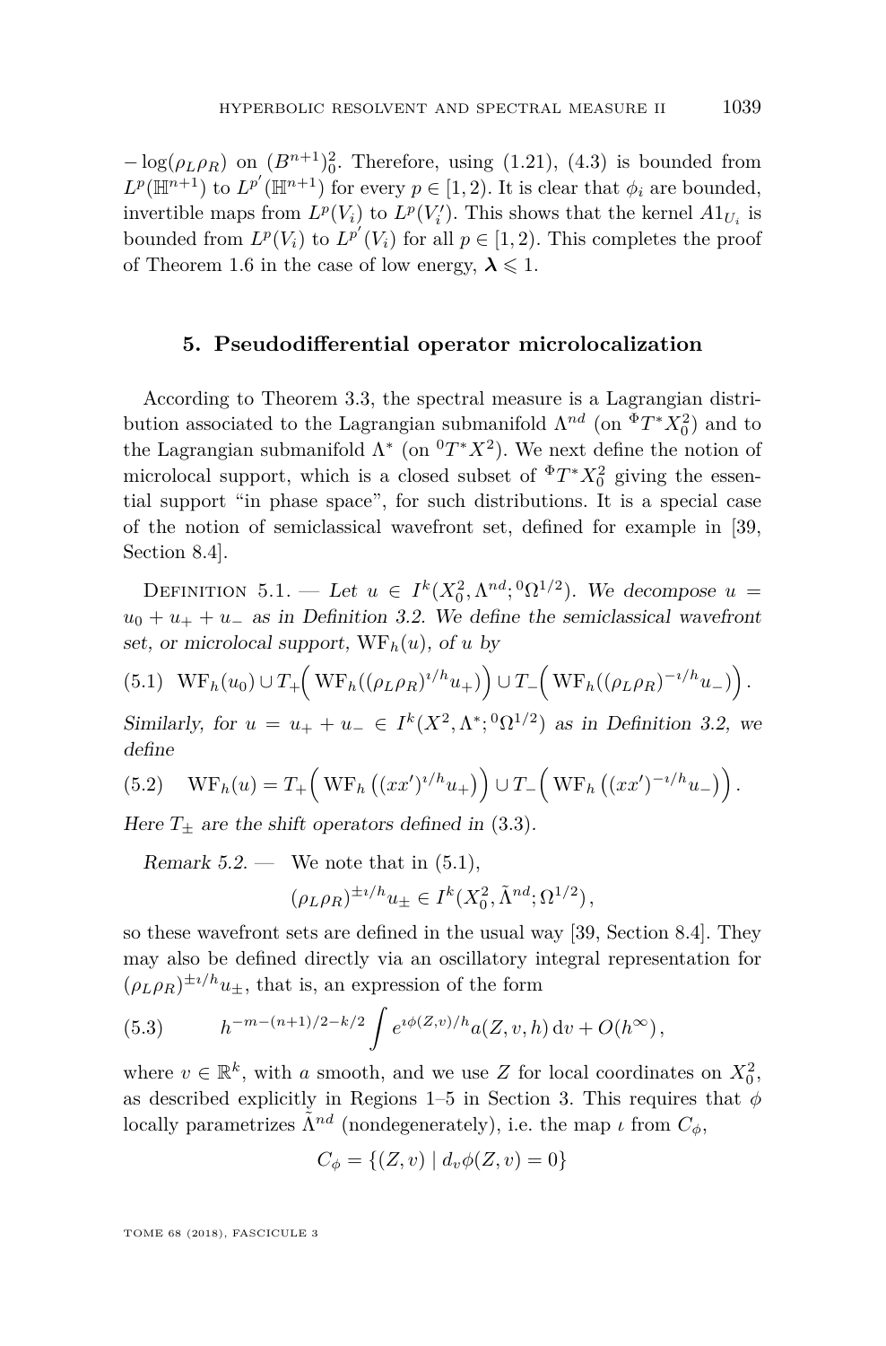$-\log(\rho_L\rho_R)$ on $(B^{n+1})^2_0$. Therefore, using (1.21), (4.3) is bounded from $L^p(\mathbb{H}^{n+1})$ to $L^{p'}(\mathbb{H}^{n+1})$ for every $p \in [1,2)$. It is clear that $\phi_i$ are bounded, invertible maps from $L^p(V_i)$ to $L^p(V_i')$. This shows that the kernel $A1_{U_i}$ is bounded from $L^p(V_i)$ to $L^{p'}(V_i)$ for all $p \in [1,2)$. This completes the proof of Theorem 1.6 in the case of low energy, $\boldsymbol{\lambda} \leqslant 1$.

## 5. Pseudodifferential operator microlocalization

According to Theorem 3.3, the spectral measure is a Lagrangian distribution associated to the Lagrangian submanifold $\Lambda^{nd}$ (on ${}^{\Phi}T^*X_0^2$) and to the Lagrangian submanifold $\Lambda^*$ (on ${}^{0}T^*X^2$). We next define the notion of microlocal support, which is a closed subset of ${}^{\Phi}T^*X_0^2$ giving the essential support "in phase space", for such distributions. It is a special case of the notion of semiclassical wavefront set, defined for example in [39, Section 8.4].

Definition 5.1. — *Let $u \in I^k(X_0^2, \Lambda^{nd}; {}^0\Omega^{1/2})$. We decompose $u = u_0 + u_+ + u_-$ as in Definition 3.2. We define the semiclassical wavefront set, or microlocal support, $\mathrm{WF}_h(u)$, of $u$ by*

$$\mathrm{WF}_h(u_0) \cup T_+\Big(\mathrm{WF}_h((\rho_L\rho_R)^{\imath/h}u_+)\Big) \cup T_-\Big(\mathrm{WF}_h((\rho_L\rho_R)^{-\imath/h}u_-)\Big). \tag{5.1}$$

*Similarly, for $u = u_+ + u_- \in I^k(X^2, \Lambda^*; {}^0\Omega^{1/2})$ as in Definition 3.2, we define*

$$\mathrm{WF}_h(u) = T_+\Big(\mathrm{WF}_h\left((xx')^{\imath/h}u_+\right)\Big) \cup T_-\Big(\mathrm{WF}_h\left((xx')^{-\imath/h}u_-\right)\Big). \tag{5.2}$$

*Here $T_\pm$ are the shift operators defined in (3.3).*

*Remark 5.2.* — We note that in (5.1),

$$(\rho_L\rho_R)^{\pm\imath/h}u_\pm \in I^k(X_0^2, \tilde{\Lambda}^{nd}; \Omega^{1/2}),$$

so these wavefront sets are defined in the usual way [39, Section 8.4]. They may also be defined directly via an oscillatory integral representation for $(\rho_L\rho_R)^{\pm\imath/h}u_\pm$, that is, an expression of the form

$$h^{-m-(n+1)/2-k/2}\int e^{\imath\phi(Z,v)/h}a(Z,v,h)\,\mathrm{d}v + O(h^\infty), \tag{5.3}$$

where $v \in \mathbb{R}^k$, with $a$ smooth, and we use $Z$ for local coordinates on $X_0^2$, as described explicitly in Regions 1–5 in Section 3. This requires that $\phi$ locally parametrizes $\tilde{\Lambda}^{nd}$ (nondegenerately), i.e. the map $\iota$ from $C_\phi$,

$$C_\phi = \{(Z,v) \mid d_v\phi(Z,v) = 0\}$$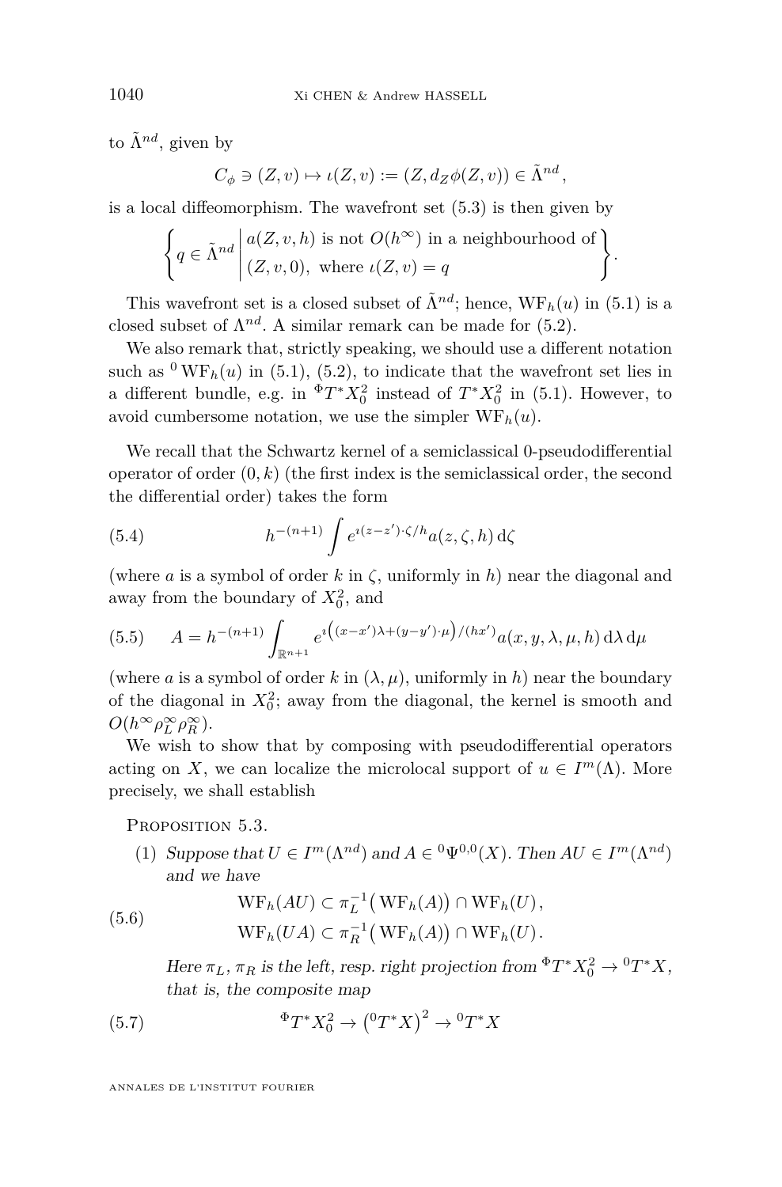to $\tilde{\Lambda}^{nd}$, given by

$$C_\phi \ni (Z, v) \mapsto \iota(Z, v) := (Z, d_Z \phi(Z, v)) \in \tilde{\Lambda}^{nd},$$

is a local diffeomorphism. The wavefront set (5.3) is then given by

$$\left\{ q \in \tilde{\Lambda}^{nd} \,\middle|\, \begin{array}{l} a(Z, v, h) \text{ is not } O(h^\infty) \text{ in a neighbourhood of} \\ (Z, v, 0), \text{ where } \iota(Z, v) = q \end{array} \right\}.$$

This wavefront set is a closed subset of $\tilde{\Lambda}^{nd}$; hence, $\mathrm{WF}_h(u)$ in (5.1) is a closed subset of $\Lambda^{nd}$. A similar remark can be made for (5.2).

We also remark that, strictly speaking, we should use a different notation such as ${}^0\mathrm{WF}_h(u)$ in (5.1), (5.2), to indicate that the wavefront set lies in a different bundle, e.g. in ${}^\Phi T^* X_0^2$ instead of $T^* X_0^2$ in (5.1). However, to avoid cumbersome notation, we use the simpler $\mathrm{WF}_h(u)$.

We recall that the Schwartz kernel of a semiclassical 0-pseudodifferential operator of order $(0, k)$ (the first index is the semiclassical order, the second the differential order) takes the form

$$h^{-(n+1)} \int e^{\imath (z - z')\cdot \zeta / h} a(z, \zeta, h) \, \mathrm{d}\zeta \tag{5.4}$$

(where $a$ is a symbol of order $k$ in $\zeta$, uniformly in $h$) near the diagonal and away from the boundary of $X_0^2$, and

$$A = h^{-(n+1)} \int_{\mathbb{R}^{n+1}} e^{\imath \left( (x - x')\lambda + (y - y')\cdot \mu \right)/(hx')} a(x, y, \lambda, \mu, h) \, \mathrm{d}\lambda \, \mathrm{d}\mu \tag{5.5}$$

(where $a$ is a symbol of order $k$ in $(\lambda, \mu)$, uniformly in $h$) near the boundary of the diagonal in $X_0^2$; away from the diagonal, the kernel is smooth and $O(h^\infty \rho_L^\infty \rho_R^\infty)$.

We wish to show that by composing with pseudodifferential operators acting on $X$, we can localize the microlocal support of $u \in I^m(\Lambda)$. More precisely, we shall establish

Proposition 5.3.

(1) *Suppose that $U \in I^m(\Lambda^{nd})$ and $A \in {}^0\Psi^{0,0}(X)$. Then $AU \in I^m(\Lambda^{nd})$ and we have*

$$\begin{aligned} \mathrm{WF}_h(AU) &\subset \pi_L^{-1}\big(\mathrm{WF}_h(A)\big) \cap \mathrm{WF}_h(U), \\ \mathrm{WF}_h(UA) &\subset \pi_R^{-1}\big(\mathrm{WF}_h(A)\big) \cap \mathrm{WF}_h(U). \end{aligned} \tag{5.6}$$

*Here $\pi_L$, $\pi_R$ is the left, resp. right projection from ${}^\Phi T^* X_0^2 \to {}^0 T^* X$, that is, the composite map*

$${}^\Phi T^* X_0^2 \to \left({}^0 T^* X\right)^2 \to {}^0 T^* X \tag{5.7}$$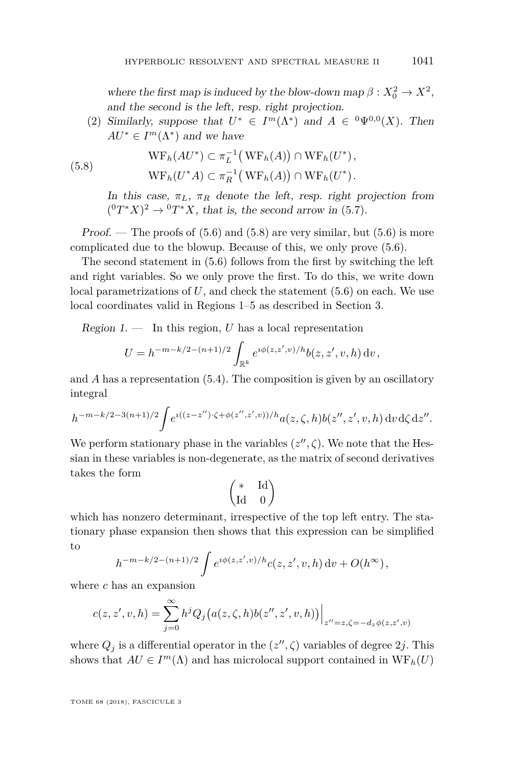where the first map is induced by the blow-down map $\beta : X_0^2 \to X^2$, and the second is the left, resp. right projection.

(2) Similarly, suppose that $U^* \in I^m(\Lambda^*)$ and $A \in {}^0\Psi^{0,0}(X)$. Then $AU^* \in I^m(\Lambda^*)$ and we have

$$
\begin{aligned}
\mathrm{WF}_h(AU^*) &\subset \pi_L^{-1}\big(\mathrm{WF}_h(A)\big) \cap \mathrm{WF}_h(U^*)\,,\\
\mathrm{WF}_h(U^*A) &\subset \pi_R^{-1}\big(\mathrm{WF}_h(A)\big) \cap \mathrm{WF}_h(U^*)\,.
\end{aligned}
\tag{5.8}
$$

In this case, $\pi_L$, $\pi_R$ denote the left, resp. right projection from $({}^0T^*X)^2 \to {}^0T^*X$, that is, the second arrow in (5.7).

*Proof.* — The proofs of (5.6) and (5.8) are very similar, but (5.6) is more complicated due to the blowup. Because of this, we only prove (5.6).

The second statement in (5.6) follows from the first by switching the left and right variables. So we only prove the first. To do this, we write down local parametrizations of $U$, and check the statement (5.6) on each. We use local coordinates valid in Regions 1–5 as described in Section 3.

*Region 1.* — In this region, $U$ has a local representation

$$
U = h^{-m-k/2-(n+1)/2} \int_{\mathbb{R}^k} e^{\imath\phi(z,z',v)/h} b(z,z',v,h)\,\mathrm{d}v\,,
$$

and $A$ has a representation (5.4). The composition is given by an oscillatory integral

$$
h^{-m-k/2-3(n+1)/2} \int e^{\imath((z-z'')\cdot\zeta+\phi(z'',z',v))/h} a(z,\zeta,h) b(z'',z',v,h)\,\mathrm{d}v\,\mathrm{d}\zeta\,\mathrm{d}z''.
$$

We perform stationary phase in the variables $(z'',\zeta)$. We note that the Hessian in these variables is non-degenerate, as the matrix of second derivatives takes the form

$$
\begin{pmatrix} * & \mathrm{Id} \\ \mathrm{Id} & 0 \end{pmatrix}
$$

which has nonzero determinant, irrespective of the top left entry. The stationary phase expansion then shows that this expression can be simplified to

$$
h^{-m-k/2-(n+1)/2} \int e^{\imath\phi(z,z',v)/h} c(z,z',v,h)\,\mathrm{d}v + O(h^\infty)\,,
$$

where $c$ has an expansion

$$
c(z,z',v,h) = \sum_{j=0}^{\infty} h^j Q_j\big(a(z,\zeta,h)b(z'',z',v,h)\big)\Big|_{z''=z,\zeta=-d_z\phi(z,z',v)}
$$

where $Q_j$ is a differential operator in the $(z'',\zeta)$ variables of degree $2j$. This shows that $AU \in I^m(\Lambda)$ and has microlocal support contained in $\mathrm{WF}_h(U)$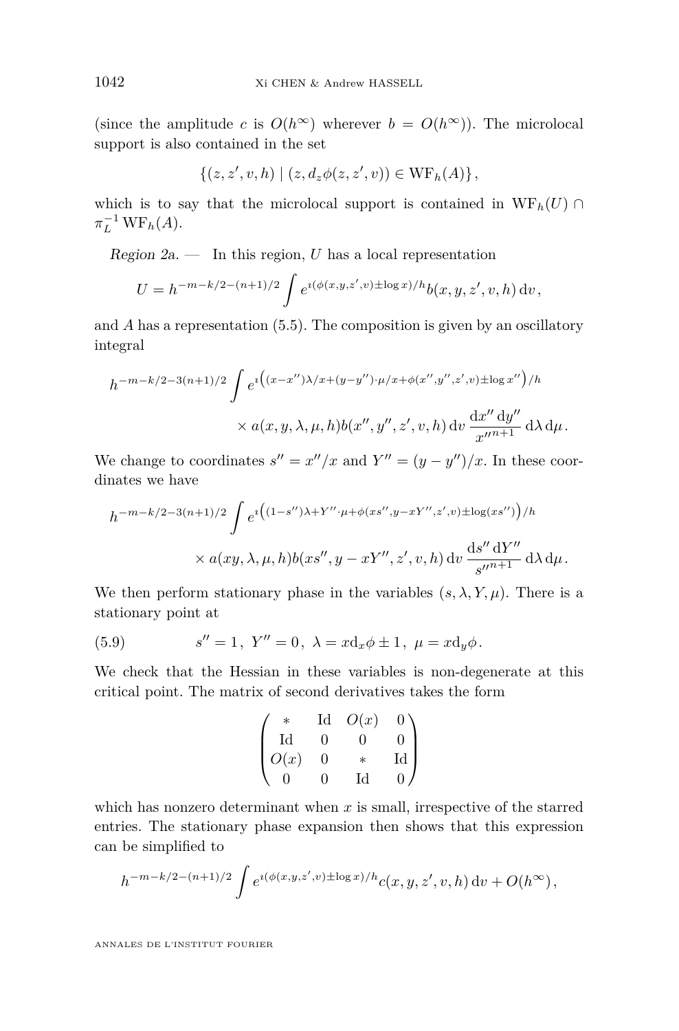(since the amplitude $c$ is $O(h^\infty)$ wherever $b = O(h^\infty)$). The microlocal support is also contained in the set

$$\{(z, z', v, h) \mid (z, d_z\phi(z, z', v)) \in \mathrm{WF}_h(A)\},$$

which is to say that the microlocal support is contained in $\mathrm{WF}_h(U) \cap \pi_L^{-1} \mathrm{WF}_h(A)$.

*Region 2a.* — In this region, $U$ has a local representation

$$U = h^{-m-k/2-(n+1)/2} \int e^{\imath(\phi(x,y,z',v) \pm \log x)/h} b(x, y, z', v, h) \, \mathrm{d}v,$$

and $A$ has a representation (5.5). The composition is given by an oscillatory integral

$$h^{-m-k/2-3(n+1)/2} \int e^{\imath\left((x-x'')\lambda/x + (y-y'')\cdot\mu/x + \phi(x'',y'',z',v) \pm \log x''\right)/h} \times a(x, y, \lambda, \mu, h) b(x'', y'', z', v, h) \, \mathrm{d}v \, \frac{\mathrm{d}x'' \, \mathrm{d}y''}{x''^{n+1}} \, \mathrm{d}\lambda \, \mathrm{d}\mu.$$

We change to coordinates $s'' = x''/x$ and $Y'' = (y - y'')/x$. In these coordinates we have

$$h^{-m-k/2-3(n+1)/2} \int e^{\imath\left((1-s'')\lambda + Y''\cdot\mu + \phi(xs'', y-xY'', z', v) \pm \log(xs'')\right)/h} \times a(xy, \lambda, \mu, h) b(xs'', y - xY'', z', v, h) \, \mathrm{d}v \, \frac{\mathrm{d}s'' \, \mathrm{d}Y''}{s''^{n+1}} \, \mathrm{d}\lambda \, \mathrm{d}\mu.$$

We then perform stationary phase in the variables $(s, \lambda, Y, \mu)$. There is a stationary point at

$$s'' = 1, \; Y'' = 0, \; \lambda = x\mathrm{d}_x\phi \pm 1, \; \mu = x\mathrm{d}_y\phi. \tag{5.9}$$

We check that the Hessian in these variables is non-degenerate at this critical point. The matrix of second derivatives takes the form

$$\begin{pmatrix} * & \mathrm{Id} & O(x) & 0 \\ \mathrm{Id} & 0 & 0 & 0 \\ O(x) & 0 & * & \mathrm{Id} \\ 0 & 0 & \mathrm{Id} & 0 \end{pmatrix}$$

which has nonzero determinant when $x$ is small, irrespective of the starred entries. The stationary phase expansion then shows that this expression can be simplified to

$$h^{-m-k/2-(n+1)/2} \int e^{\imath(\phi(x,y,z',v) \pm \log x)/h} c(x, y, z', v, h) \, \mathrm{d}v + O(h^\infty),$$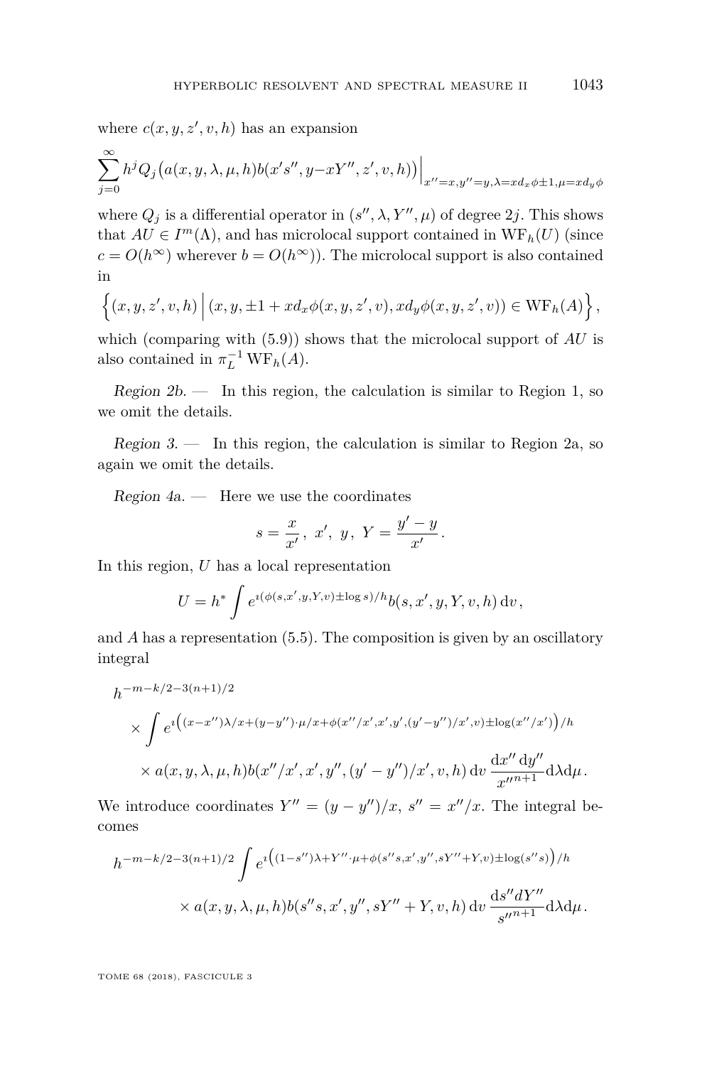where $c(x, y, z', v, h)$ has an expansion

$$\sum_{j=0}^{\infty} h^j Q_j\big(a(x, y, \lambda, \mu, h) b(x' s'', y - xY'', z', v, h)\big)\Big|_{x''=x, y''=y, \lambda = x d_x \phi \pm 1, \mu = x d_y \phi}$$

where $Q_j$ is a differential operator in $(s'', \lambda, Y'', \mu)$ of degree $2j$. This shows that $AU \in I^m(\Lambda)$, and has microlocal support contained in $\mathrm{WF}_h(U)$ (since $c = O(h^\infty)$ wherever $b = O(h^\infty)$). The microlocal support is also contained in

$$\Big\{(x, y, z', v, h) \,\Big|\, (x, y, \pm 1 + x d_x \phi(x, y, z', v), x d_y \phi(x, y, z', v)) \in \mathrm{WF}_h(A)\Big\},$$

which (comparing with (5.9)) shows that the microlocal support of $AU$ is also contained in $\pi_L^{-1} \mathrm{WF}_h(A)$.

*Region 2b.* — In this region, the calculation is similar to Region 1, so we omit the details.

*Region 3.* — In this region, the calculation is similar to Region 2a, so again we omit the details.

*Region 4a.* — Here we use the coordinates

$$s = \frac{x}{x'}\,,\ x',\ y,\ Y = \frac{y' - y}{x'}\,.$$

In this region, $U$ has a local representation

$$U = h^* \int e^{\imath(\phi(s, x', y, Y, v) \pm \log s)/h} b(s, x', y, Y, v, h)\, \mathrm{d}v\,,$$

and $A$ has a representation (5.5). The composition is given by an oscillatory integral

$$h^{-m-k/2-3(n+1)/2} \times \int e^{\imath\big((x - x'')\lambda/x + (y - y'')\cdot\mu/x + \phi(x''/x', x', y', (y' - y'')/x', v) \pm \log(x''/x')\big)/h} \times a(x, y, \lambda, \mu, h) b(x''/x', x', y'', (y' - y'')/x', v, h)\, \mathrm{d}v\, \frac{\mathrm{d}x''\,\mathrm{d}y''}{{x''}^{n+1}} \mathrm{d}\lambda \mathrm{d}\mu\,.$$

We introduce coordinates $Y'' = (y - y'')/x$, $s'' = x''/x$. The integral becomes

$$h^{-m-k/2-3(n+1)/2} \int e^{\imath\big((1 - s'')\lambda + Y''\cdot\mu + \phi(s'' s, x', y'', sY'' + Y, v) \pm \log(s'' s)\big)/h} \times a(x, y, \lambda, \mu, h) b(s'' s, x', y'', sY'' + Y, v, h)\, \mathrm{d}v\, \frac{\mathrm{d}s''\,dY''}{{s''}^{n+1}} \mathrm{d}\lambda \mathrm{d}\mu\,.$$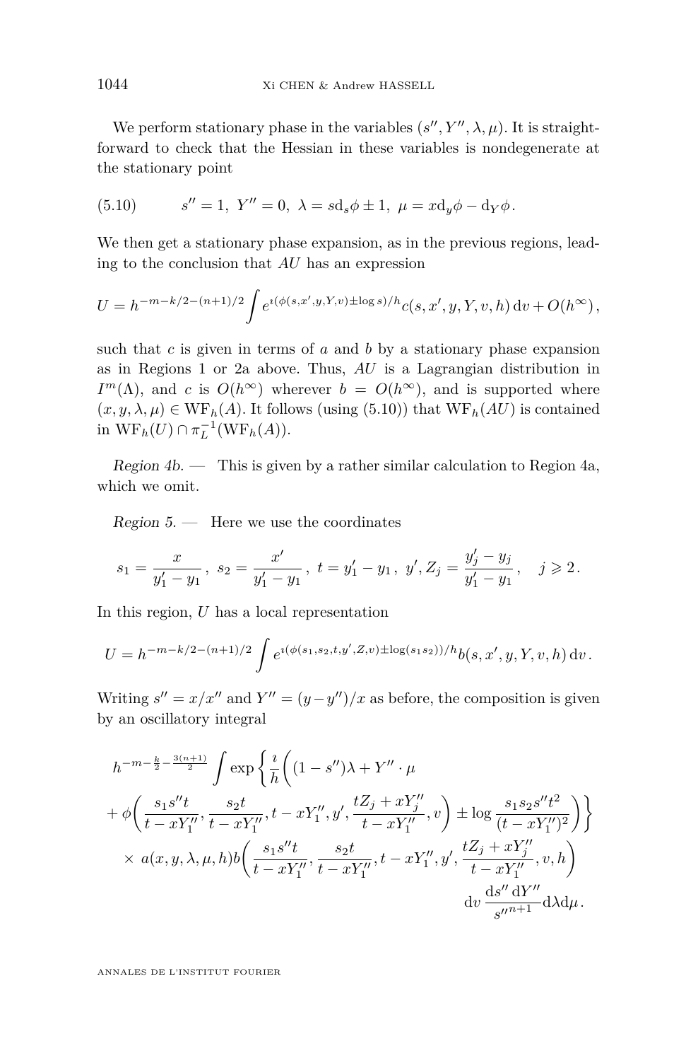We perform stationary phase in the variables $(s'', Y'', \lambda, \mu)$. It is straightforward to check that the Hessian in these variables is nondegenerate at the stationary point

$$s'' = 1,\ Y'' = 0,\ \lambda = s\mathrm{d}_s\phi \pm 1,\ \mu = x\mathrm{d}_y\phi - \mathrm{d}_Y\phi. \tag{5.10}$$

We then get a stationary phase expansion, as in the previous regions, leading to the conclusion that $AU$ has an expression

$$U = h^{-m-k/2-(n+1)/2} \int e^{\imath(\phi(s,x',y,Y,v) \pm \log s)/h} c(s, x', y, Y, v, h)\, \mathrm{d}v + O(h^\infty),$$

such that $c$ is given in terms of $a$ and $b$ by a stationary phase expansion as in Regions 1 or 2a above. Thus, $AU$ is a Lagrangian distribution in $I^m(\Lambda)$, and $c$ is $O(h^\infty)$ wherever $b = O(h^\infty)$, and is supported where $(x, y, \lambda, \mu) \in \mathrm{WF}_h(A)$. It follows (using (5.10)) that $\mathrm{WF}_h(AU)$ is contained in $\mathrm{WF}_h(U) \cap \pi_L^{-1}(\mathrm{WF}_h(A))$.

*Region 4b.* — This is given by a rather similar calculation to Region 4a, which we omit.

*Region 5.* — Here we use the coordinates

$$s_1 = \frac{x}{y_1' - y_1},\ s_2 = \frac{x'}{y_1' - y_1},\ t = y_1' - y_1,\ y', Z_j = \frac{y_j' - y_j}{y_1' - y_1}, \quad j \geqslant 2.$$

In this region, $U$ has a local representation

$$U = h^{-m-k/2-(n+1)/2} \int e^{\imath(\phi(s_1,s_2,t,y',Z,v) \pm \log(s_1 s_2))/h} b(s, x', y, Y, v, h)\, \mathrm{d}v.$$

Writing $s'' = x/x''$ and $Y'' = (y - y'')/x$ as before, the composition is given by an oscillatory integral

$$\begin{gathered} h^{-m-\frac{k}{2}-\frac{3(n+1)}{2}} \int \exp\Bigg\{ \frac{\imath}{h}\bigg( (1 - s'')\lambda + Y'' \cdot \mu \\ + \phi\bigg( \frac{s_1 s'' t}{t - xY_1''}, \frac{s_2 t}{t - xY_1''}, t - xY_1'', y', \frac{tZ_j + xY_j''}{t - xY_1''}, v \bigg) \pm \log \frac{s_1 s_2 s'' t^2}{(t - xY_1'')^2} \bigg) \Bigg\} \\ \times\ a(x, y, \lambda, \mu, h) b\bigg( \frac{s_1 s'' t}{t - xY_1''}, \frac{s_2 t}{t - xY_1''}, t - xY_1'', y', \frac{tZ_j + xY_j''}{t - xY_1''}, v, h \bigg) \\ \mathrm{d}v\, \frac{\mathrm{d}s''\, \mathrm{d}Y''}{s''^{n+1}} \mathrm{d}\lambda \mathrm{d}\mu. \end{gathered}$$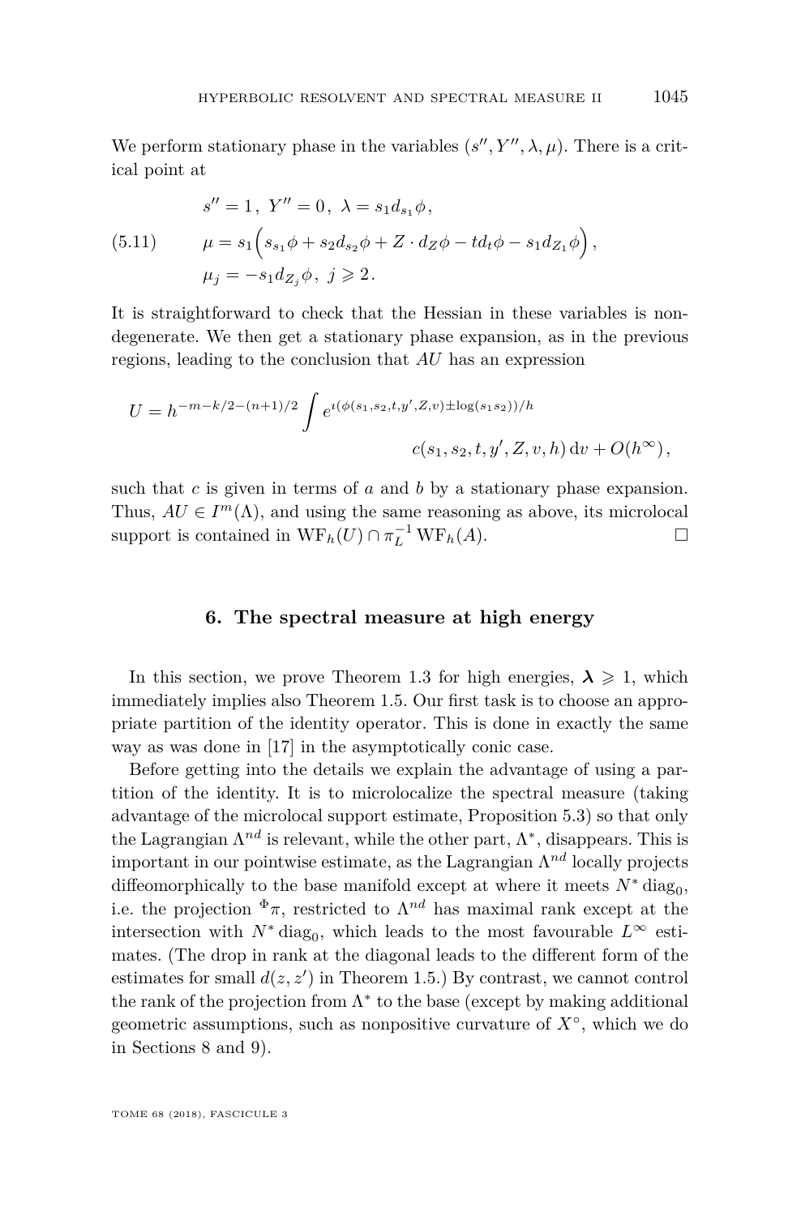We perform stationary phase in the variables $(s'', Y'', \lambda, \mu)$. There is a critical point at

$$
\begin{aligned}
& s'' = 1\,,\ Y'' = 0\,,\ \lambda = s_1 d_{s_1}\phi\,, \\
(5.11) \qquad & \mu = s_1\Big(s_{s_1}\phi + s_2 d_{s_2}\phi + Z\cdot d_Z\phi - t d_t\phi - s_1 d_{Z_1}\phi\Big)\,, \\
& \mu_j = -s_1 d_{Z_j}\phi\,,\ j \geqslant 2\,.
\end{aligned}
$$

It is straightforward to check that the Hessian in these variables is nondegenerate. We then get a stationary phase expansion, as in the previous regions, leading to the conclusion that $AU$ has an expression

$$
U = h^{-m-k/2-(n+1)/2} \int e^{\imath(\phi(s_1,s_2,t,y',Z,v)\pm\log(s_1 s_2))/h} c(s_1, s_2, t, y', Z, v, h)\, \mathrm{d}v + O(h^\infty)\,,
$$

such that $c$ is given in terms of $a$ and $b$ by a stationary phase expansion. Thus, $AU \in I^m(\Lambda)$, and using the same reasoning as above, its microlocal support is contained in $\mathrm{WF}_h(U) \cap \pi_L^{-1}\mathrm{WF}_h(A)$. □

## 6. The spectral measure at high energy

In this section, we prove Theorem 1.3 for high energies, $\boldsymbol{\lambda} \geqslant 1$, which immediately implies also Theorem 1.5. Our first task is to choose an appropriate partition of the identity operator. This is done in exactly the same way as was done in [17] in the asymptotically conic case.

Before getting into the details we explain the advantage of using a partition of the identity. It is to microlocalize the spectral measure (taking advantage of the microlocal support estimate, Proposition 5.3) so that only the Lagrangian $\Lambda^{nd}$ is relevant, while the other part, $\Lambda^*$, disappears. This is important in our pointwise estimate, as the Lagrangian $\Lambda^{nd}$ locally projects diffeomorphically to the base manifold except at where it meets $N^*\operatorname{diag}_0$, i.e. the projection ${}^{\Phi}\pi$, restricted to $\Lambda^{nd}$ has maximal rank except at the intersection with $N^*\operatorname{diag}_0$, which leads to the most favourable $L^\infty$ estimates. (The drop in rank at the diagonal leads to the different form of the estimates for small $d(z,z')$ in Theorem 1.5.) By contrast, we cannot control the rank of the projection from $\Lambda^*$ to the base (except by making additional geometric assumptions, such as nonpositive curvature of $X^\circ$, which we do in Sections 8 and 9).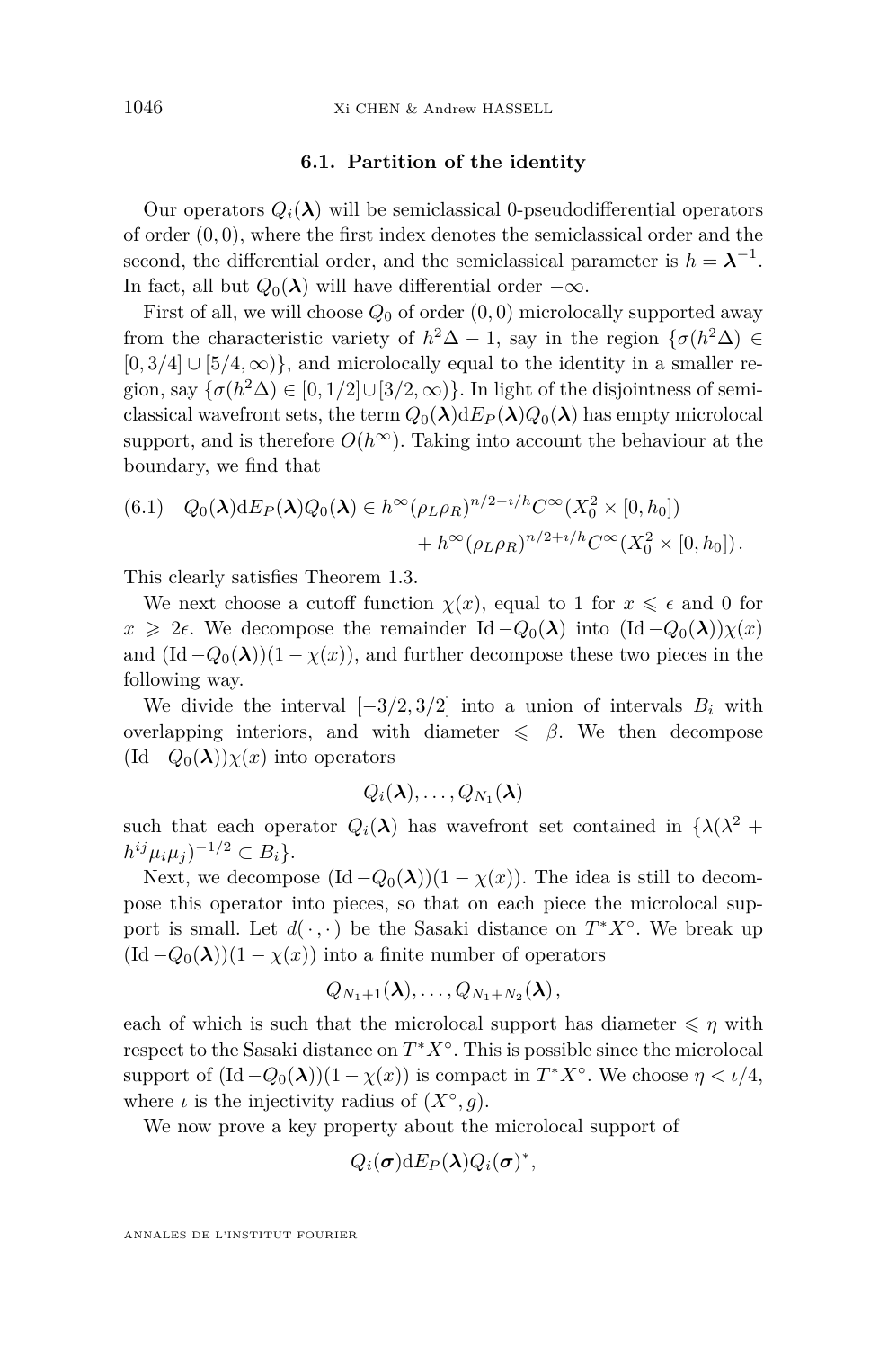### 6.1. Partition of the identity

Our operators $Q_i(\boldsymbol{\lambda})$ will be semiclassical 0-pseudodifferential operators of order $(0,0)$, where the first index denotes the semiclassical order and the second, the differential order, and the semiclassical parameter is $h = \boldsymbol{\lambda}^{-1}$. In fact, all but $Q_0(\boldsymbol{\lambda})$ will have differential order $-\infty$.

First of all, we will choose $Q_0$ of order $(0,0)$ microlocally supported away from the characteristic variety of $h^2\Delta - 1$, say in the region $\{\sigma(h^2\Delta) \in [0, 3/4] \cup [5/4, \infty)\}$, and microlocally equal to the identity in a smaller region, say $\{\sigma(h^2\Delta) \in [0, 1/2] \cup [3/2, \infty)\}$. In light of the disjointness of semiclassical wavefront sets, the term $Q_0(\boldsymbol{\lambda}) \mathrm{d}E_P(\boldsymbol{\lambda}) Q_0(\boldsymbol{\lambda})$ has empty microlocal support, and is therefore $O(h^\infty)$. Taking into account the behaviour at the boundary, we find that

$$
\begin{aligned}
(6.1) \quad Q_0(\boldsymbol{\lambda}) \mathrm{d}E_P(\boldsymbol{\lambda}) Q_0(\boldsymbol{\lambda}) \in h^\infty (\rho_L \rho_R)^{n/2 - \imath/h} C^\infty(X_0^2 \times [0, h_0]) \\
+ h^\infty (\rho_L \rho_R)^{n/2 + \imath/h} C^\infty(X_0^2 \times [0, h_0]).
\end{aligned}
$$

This clearly satisfies Theorem 1.3.

We next choose a cutoff function $\chi(x)$, equal to 1 for $x \leqslant \epsilon$ and 0 for $x \geqslant 2\epsilon$. We decompose the remainder $\mathrm{Id} - Q_0(\boldsymbol{\lambda})$ into $(\mathrm{Id} - Q_0(\boldsymbol{\lambda}))\chi(x)$ and $(\mathrm{Id} - Q_0(\boldsymbol{\lambda}))(1 - \chi(x))$, and further decompose these two pieces in the following way.

We divide the interval $[-3/2, 3/2]$ into a union of intervals $B_i$ with overlapping interiors, and with diameter $\leqslant \beta$. We then decompose $(\mathrm{Id} - Q_0(\boldsymbol{\lambda}))\chi(x)$ into operators

$$
Q_i(\boldsymbol{\lambda}), \dots, Q_{N_1}(\boldsymbol{\lambda})
$$

such that each operator $Q_i(\boldsymbol{\lambda})$ has wavefront set contained in $\{\lambda(\lambda^2 + h^{ij}\mu_i\mu_j)^{-1/2} \subset B_i\}$.

Next, we decompose $(\mathrm{Id} - Q_0(\boldsymbol{\lambda}))(1 - \chi(x))$. The idea is still to decompose this operator into pieces, so that on each piece the microlocal support is small. Let $d(\cdot, \cdot)$ be the Sasaki distance on $T^*X^\circ$. We break up $(\mathrm{Id} - Q_0(\boldsymbol{\lambda}))(1 - \chi(x))$ into a finite number of operators

$$
Q_{N_1+1}(\boldsymbol{\lambda}), \dots, Q_{N_1+N_2}(\boldsymbol{\lambda}),
$$

each of which is such that the microlocal support has diameter $\leqslant \eta$ with respect to the Sasaki distance on $T^*X^\circ$. This is possible since the microlocal support of $(\mathrm{Id} - Q_0(\boldsymbol{\lambda}))(1 - \chi(x))$ is compact in $T^*X^\circ$. We choose $\eta < \iota/4$, where $\iota$ is the injectivity radius of $(X^\circ, g)$.

We now prove a key property about the microlocal support of

$$
Q_i(\boldsymbol{\sigma}) \mathrm{d}E_P(\boldsymbol{\lambda}) Q_i(\boldsymbol{\sigma})^*,
$$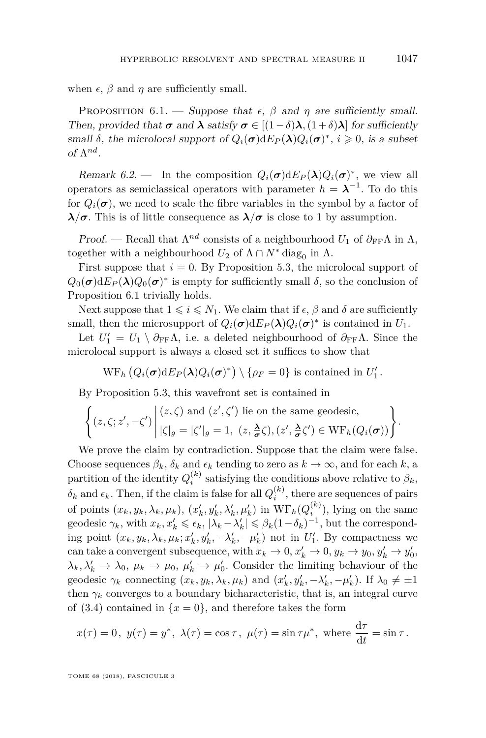when $\epsilon$, $\beta$ and $\eta$ are sufficiently small.

Proposition 6.1. — *Suppose that $\epsilon$, $\beta$ and $\eta$ are sufficiently small. Then, provided that $\boldsymbol{\sigma}$ and $\boldsymbol{\lambda}$ satisfy $\boldsymbol{\sigma} \in [(1-\delta)\boldsymbol{\lambda}, (1+\delta)\boldsymbol{\lambda}]$ for sufficiently small $\delta$, the microlocal support of $Q_i(\boldsymbol{\sigma})\mathrm{d}E_P(\boldsymbol{\lambda})Q_i(\boldsymbol{\sigma})^*$, $i \geqslant 0$, is a subset of $\Lambda^{nd}$.*

*Remark 6.2.* — In the composition $Q_i(\boldsymbol{\sigma})\mathrm{d}E_P(\boldsymbol{\lambda})Q_i(\boldsymbol{\sigma})^*$, we view all operators as semiclassical operators with parameter $h = \boldsymbol{\lambda}^{-1}$. To do this for $Q_i(\boldsymbol{\sigma})$, we need to scale the fibre variables in the symbol by a factor of $\boldsymbol{\lambda}/\boldsymbol{\sigma}$. This is of little consequence as $\boldsymbol{\lambda}/\boldsymbol{\sigma}$ is close to 1 by assumption.

*Proof.* — Recall that $\Lambda^{nd}$ consists of a neighbourhood $U_1$ of $\partial_{\mathrm{FF}}\Lambda$ in $\Lambda$, together with a neighbourhood $U_2$ of $\Lambda \cap N^* \operatorname{diag}_0$ in $\Lambda$.

First suppose that $i = 0$. By Proposition 5.3, the microlocal support of $Q_0(\boldsymbol{\sigma})\mathrm{d}E_P(\boldsymbol{\lambda})Q_0(\boldsymbol{\sigma})^*$ is empty for sufficiently small $\delta$, so the conclusion of Proposition 6.1 trivially holds.

Next suppose that $1 \leqslant i \leqslant N_1$. We claim that if $\epsilon$, $\beta$ and $\delta$ are sufficiently small, then the microsupport of $Q_i(\boldsymbol{\sigma})\mathrm{d}E_P(\boldsymbol{\lambda})Q_i(\boldsymbol{\sigma})^*$ is contained in $U_1$.

Let $U_1' = U_1 \setminus \partial_{\mathrm{FF}}\Lambda$, i.e. a deleted neighbourhood of $\partial_{\mathrm{FF}}\Lambda$. Since the microlocal support is always a closed set it suffices to show that

$$\mathrm{WF}_h\left(Q_i(\boldsymbol{\sigma})\mathrm{d}E_P(\boldsymbol{\lambda})Q_i(\boldsymbol{\sigma})^*\right) \setminus \{\rho_F = 0\} \text{ is contained in } U_1'.$$

By Proposition 5.3, this wavefront set is contained in

$$\left\{ (z, \zeta; z', -\zeta') \,\middle|\, \begin{array}{l} (z, \zeta) \text{ and } (z', \zeta') \text{ lie on the same geodesic,} \\ |\zeta|_g = |\zeta'|_g = 1, \ (z, \frac{\boldsymbol{\lambda}}{\boldsymbol{\sigma}}\zeta), (z', \frac{\boldsymbol{\lambda}}{\boldsymbol{\sigma}}\zeta') \in \mathrm{WF}_h(Q_i(\boldsymbol{\sigma})) \end{array} \right\}.$$

We prove the claim by contradiction. Suppose that the claim were false. Choose sequences $\beta_k$, $\delta_k$ and $\epsilon_k$ tending to zero as $k \to \infty$, and for each $k$, a partition of the identity $Q_i^{(k)}$ satisfying the conditions above relative to $\beta_k$, $\delta_k$ and $\epsilon_k$. Then, if the claim is false for all $Q_i^{(k)}$, there are sequences of pairs of points $(x_k, y_k, \lambda_k, \mu_k)$, $(x_k', y_k', \lambda_k', \mu_k')$ in $\mathrm{WF}_h(Q_i^{(k)})$, lying on the same geodesic $\gamma_k$, with $x_k, x_k' \leqslant \epsilon_k$, $|\lambda_k - \lambda_k'| \leqslant \beta_k(1-\delta_k)^{-1}$, but the corresponding point $(x_k, y_k, \lambda_k, \mu_k; x_k', y_k', -\lambda_k', -\mu_k')$ not in $U_1'$. By compactness we can take a convergent subsequence, with $x_k \to 0$, $x_k' \to 0$, $y_k \to y_0$, $y_k' \to y_0'$, $\lambda_k, \lambda_k' \to \lambda_0$, $\mu_k \to \mu_0$, $\mu_k' \to \mu_0'$. Consider the limiting behaviour of the geodesic $\gamma_k$ connecting $(x_k, y_k, \lambda_k, \mu_k)$ and $(x_k', y_k', -\lambda_k', -\mu_k')$. If $\lambda_0 \neq \pm 1$ then $\gamma_k$ converges to a boundary bicharacteristic, that is, an integral curve of (3.4) contained in $\{x = 0\}$, and therefore takes the form

$$x(\tau) = 0, \ y(\tau) = y^*, \ \lambda(\tau) = \cos\tau, \ \mu(\tau) = \sin\tau\mu^*, \text{ where } \frac{\mathrm{d}\tau}{\mathrm{d}t} = \sin\tau\,.$$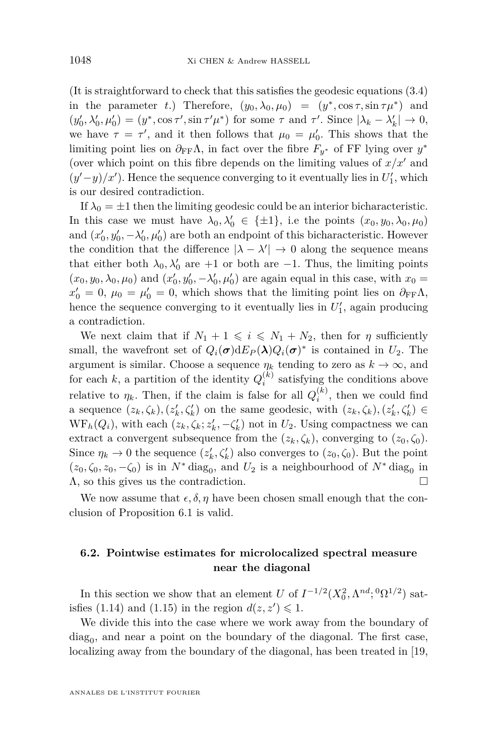(It is straightforward to check that this satisfies the geodesic equations (3.4) in the parameter $t$.) Therefore, $(y_0, \lambda_0, \mu_0) = (y^*, \cos\tau, \sin\tau\mu^*)$ and $(y_0', \lambda_0', \mu_0') = (y^*, \cos\tau', \sin\tau'\mu^*)$ for some $\tau$ and $\tau'$. Since $|\lambda_k - \lambda_k'| \to 0$, we have $\tau = \tau'$, and it then follows that $\mu_0 = \mu_0'$. This shows that the limiting point lies on $\partial_{\mathrm{FF}}\Lambda$, in fact over the fibre $F_{y^*}$ of FF lying over $y^*$ (over which point on this fibre depends on the limiting values of $x/x'$ and $(y'-y)/x'$). Hence the sequence converging to it eventually lies in $U_1'$, which is our desired contradiction.

If $\lambda_0 = \pm 1$ then the limiting geodesic could be an interior bicharacteristic. In this case we must have $\lambda_0, \lambda_0' \in \{\pm 1\}$, i.e the points $(x_0, y_0, \lambda_0, \mu_0)$ and $(x_0', y_0', -\lambda_0', \mu_0')$ are both an endpoint of this bicharacteristic. However the condition that the difference $|\lambda - \lambda'| \to 0$ along the sequence means that either both $\lambda_0, \lambda_0'$ are $+1$ or both are $-1$. Thus, the limiting points $(x_0, y_0, \lambda_0, \mu_0)$ and $(x_0', y_0', -\lambda_0', \mu_0')$ are again equal in this case, with $x_0 = x_0' = 0$, $\mu_0 = \mu_0' = 0$, which shows that the limiting point lies on $\partial_{\mathrm{FF}}\Lambda$, hence the sequence converging to it eventually lies in $U_1'$, again producing a contradiction.

We next claim that if $N_1 + 1 \leqslant i \leqslant N_1 + N_2$, then for $\eta$ sufficiently small, the wavefront set of $Q_i(\boldsymbol{\sigma}) \mathrm{d}E_P(\boldsymbol{\lambda}) Q_i(\boldsymbol{\sigma})^*$ is contained in $U_2$. The argument is similar. Choose a sequence $\eta_k$ tending to zero as $k \to \infty$, and for each $k$, a partition of the identity $Q_i^{(k)}$ satisfying the conditions above relative to $\eta_k$. Then, if the claim is false for all $Q_i^{(k)}$, then we could find a sequence $(z_k, \zeta_k), (z_k', \zeta_k')$ on the same geodesic, with $(z_k, \zeta_k), (z_k', \zeta_k') \in \mathrm{WF}_h(Q_i)$, with each $(z_k, \zeta_k; z_k', -\zeta_k')$ not in $U_2$. Using compactness we can extract a convergent subsequence from the $(z_k, \zeta_k)$, converging to $(z_0, \zeta_0)$. Since $\eta_k \to 0$ the sequence $(z_k', \zeta_k')$ also converges to $(z_0, \zeta_0)$. But the point $(z_0, \zeta_0, z_0, -\zeta_0)$ is in $N^* \operatorname{diag}_0$, and $U_2$ is a neighbourhood of $N^* \operatorname{diag}_0$ in $\Lambda$, so this gives us the contradiction. □

We now assume that $\epsilon, \delta, \eta$ have been chosen small enough that the conclusion of Proposition 6.1 is valid.

## 6.2. Pointwise estimates for microlocalized spectral measure near the diagonal

In this section we show that an element $U$ of $I^{-1/2}(X_0^2, \Lambda^{nd}; {}^0\Omega^{1/2})$ satisfies (1.14) and (1.15) in the region $d(z, z') \leqslant 1$.

We divide this into the case where we work away from the boundary of $\operatorname{diag}_0$, and near a point on the boundary of the diagonal. The first case, localizing away from the boundary of the diagonal, has been treated in [19,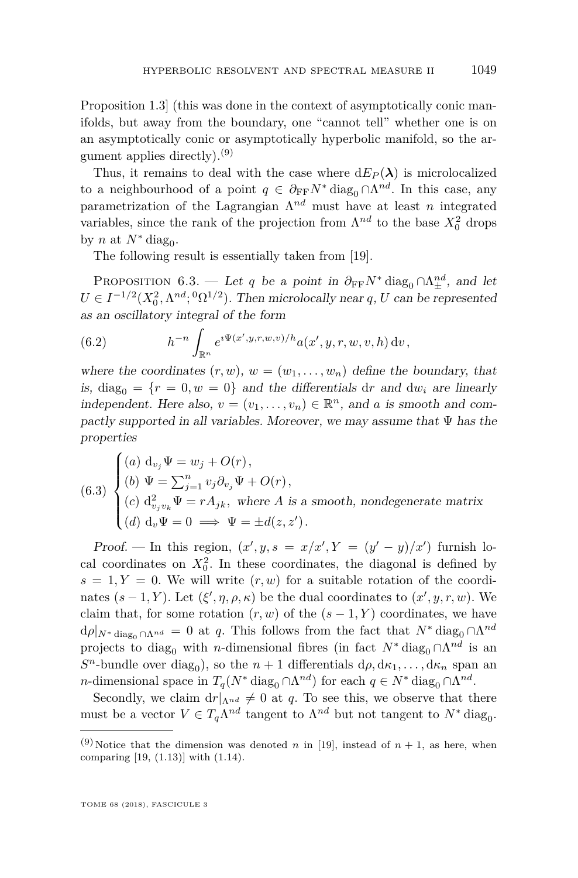Proposition 1.3] (this was done in the context of asymptotically conic manifolds, but away from the boundary, one "cannot tell" whether one is on an asymptotically conic or asymptotically hyperbolic manifold, so the argument applies directly).[9]

Thus, it remains to deal with the case where $\mathrm{d}E_P(\boldsymbol{\lambda})$ is microlocalized to a neighbourhood of a point $q \in \partial_{\mathrm{FF}} N^* \operatorname{diag}_0 \cap \Lambda^{nd}$. In this case, any parametrization of the Lagrangian $\Lambda^{nd}$ must have at least $n$ integrated variables, since the rank of the projection from $\Lambda^{nd}$ to the base $X_0^2$ drops by $n$ at $N^* \operatorname{diag}_0$.

The following result is essentially taken from [19].

Proposition 6.3. — *Let $q$ be a point in $\partial_{\mathrm{FF}} N^* \operatorname{diag}_0 \cap \Lambda^{nd}_{\pm}$, and let $U \in I^{-1/2}(X_0^2, \Lambda^{nd}; {}^0\Omega^{1/2})$. Then microlocally near $q$, $U$ can be represented as an oscillatory integral of the form*

$$h^{-n} \int_{\mathbb{R}^n} e^{\imath \Psi(x', y, r, w, v)/h} a(x', y, r, w, v, h) \, \mathrm{d}v \,, \tag{6.2}$$

*where the coordinates $(r, w)$, $w = (w_1, \dots, w_n)$ define the boundary, that is, $\operatorname{diag}_0 = \{r = 0, w = 0\}$ and the differentials $\mathrm{d}r$ and $\mathrm{d}w_i$ are linearly independent. Here also, $v = (v_1, \dots, v_n) \in \mathbb{R}^n$, and $a$ is smooth and compactly supported in all variables. Moreover, we may assume that $\Psi$ has the properties*

$$\begin{cases} (a)\ \mathrm{d}_{v_j} \Psi = w_j + O(r) \,, \\ (b)\ \Psi = \sum_{j=1}^n v_j \partial_{v_j} \Psi + O(r) \,, \\ (c)\ \mathrm{d}^2_{v_j v_k} \Psi = r A_{jk}, \text{ where } A \text{ is a smooth, nondegenerate matrix} \\ (d)\ \mathrm{d}_v \Psi = 0 \implies \Psi = \pm d(z, z') \,. \end{cases} \tag{6.3}$$

*Proof.* — In this region, $(x', y, s = x/x', Y = (y' - y)/x')$ furnish local coordinates on $X_0^2$. In these coordinates, the diagonal is defined by $s = 1, Y = 0$. We will write $(r, w)$ for a suitable rotation of the coordinates $(s - 1, Y)$. Let $(\xi', \eta, \rho, \kappa)$ be the dual coordinates to $(x', y, r, w)$. We claim that, for some rotation $(r, w)$ of the $(s - 1, Y)$ coordinates, we have $\mathrm{d}\rho|_{N^* \operatorname{diag}_0 \cap \Lambda^{nd}} = 0$ at $q$. This follows from the fact that $N^* \operatorname{diag}_0 \cap \Lambda^{nd}$ projects to $\operatorname{diag}_0$ with $n$-dimensional fibres (in fact $N^* \operatorname{diag}_0 \cap \Lambda^{nd}$ is an $S^n$-bundle over $\operatorname{diag}_0$), so the $n + 1$ differentials $\mathrm{d}\rho, \mathrm{d}\kappa_1, \dots, \mathrm{d}\kappa_n$ span an $n$-dimensional space in $T_q(N^* \operatorname{diag}_0 \cap \Lambda^{nd})$ for each $q \in N^* \operatorname{diag}_0 \cap \Lambda^{nd}$.

Secondly, we claim $\mathrm{d}r|_{\Lambda^{nd}} \neq 0$ at $q$. To see this, we observe that there must be a vector $V \in T_q \Lambda^{nd}$ tangent to $\Lambda^{nd}$ but not tangent to $N^* \operatorname{diag}_0$.

[9] Notice that the dimension was denoted $n$ in [19], instead of $n + 1$, as here, when comparing [19, (1.13)] with (1.14).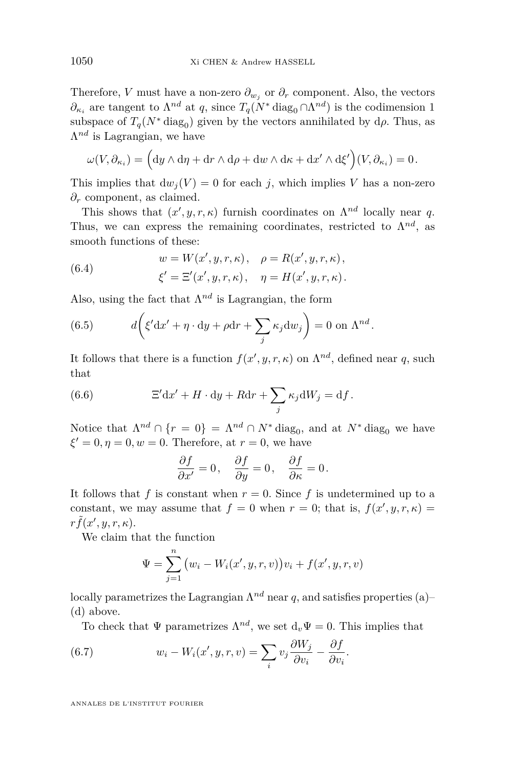Therefore, $V$ must have a non-zero $\partial_{w_j}$ or $\partial_r$ component. Also, the vectors $\partial_{\kappa_i}$ are tangent to $\Lambda^{nd}$ at $q$, since $T_q(N^* \operatorname{diag}_0 \cap \Lambda^{nd})$ is the codimension 1 subspace of $T_q(N^* \operatorname{diag}_0)$ given by the vectors annihilated by $\mathrm{d}\rho$. Thus, as $\Lambda^{nd}$ is Lagrangian, we have

$$\omega(V, \partial_{\kappa_i}) = \Big(\mathrm{d}y \wedge \mathrm{d}\eta + \mathrm{d}r \wedge \mathrm{d}\rho + \mathrm{d}w \wedge \mathrm{d}\kappa + \mathrm{d}x' \wedge \mathrm{d}\xi'\Big)(V, \partial_{\kappa_i}) = 0\,.$$

This implies that $\mathrm{d}w_j(V) = 0$ for each $j$, which implies $V$ has a non-zero $\partial_r$ component, as claimed.

This shows that $(x', y, r, \kappa)$ furnish coordinates on $\Lambda^{nd}$ locally near $q$. Thus, we can express the remaining coordinates, restricted to $\Lambda^{nd}$, as smooth functions of these:

$$\begin{aligned} w &= W(x', y, r, \kappa)\,, \quad \rho = R(x', y, r, \kappa)\,, \\ \xi' &= \Xi'(x', y, r, \kappa)\,, \quad \eta = H(x', y, r, \kappa)\,. \end{aligned} \tag{6.4}$$

Also, using the fact that $\Lambda^{nd}$ is Lagrangian, the form

$$d\bigg(\xi' \mathrm{d}x' + \eta \cdot \mathrm{d}y + \rho \mathrm{d}r + \sum_j \kappa_j \mathrm{d}w_j\bigg) = 0 \text{ on } \Lambda^{nd}. \tag{6.5}$$

It follows that there is a function $f(x', y, r, \kappa)$ on $\Lambda^{nd}$, defined near $q$, such that

$$\Xi' \mathrm{d}x' + H \cdot \mathrm{d}y + R \mathrm{d}r + \sum_j \kappa_j \mathrm{d}W_j = \mathrm{d}f\,. \tag{6.6}$$

Notice that $\Lambda^{nd} \cap \{r = 0\} = \Lambda^{nd} \cap N^* \operatorname{diag}_0$, and at $N^* \operatorname{diag}_0$ we have $\xi' = 0, \eta = 0, w = 0$. Therefore, at $r = 0$, we have

$$\frac{\partial f}{\partial x'} = 0\,, \quad \frac{\partial f}{\partial y} = 0\,, \quad \frac{\partial f}{\partial \kappa} = 0\,.$$

It follows that $f$ is constant when $r = 0$. Since $f$ is undetermined up to a constant, we may assume that $f = 0$ when $r = 0$; that is, $f(x', y, r, \kappa) = r\tilde{f}(x', y, r, \kappa)$.

We claim that the function

$$\Psi = \sum_{j=1}^{n} \big(w_i - W_i(x', y, r, v)\big) v_i + f(x', y, r, v)$$

locally parametrizes the Lagrangian $\Lambda^{nd}$ near $q$, and satisfies properties (a)–(d) above.

To check that $\Psi$ parametrizes $\Lambda^{nd}$, we set $\mathrm{d}_v \Psi = 0$. This implies that

$$w_i - W_i(x', y, r, v) = \sum_i v_j \frac{\partial W_j}{\partial v_i} - \frac{\partial f}{\partial v_i}. \tag{6.7}$$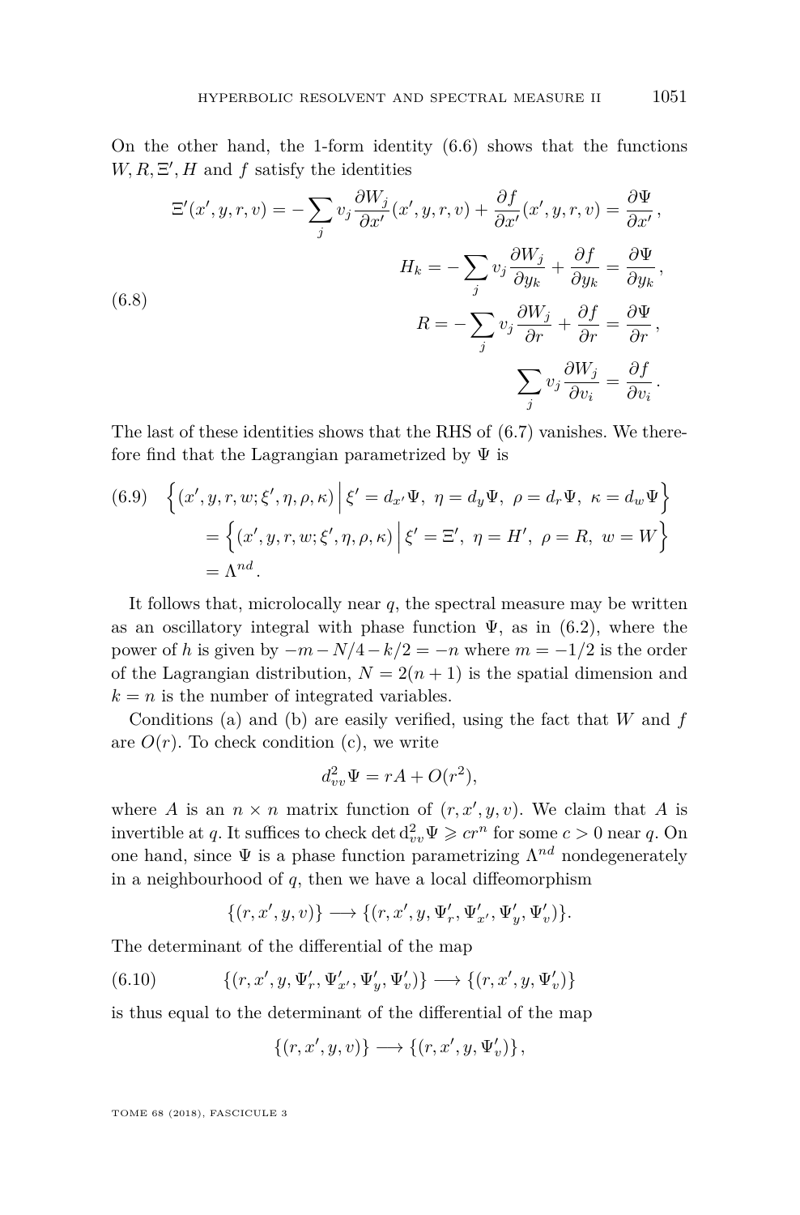On the other hand, the 1-form identity (6.6) shows that the functions $W, R, \Xi', H$ and $f$ satisfy the identities

$$
\begin{aligned}
\Xi'(x', y, r, v) = -\sum_j v_j \frac{\partial W_j}{\partial x'}(x', y, r, v) + \frac{\partial f}{\partial x'}(x', y, r, v) = \frac{\partial \Psi}{\partial x'}, \\
H_k = -\sum_j v_j \frac{\partial W_j}{\partial y_k} + \frac{\partial f}{\partial y_k} = \frac{\partial \Psi}{\partial y_k}, \\
R = -\sum_j v_j \frac{\partial W_j}{\partial r} + \frac{\partial f}{\partial r} = \frac{\partial \Psi}{\partial r}, \\
\sum_j v_j \frac{\partial W_j}{\partial v_i} = \frac{\partial f}{\partial v_i}.
\end{aligned}
\tag{6.8}
$$

The last of these identities shows that the RHS of (6.7) vanishes. We therefore find that the Lagrangian parametrized by $\Psi$ is

$$
\begin{aligned}
&\Big\{(x', y, r, w; \xi', \eta, \rho, \kappa) \,\Big|\, \xi' = d_{x'}\Psi,\ \eta = d_y \Psi,\ \rho = d_r \Psi,\ \kappa = d_w \Psi\Big\} \\
&= \Big\{(x', y, r, w; \xi', \eta, \rho, \kappa) \,\Big|\, \xi' = \Xi',\ \eta = H',\ \rho = R,\ w = W\Big\} \\
&= \Lambda^{nd}.
\end{aligned}
\tag{6.9}
$$

It follows that, microlocally near $q$, the spectral measure may be written as an oscillatory integral with phase function $\Psi$, as in (6.2), where the power of $h$ is given by $-m - N/4 - k/2 = -n$ where $m = -1/2$ is the order of the Lagrangian distribution, $N = 2(n+1)$ is the spatial dimension and $k = n$ is the number of integrated variables.

Conditions (a) and (b) are easily verified, using the fact that $W$ and $f$ are $O(r)$. To check condition (c), we write

$$
d^2_{vv}\Psi = rA + O(r^2),
$$

where $A$ is an $n \times n$ matrix function of $(r, x', y, v)$. We claim that $A$ is invertible at $q$. It suffices to check $\det \mathrm{d}^2_{vv}\Psi \geqslant cr^n$ for some $c > 0$ near $q$. On one hand, since $\Psi$ is a phase function parametrizing $\Lambda^{nd}$ nondegenerately in a neighbourhood of $q$, then we have a local diffeomorphism

$$
\{(r, x', y, v)\} \longrightarrow \{(r, x', y, \Psi'_r, \Psi'_{x'}, \Psi'_y, \Psi'_v)\}.
$$

The determinant of the differential of the map

$$
\{(r, x', y, \Psi'_r, \Psi'_{x'}, \Psi'_y, \Psi'_v)\} \longrightarrow \{(r, x', y, \Psi'_v)\}
\tag{6.10}
$$

is thus equal to the determinant of the differential of the map

$$
\{(r, x', y, v)\} \longrightarrow \{(r, x', y, \Psi'_v)\},
$$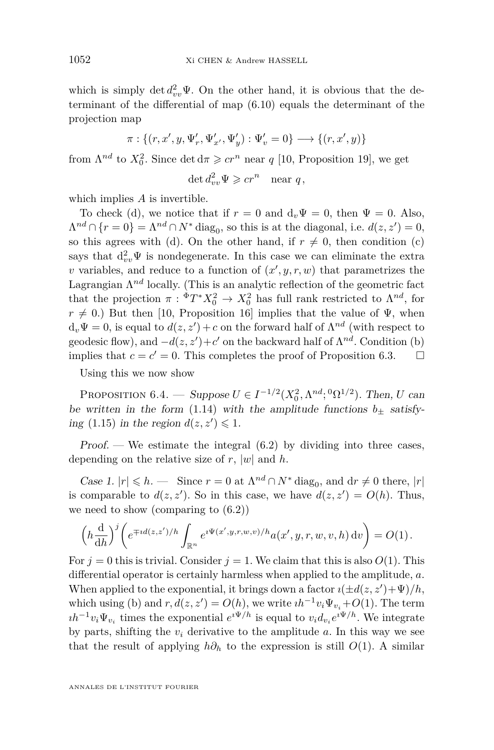which is simply $\det d^2_{vv}\Psi$. On the other hand, it is obvious that the determinant of the differential of map (6.10) equals the determinant of the projection map

$$\pi : \{(r, x', y, \Psi'_r, \Psi'_{x'}, \Psi'_y) : \Psi'_v = 0\} \longrightarrow \{(r, x', y)\}$$

from $\Lambda^{nd}$ to $X_0^2$. Since $\det \mathrm{d}\pi \geqslant cr^n$ near $q$ [10, Proposition 19], we get

$$\det d^2_{vv}\Psi \geqslant cr^n \quad \text{near } q\,,$$

which implies $A$ is invertible.

To check (d), we notice that if $r = 0$ and $\mathrm{d}_v\Psi = 0$, then $\Psi = 0$. Also, $\Lambda^{nd} \cap \{r = 0\} = \Lambda^{nd} \cap N^* \operatorname{diag}_0$, so this is at the diagonal, i.e. $d(z, z') = 0$, so this agrees with (d). On the other hand, if $r \neq 0$, then condition (c) says that $\mathrm{d}^2_{vv}\Psi$ is nondegenerate. In this case we can eliminate the extra $v$ variables, and reduce to a function of $(x', y, r, w)$ that parametrizes the Lagrangian $\Lambda^{nd}$ locally. (This is an analytic reflection of the geometric fact that the projection $\pi : {}^{\Phi}T^*X_0^2 \to X_0^2$ has full rank restricted to $\Lambda^{nd}$, for $r \neq 0$.) But then [10, Proposition 16] implies that the value of $\Psi$, when $\mathrm{d}_v\Psi = 0$, is equal to $d(z, z') + c$ on the forward half of $\Lambda^{nd}$ (with respect to geodesic flow), and $-d(z, z') + c'$ on the backward half of $\Lambda^{nd}$. Condition (b) implies that $c = c' = 0$. This completes the proof of Proposition 6.3. $\square$

Using this we now show

<span style="font-variant:small-caps">Proposition 6.4.</span> — *Suppose $U \in I^{-1/2}(X_0^2, \Lambda^{nd}; {}^0\Omega^{1/2})$. Then, $U$ can be written in the form* (1.14) *with the amplitude functions $b_\pm$ satisfying* (1.15) *in the region $d(z, z') \leqslant 1$.*

*Proof.* — We estimate the integral (6.2) by dividing into three cases, depending on the relative size of $r$, $|w|$ and $h$.

*Case 1. $|r| \leqslant h$.* — Since $r = 0$ at $\Lambda^{nd} \cap N^* \operatorname{diag}_0$, and $\mathrm{d}r \neq 0$ there, $|r|$ is comparable to $d(z, z')$. So in this case, we have $d(z, z') = O(h)$. Thus, we need to show (comparing to (6.2))

$$\Big(h\frac{\mathrm{d}}{\mathrm{d}h}\Big)^j \left( e^{\mp \imath d(z,z')/h} \int_{\mathbb{R}^n} e^{\imath \Psi(x', y, r, w, v)/h} a(x', y, r, w, v, h)\, \mathrm{d}v \right) = O(1)\,.$$

For $j = 0$ this is trivial. Consider $j = 1$. We claim that this is also $O(1)$. This differential operator is certainly harmless when applied to the amplitude, $a$. When applied to the exponential, it brings down a factor $\imath(\pm d(z, z') + \Psi)/h$, which using (b) and $r, d(z, z') = O(h)$, we write $\imath h^{-1} v_i \Psi_{v_i} + O(1)$. The term $\imath h^{-1} v_i \Psi_{v_i}$ times the exponential $e^{\imath\Psi/h}$ is equal to $v_i d_{v_i} e^{\imath\Psi/h}$. We integrate by parts, shifting the $v_i$ derivative to the amplitude $a$. In this way we see that the result of applying $h\partial_h$ to the expression is still $O(1)$. A similar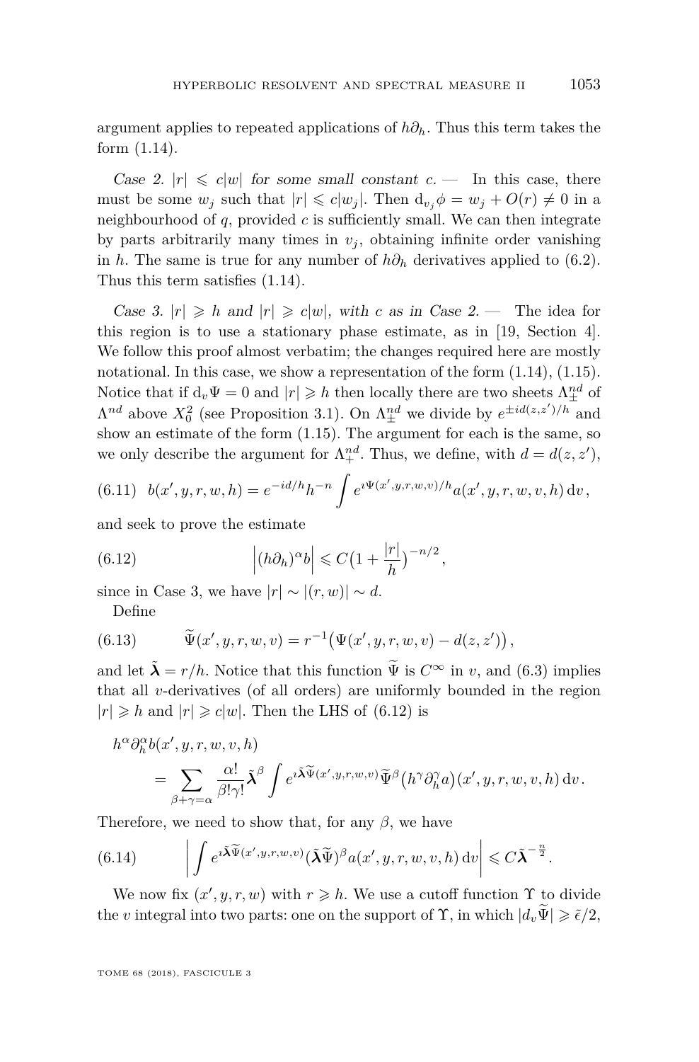argument applies to repeated applications of $h\partial_h$. Thus this term takes the form (1.14).

*Case 2.* $|r| \leqslant c|w|$ *for some small constant* $c$. — In this case, there must be some $w_j$ such that $|r| \leqslant c|w_j|$. Then $\mathrm{d}_{v_j}\phi = w_j + O(r) \neq 0$ in a neighbourhood of $q$, provided $c$ is sufficiently small. We can then integrate by parts arbitrarily many times in $v_j$, obtaining infinite order vanishing in $h$. The same is true for any number of $h\partial_h$ derivatives applied to (6.2). Thus this term satisfies (1.14).

*Case 3.* $|r| \geqslant h$ *and* $|r| \geqslant c|w|$, *with* $c$ *as in Case 2.* — The idea for this region is to use a stationary phase estimate, as in [19, Section 4]. We follow this proof almost verbatim; the changes required here are mostly notational. In this case, we show a representation of the form (1.14), (1.15). Notice that if $\mathrm{d}_v\Psi = 0$ and $|r| \geqslant h$ then locally there are two sheets $\Lambda^{nd}_{\pm}$ of $\Lambda^{nd}$ above $X_0^2$ (see Proposition 3.1). On $\Lambda^{nd}_{\pm}$ we divide by $e^{\pm id(z,z')/h}$ and show an estimate of the form (1.15). The argument for each is the same, so we only describe the argument for $\Lambda^{nd}_{+}$. Thus, we define, with $d = d(z,z')$,

$$b(x', y, r, w, h) = e^{-id/h} h^{-n} \int e^{\imath\Psi(x',y,r,w,v)/h} a(x', y, r, w, v, h)\,\mathrm{d}v\,, \tag{6.11}$$

and seek to prove the estimate

$$\left|(h\partial_h)^{\alpha} b\right| \leqslant C\big(1 + \frac{|r|}{h}\big)^{-n/2}, \tag{6.12}$$

since in Case 3, we have $|r| \sim |(r,w)| \sim d$.

Define

$$\widetilde{\Psi}(x', y, r, w, v) = r^{-1}\big(\Psi(x', y, r, w, v) - d(z,z')\big)\,, \tag{6.13}$$

and let $\tilde{\boldsymbol{\lambda}} = r/h$. Notice that this function $\widetilde{\Psi}$ is $C^{\infty}$ in $v$, and (6.3) implies that all $v$-derivatives (of all orders) are uniformly bounded in the region $|r| \geqslant h$ and $|r| \geqslant c|w|$. Then the LHS of (6.12) is

$$\begin{aligned} &h^{\alpha}\partial_h^{\alpha} b(x', y, r, w, v, h) \\ &\quad = \sum_{\beta+\gamma=\alpha} \frac{\alpha!}{\beta!\gamma!} \tilde{\boldsymbol{\lambda}}^{\beta} \int e^{\imath\tilde{\boldsymbol{\lambda}}\widetilde{\Psi}(x',y,r,w,v)} \widetilde{\Psi}^{\beta}\big(h^{\gamma}\partial_h^{\gamma} a\big)(x', y, r, w, v, h)\,\mathrm{d}v\,. \end{aligned}$$

Therefore, we need to show that, for any $\beta$, we have

$$\left| \int e^{\imath\tilde{\boldsymbol{\lambda}}\widetilde{\Psi}(x',y,r,w,v)} (\tilde{\boldsymbol{\lambda}}\widetilde{\Psi})^{\beta} a(x', y, r, w, v, h)\,\mathrm{d}v \right| \leqslant C\tilde{\boldsymbol{\lambda}}^{-\frac{n}{2}}. \tag{6.14}$$

We now fix $(x', y, r, w)$ with $r \geqslant h$. We use a cutoff function $\Upsilon$ to divide the $v$ integral into two parts: one on the support of $\Upsilon$, in which $|d_v\widetilde{\Psi}| \geqslant \tilde{\epsilon}/2$,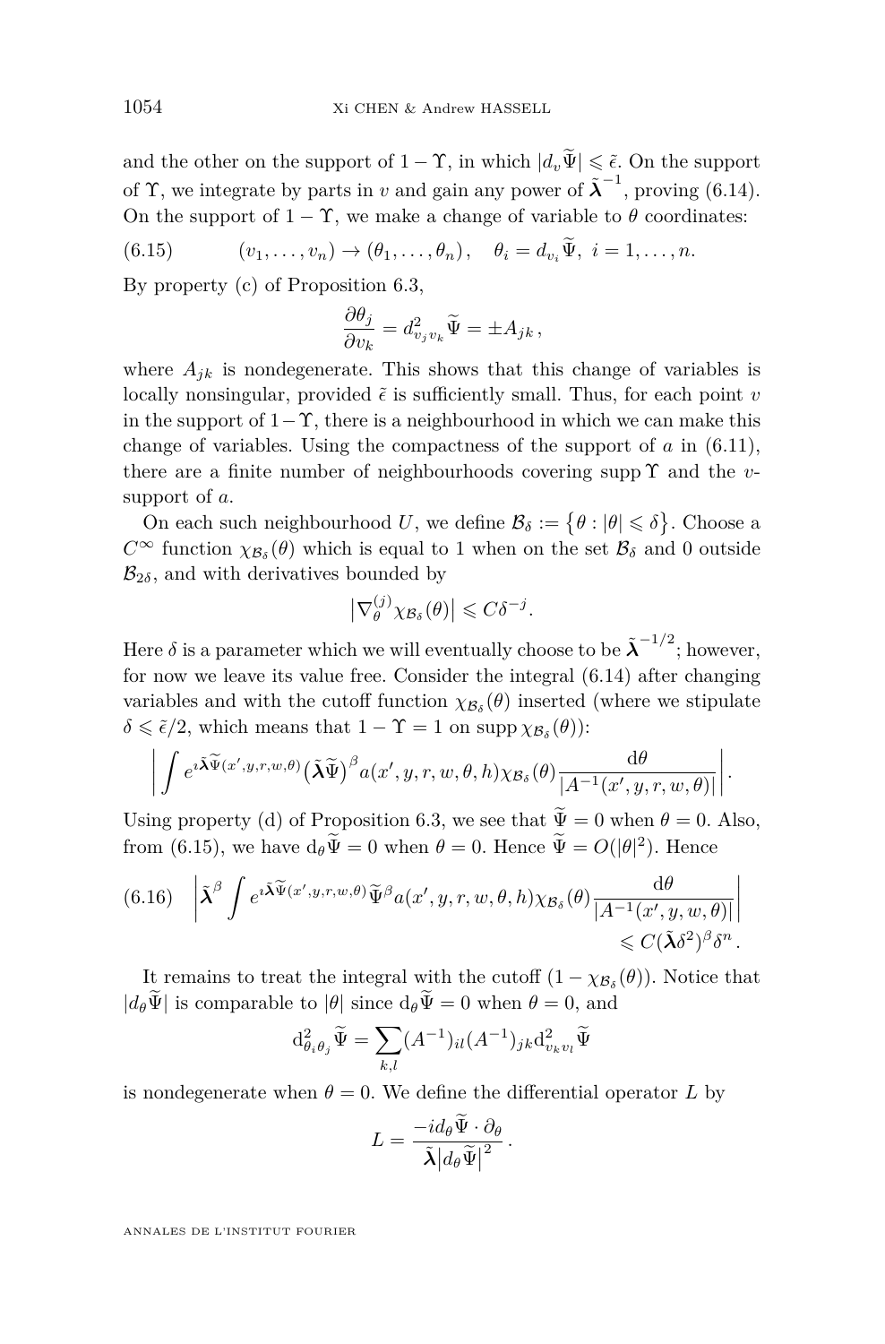and the other on the support of $1 - \Upsilon$, in which $|d_v \widetilde{\Psi}| \leqslant \tilde{\epsilon}$. On the support of $\Upsilon$, we integrate by parts in $v$ and gain any power of $\tilde{\boldsymbol{\lambda}}^{-1}$, proving (6.14). On the support of $1 - \Upsilon$, we make a change of variable to $\theta$ coordinates:

$$(v_1, \dots, v_n) \to (\theta_1, \dots, \theta_n), \quad \theta_i = d_{v_i} \widetilde{\Psi}, \ i = 1, \dots, n. \tag{6.15}$$

By property (c) of Proposition 6.3,

$$\frac{\partial \theta_j}{\partial v_k} = d^2_{v_j v_k} \widetilde{\Psi} = \pm A_{jk},$$

where $A_{jk}$ is nondegenerate. This shows that this change of variables is locally nonsingular, provided $\tilde{\epsilon}$ is sufficiently small. Thus, for each point $v$ in the support of $1-\Upsilon$, there is a neighbourhood in which we can make this change of variables. Using the compactness of the support of $a$ in (6.11), there are a finite number of neighbourhoods covering $\operatorname{supp} \Upsilon$ and the $v$-support of $a$.

On each such neighbourhood $U$, we define $\mathcal{B}_\delta := \{\theta : |\theta| \leqslant \delta\}$. Choose a $C^\infty$ function $\chi_{\mathcal{B}_\delta}(\theta)$ which is equal to 1 when on the set $\mathcal{B}_\delta$ and 0 outside $\mathcal{B}_{2\delta}$, and with derivatives bounded by

$$\left|\nabla_\theta^{(j)} \chi_{\mathcal{B}_\delta}(\theta)\right| \leqslant C \delta^{-j}.$$

Here $\delta$ is a parameter which we will eventually choose to be $\tilde{\boldsymbol{\lambda}}^{-1/2}$; however, for now we leave its value free. Consider the integral (6.14) after changing variables and with the cutoff function $\chi_{\mathcal{B}_\delta}(\theta)$ inserted (where we stipulate $\delta \leqslant \tilde{\epsilon}/2$, which means that $1 - \Upsilon = 1$ on $\operatorname{supp} \chi_{\mathcal{B}_\delta}(\theta)$):

$$\left| \int e^{\imath \tilde{\boldsymbol{\lambda}} \widetilde{\Psi}(x', y, r, w, \theta)} \big(\tilde{\boldsymbol{\lambda}} \widetilde{\Psi}\big)^\beta a(x', y, r, w, \theta, h) \chi_{\mathcal{B}_\delta}(\theta) \frac{\mathrm{d}\theta}{|A^{-1}(x', y, r, w, \theta)|} \right|.$$

Using property (d) of Proposition 6.3, we see that $\widetilde{\Psi} = 0$ when $\theta = 0$. Also, from (6.15), we have $\mathrm{d}_\theta \widetilde{\Psi} = 0$ when $\theta = 0$. Hence $\widetilde{\Psi} = O(|\theta|^2)$. Hence

$$\left| \tilde{\boldsymbol{\lambda}}^\beta \int e^{\imath \tilde{\boldsymbol{\lambda}} \widetilde{\Psi}(x', y, r, w, \theta)} \widetilde{\Psi}^\beta a(x', y, r, w, \theta, h) \chi_{\mathcal{B}_\delta}(\theta) \frac{\mathrm{d}\theta}{|A^{-1}(x', y, w, \theta)|} \right| \leqslant C (\tilde{\boldsymbol{\lambda}} \delta^2)^\beta \delta^n. \tag{6.16}$$

It remains to treat the integral with the cutoff $(1 - \chi_{\mathcal{B}_\delta}(\theta))$. Notice that $|d_\theta \widetilde{\Psi}|$ is comparable to $|\theta|$ since $\mathrm{d}_\theta \widetilde{\Psi} = 0$ when $\theta = 0$, and

$$\mathrm{d}^2_{\theta_i \theta_j} \widetilde{\Psi} = \sum_{k,l} (A^{-1})_{il} (A^{-1})_{jk} \mathrm{d}^2_{v_k v_l} \widetilde{\Psi}$$

is nondegenerate when $\theta = 0$. We define the differential operator $L$ by

$$L = \frac{-i d_\theta \widetilde{\Psi} \cdot \partial_\theta}{\tilde{\boldsymbol{\lambda}} \big|d_\theta \widetilde{\Psi}\big|^2}.$$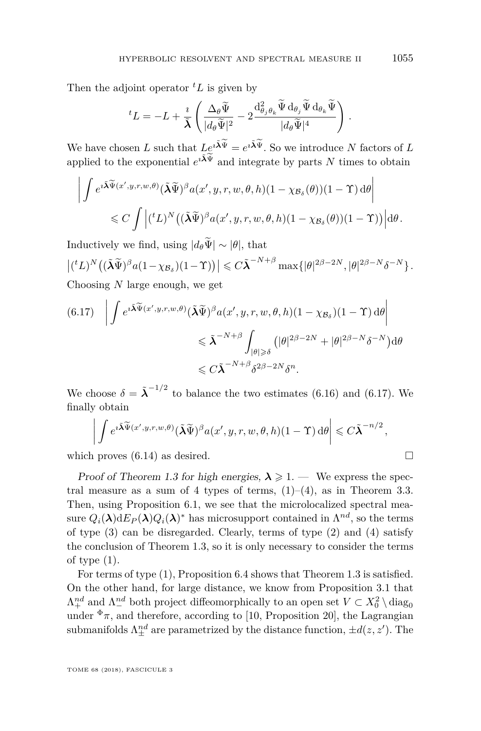Then the adjoint operator ${}^tL$ is given by

$$ {}^tL = -L + \frac{\imath}{\tilde{\boldsymbol{\lambda}}}\left(\frac{\Delta_\theta \widetilde{\Psi}}{|d_\theta \widetilde{\Psi}|^2} - 2\frac{\mathrm{d}^2_{\theta_j\theta_k}\widetilde{\Psi}\,\mathrm{d}_{\theta_j}\widetilde{\Psi}\,\mathrm{d}_{\theta_k}\widetilde{\Psi}}{|d_\theta \widetilde{\Psi}|^4}\right). $$

We have chosen $L$ such that $Le^{\imath\tilde{\boldsymbol{\lambda}}\widetilde{\Psi}} = e^{\imath\tilde{\boldsymbol{\lambda}}\widetilde{\Psi}}$. So we introduce $N$ factors of $L$ applied to the exponential $e^{\imath\tilde{\boldsymbol{\lambda}}\widetilde{\Psi}}$ and integrate by parts $N$ times to obtain

$$ \left|\int e^{\imath\tilde{\boldsymbol{\lambda}}\widetilde{\Psi}(x',y,r,w,\theta)}(\tilde{\boldsymbol{\lambda}}\widetilde{\Psi})^\beta a(x',y,r,w,\theta,h)(1-\chi_{\mathcal{B}_\delta}(\theta))(1-\Upsilon)\,\mathrm{d}\theta\right| \leqslant C\int\left|({}^tL)^N\big((\tilde{\boldsymbol{\lambda}}\widetilde{\Psi})^\beta a(x',y,r,w,\theta,h)(1-\chi_{\mathcal{B}_\delta}(\theta))(1-\Upsilon)\big)\right|\mathrm{d}\theta. $$

Inductively we find, using $|d_\theta\widetilde{\Psi}| \sim |\theta|$, that

$$ \left|({}^tL)^N\big((\tilde{\boldsymbol{\lambda}}\widetilde{\Psi})^\beta a(1-\chi_{\mathcal{B}_\delta})(1-\Upsilon)\big)\right| \leqslant C\tilde{\boldsymbol{\lambda}}^{-N+\beta}\max\{|\theta|^{2\beta-2N}, |\theta|^{2\beta-N}\delta^{-N}\}. $$

Choosing $N$ large enough, we get

$$ \left|\int e^{\imath\tilde{\boldsymbol{\lambda}}\widetilde{\Psi}(x',y,r,w,\theta)}(\tilde{\boldsymbol{\lambda}}\widetilde{\Psi})^\beta a(x',y,r,w,\theta,h)(1-\chi_{\mathcal{B}_\delta})(1-\Upsilon)\,\mathrm{d}\theta\right| \leqslant \tilde{\boldsymbol{\lambda}}^{-N+\beta}\int_{|\theta|\geqslant\delta}\big(|\theta|^{2\beta-2N} + |\theta|^{2\beta-N}\delta^{-N}\big)\mathrm{d}\theta \leqslant C\tilde{\boldsymbol{\lambda}}^{-N+\beta}\delta^{2\beta-2N}\delta^n. \tag{6.17} $$

We choose $\delta = \tilde{\boldsymbol{\lambda}}^{-1/2}$ to balance the two estimates (6.16) and (6.17). We finally obtain

$$ \left|\int e^{\imath\tilde{\boldsymbol{\lambda}}\widetilde{\Psi}(x',y,r,w,\theta)}(\tilde{\boldsymbol{\lambda}}\widetilde{\Psi})^\beta a(x',y,r,w,\theta,h)(1-\Upsilon)\,\mathrm{d}\theta\right| \leqslant C\tilde{\boldsymbol{\lambda}}^{-n/2}, $$

which proves (6.14) as desired. □

*Proof of Theorem 1.3 for high energies, $\boldsymbol{\lambda} \geqslant 1$.* — We express the spectral measure as a sum of 4 types of terms, (1)–(4), as in Theorem 3.3. Then, using Proposition 6.1, we see that the microlocalized spectral measure $Q_i(\boldsymbol{\lambda})\mathrm{d}E_P(\boldsymbol{\lambda})Q_i(\boldsymbol{\lambda})^*$ has microsupport contained in $\Lambda^{nd}$, so the terms of type (3) can be disregarded. Clearly, terms of type (2) and (4) satisfy the conclusion of Theorem 1.3, so it is only necessary to consider the terms of type (1).

For terms of type (1), Proposition 6.4 shows that Theorem 1.3 is satisfied. On the other hand, for large distance, we know from Proposition 3.1 that $\Lambda^{nd}_+$ and $\Lambda^{nd}_-$ both project diffeomorphically to an open set $V \subset X^2_0 \setminus \mathrm{diag}_0$ under ${}^\Phi\pi$, and therefore, according to [10, Proposition 20], the Lagrangian submanifolds $\Lambda^{nd}_\pm$ are parametrized by the distance function, $\pm d(z,z')$. The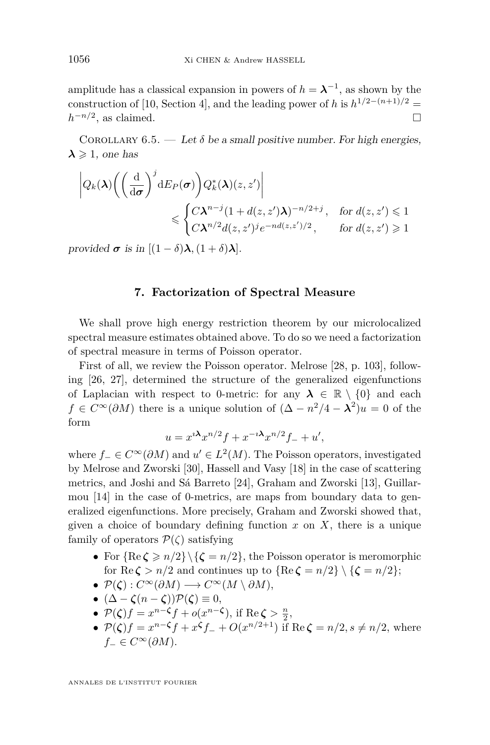amplitude has a classical expansion in powers of $h = \boldsymbol{\lambda}^{-1}$, as shown by the construction of [10, Section 4], and the leading power of $h$ is $h^{1/2-(n+1)/2} = h^{-n/2}$, as claimed. $\square$

Corollary 6.5. — *Let $\delta$ be a small positive number. For high energies, $\boldsymbol{\lambda} \geqslant 1$, one has*

$$\left| Q_k(\boldsymbol{\lambda}) \left( \left( \frac{\mathrm{d}}{\mathrm{d}\boldsymbol{\sigma}} \right)^j \mathrm{d}E_P(\boldsymbol{\sigma}) \right) Q_k^*(\boldsymbol{\lambda})(z, z') \right| \leqslant \begin{cases} C\boldsymbol{\lambda}^{n-j}(1 + d(z,z')\boldsymbol{\lambda})^{-n/2+j}, & \text{for } d(z,z') \leqslant 1 \\ C\boldsymbol{\lambda}^{n/2} d(z,z')^j e^{-nd(z,z')/2}, & \text{for } d(z,z') \geqslant 1 \end{cases}$$

*provided $\boldsymbol{\sigma}$ is in $[(1-\delta)\boldsymbol{\lambda}, (1+\delta)\boldsymbol{\lambda}]$.*

## 7. Factorization of Spectral Measure

We shall prove high energy restriction theorem by our microlocalized spectral measure estimates obtained above. To do so we need a factorization of spectral measure in terms of Poisson operator.

First of all, we review the Poisson operator. Melrose [28, p. 103], following [26, 27], determined the structure of the generalized eigenfunctions of Laplacian with respect to 0-metric: for any $\boldsymbol{\lambda} \in \mathbb{R} \setminus \{0\}$ and each $f \in C^\infty(\partial M)$ there is a unique solution of $(\Delta - n^2/4 - \boldsymbol{\lambda}^2)u = 0$ of the form

$$u = x^{\imath\boldsymbol{\lambda}} x^{n/2} f + x^{-\imath\boldsymbol{\lambda}} x^{n/2} f_- + u',$$

where $f_- \in C^\infty(\partial M)$ and $u' \in L^2(M)$. The Poisson operators, investigated by Melrose and Zworski [30], Hassell and Vasy [18] in the case of scattering metrics, and Joshi and Sá Barreto [24], Graham and Zworski [13], Guillarmou [14] in the case of 0-metrics, are maps from boundary data to generalized eigenfunctions. More precisely, Graham and Zworski showed that, given a choice of boundary defining function $x$ on $X$, there is a unique family of operators $\mathcal{P}(\zeta)$ satisfying

- For $\{\operatorname{Re}\boldsymbol{\zeta} \geqslant n/2\} \setminus \{\boldsymbol{\zeta} = n/2\}$, the Poisson operator is meromorphic for $\operatorname{Re}\boldsymbol{\zeta} > n/2$ and continues up to $\{\operatorname{Re}\boldsymbol{\zeta} = n/2\} \setminus \{\boldsymbol{\zeta} = n/2\}$;
- $\mathcal{P}(\boldsymbol{\zeta}) : C^\infty(\partial M) \longrightarrow C^\infty(M \setminus \partial M)$,
- $(\Delta - \boldsymbol{\zeta}(n - \boldsymbol{\zeta}))\mathcal{P}(\boldsymbol{\zeta}) \equiv 0$,
- $\mathcal{P}(\boldsymbol{\zeta})f = x^{n-\boldsymbol{\zeta}} f + o(x^{n-\boldsymbol{\zeta}})$, if $\operatorname{Re}\boldsymbol{\zeta} > \frac{n}{2}$,
- $\mathcal{P}(\boldsymbol{\zeta})f = x^{n-\boldsymbol{\zeta}} f + x^{\boldsymbol{\zeta}} f_- + O(x^{n/2+1})$ if $\operatorname{Re}\boldsymbol{\zeta} = n/2, s \neq n/2$, where $f_- \in C^\infty(\partial M)$.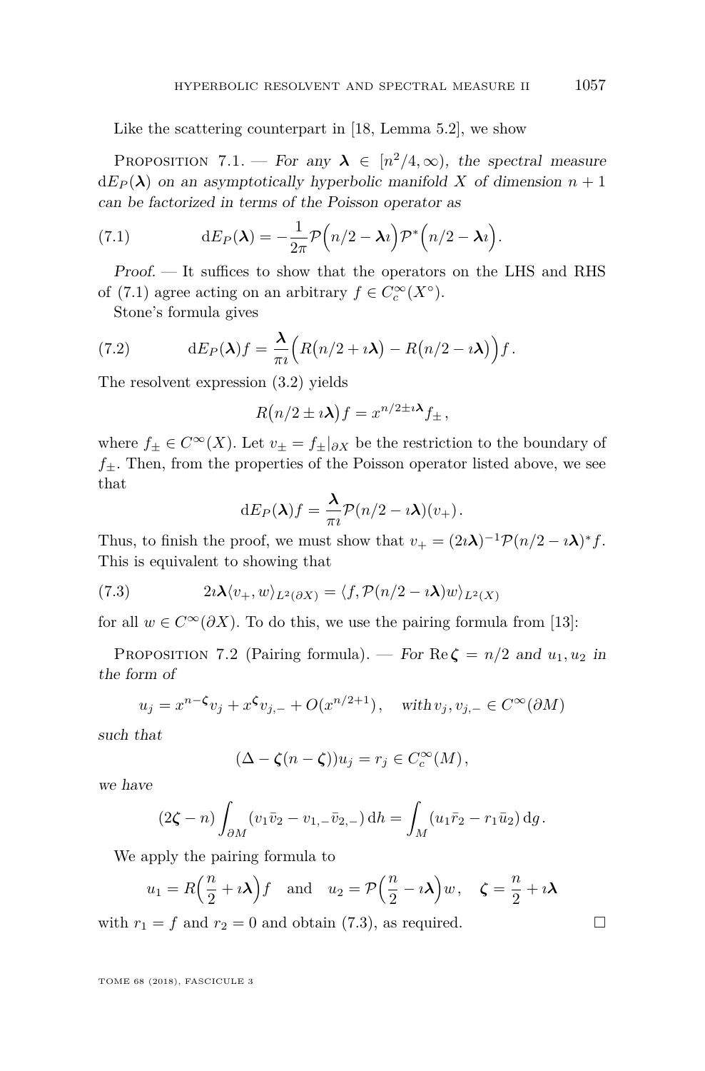Like the scattering counterpart in [18, Lemma 5.2], we show

Proposition 7.1. — *For any $\boldsymbol{\lambda} \in [n^2/4, \infty)$, the spectral measure $\mathrm{d}E_P(\boldsymbol{\lambda})$ on an asymptotically hyperbolic manifold $X$ of dimension $n+1$ can be factorized in terms of the Poisson operator as*

$$\mathrm{d}E_P(\boldsymbol{\lambda}) = -\frac{1}{2\pi}\mathcal{P}\Big(n/2 - \boldsymbol{\lambda}\imath\Big)\mathcal{P}^*\Big(n/2 - \boldsymbol{\lambda}\imath\Big). \tag{7.1}$$

*Proof.* — It suffices to show that the operators on the LHS and RHS of (7.1) agree acting on an arbitrary $f \in C_c^\infty(X^\circ)$.

Stone's formula gives

$$\mathrm{d}E_P(\boldsymbol{\lambda})f = \frac{\boldsymbol{\lambda}}{\pi\imath}\Big(R\big(n/2 + \imath\boldsymbol{\lambda}\big) - R\big(n/2 - \imath\boldsymbol{\lambda}\big)\Big)f\,. \tag{7.2}$$

The resolvent expression (3.2) yields

$$R\big(n/2 \pm \imath\boldsymbol{\lambda}\big)f = x^{n/2 \pm \imath\boldsymbol{\lambda}}f_\pm\,,$$

where $f_\pm \in C^\infty(X)$. Let $v_\pm = f_\pm|_{\partial X}$ be the restriction to the boundary of $f_\pm$. Then, from the properties of the Poisson operator listed above, we see that

$$\mathrm{d}E_P(\boldsymbol{\lambda})f = \frac{\boldsymbol{\lambda}}{\pi\imath}\mathcal{P}(n/2 - \imath\boldsymbol{\lambda})(v_+)\,.$$

Thus, to finish the proof, we must show that $v_+ = (2\imath\boldsymbol{\lambda})^{-1}\mathcal{P}(n/2 - \imath\boldsymbol{\lambda})^* f$. This is equivalent to showing that

$$2\imath\boldsymbol{\lambda}\langle v_+, w\rangle_{L^2(\partial X)} = \langle f, \mathcal{P}(n/2 - \imath\boldsymbol{\lambda})w\rangle_{L^2(X)} \tag{7.3}$$

for all $w \in C^\infty(\partial X)$. To do this, we use the pairing formula from [13]:

Proposition 7.2 (Pairing formula). — *For $\operatorname{Re}\boldsymbol{\zeta} = n/2$ and $u_1, u_2$ in the form of*

$$u_j = x^{n-\boldsymbol{\zeta}}v_j + x^{\boldsymbol{\zeta}}v_{j,-} + O(x^{n/2+1}), \quad \text{with}\, v_j, v_{j,-} \in C^\infty(\partial M)$$

*such that*

$$(\Delta - \boldsymbol{\zeta}(n - \boldsymbol{\zeta}))u_j = r_j \in C_c^\infty(M)\,,$$

*we have*

$$(2\boldsymbol{\zeta} - n)\int_{\partial M}(v_1\bar{v}_2 - v_{1,-}\bar{v}_{2,-})\,\mathrm{d}h = \int_M (u_1\bar{r}_2 - r_1\bar{u}_2)\,\mathrm{d}g\,.$$

We apply the pairing formula to

$$u_1 = R\Big(\frac{n}{2} + \imath\boldsymbol{\lambda}\Big)f \quad \text{and} \quad u_2 = \mathcal{P}\Big(\frac{n}{2} - \imath\boldsymbol{\lambda}\Big)w\,, \quad \boldsymbol{\zeta} = \frac{n}{2} + \imath\boldsymbol{\lambda}$$

with $r_1 = f$ and $r_2 = 0$ and obtain (7.3), as required. □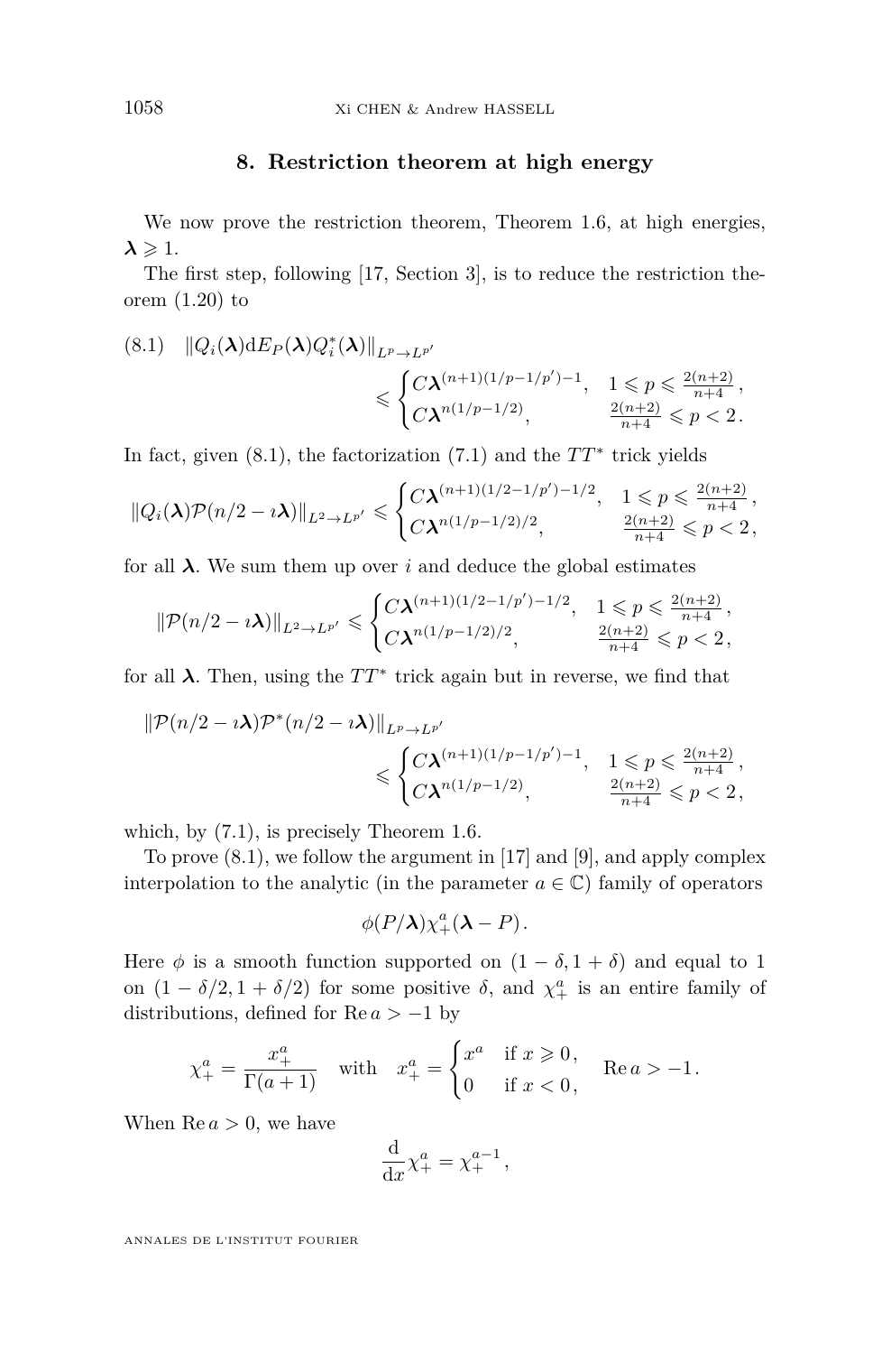## 8. Restriction theorem at high energy

We now prove the restriction theorem, Theorem 1.6, at high energies, $\boldsymbol{\lambda} \geqslant 1$.

The first step, following [17, Section 3], is to reduce the restriction theorem (1.20) to

$$\|Q_i(\boldsymbol{\lambda}) \mathrm{d}E_P(\boldsymbol{\lambda}) Q_i^*(\boldsymbol{\lambda})\|_{L^p \to L^{p'}} \leqslant \begin{cases} C\boldsymbol{\lambda}^{(n+1)(1/p-1/p')-1}, & 1 \leqslant p \leqslant \frac{2(n+2)}{n+4}, \\ C\boldsymbol{\lambda}^{n(1/p-1/2)}, & \frac{2(n+2)}{n+4} \leqslant p < 2. \end{cases} \tag{8.1}$$

In fact, given (8.1), the factorization (7.1) and the $TT^*$ trick yields

$$\|Q_i(\boldsymbol{\lambda}) \mathcal{P}(n/2 - \imath\boldsymbol{\lambda})\|_{L^2 \to L^{p'}} \leqslant \begin{cases} C\boldsymbol{\lambda}^{(n+1)(1/2-1/p')-1/2}, & 1 \leqslant p \leqslant \frac{2(n+2)}{n+4}, \\ C\boldsymbol{\lambda}^{n(1/p-1/2)/2}, & \frac{2(n+2)}{n+4} \leqslant p < 2, \end{cases}$$

for all $\boldsymbol{\lambda}$. We sum them up over $i$ and deduce the global estimates

$$\|\mathcal{P}(n/2 - \imath\boldsymbol{\lambda})\|_{L^2 \to L^{p'}} \leqslant \begin{cases} C\boldsymbol{\lambda}^{(n+1)(1/2-1/p')-1/2}, & 1 \leqslant p \leqslant \frac{2(n+2)}{n+4}, \\ C\boldsymbol{\lambda}^{n(1/p-1/2)/2}, & \frac{2(n+2)}{n+4} \leqslant p < 2, \end{cases}$$

for all $\boldsymbol{\lambda}$. Then, using the $TT^*$ trick again but in reverse, we find that

$$\|\mathcal{P}(n/2 - \imath\boldsymbol{\lambda}) \mathcal{P}^*(n/2 - \imath\boldsymbol{\lambda})\|_{L^p \to L^{p'}} \leqslant \begin{cases} C\boldsymbol{\lambda}^{(n+1)(1/p-1/p')-1}, & 1 \leqslant p \leqslant \frac{2(n+2)}{n+4}, \\ C\boldsymbol{\lambda}^{n(1/p-1/2)}, & \frac{2(n+2)}{n+4} \leqslant p < 2, \end{cases}$$

which, by (7.1), is precisely Theorem 1.6.

To prove (8.1), we follow the argument in [17] and [9], and apply complex interpolation to the analytic (in the parameter $a \in \mathbb{C}$) family of operators

$$\phi(P/\boldsymbol{\lambda}) \chi_+^a(\boldsymbol{\lambda} - P).$$

Here $\phi$ is a smooth function supported on $(1 - \delta, 1 + \delta)$ and equal to 1 on $(1 - \delta/2, 1 + \delta/2)$ for some positive $\delta$, and $\chi_+^a$ is an entire family of distributions, defined for $\operatorname{Re} a > -1$ by

$$\chi_+^a = \frac{x_+^a}{\Gamma(a+1)} \quad \text{with} \quad x_+^a = \begin{cases} x^a & \text{if } x \geqslant 0, \\ 0 & \text{if } x < 0, \end{cases} \quad \operatorname{Re} a > -1.$$

When $\operatorname{Re} a > 0$, we have

$$\frac{\mathrm{d}}{\mathrm{d}x} \chi_+^a = \chi_+^{a-1},$$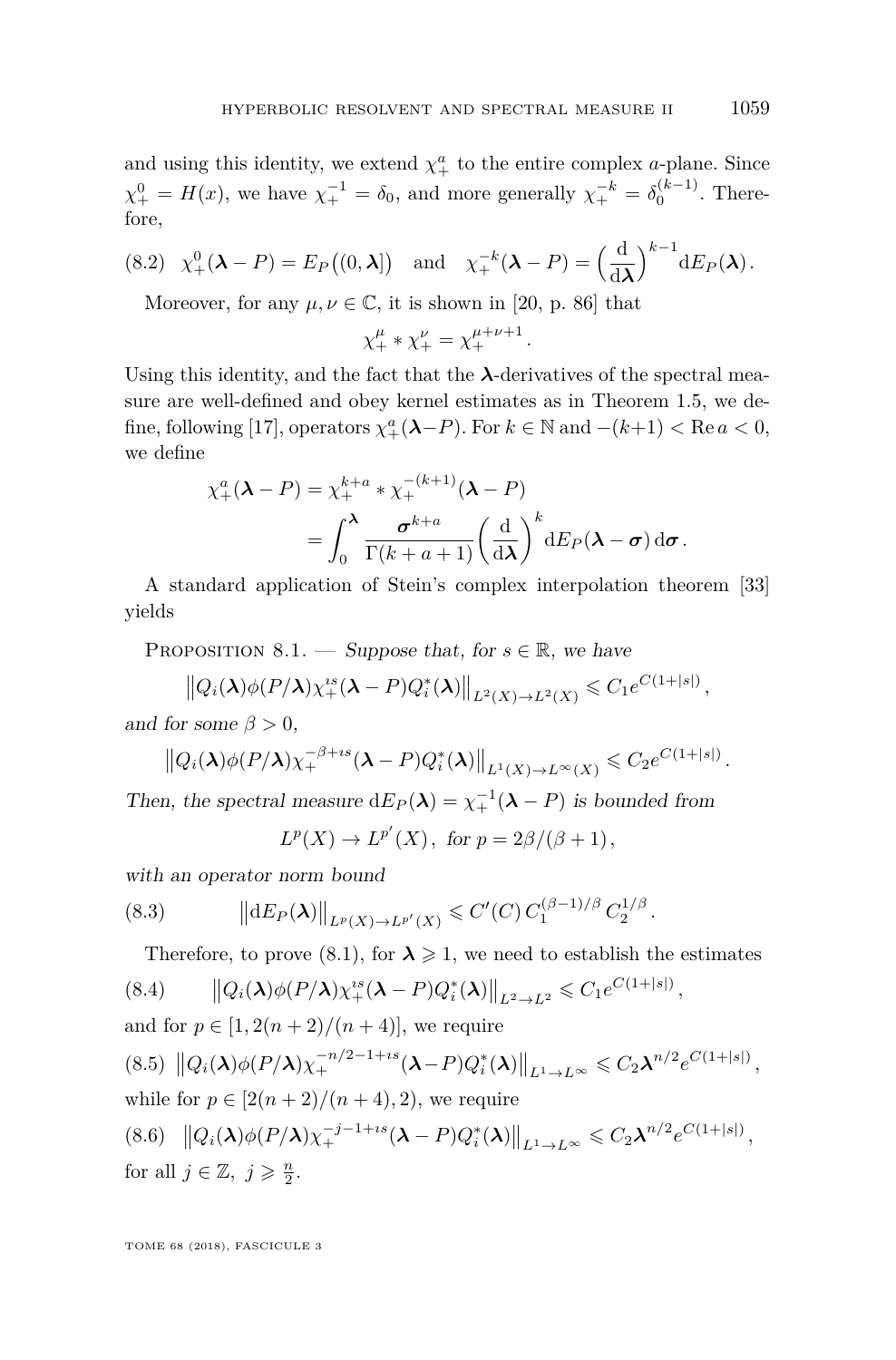and using this identity, we extend $\chi_+^a$ to the entire complex $a$-plane. Since $\chi_+^0 = H(x)$, we have $\chi_+^{-1} = \delta_0$, and more generally $\chi_+^{-k} = \delta_0^{(k-1)}$. Therefore,

$$\chi_+^0(\boldsymbol{\lambda} - P) = E_P\big((0,\boldsymbol{\lambda}]\big) \quad \text{and} \quad \chi_+^{-k}(\boldsymbol{\lambda} - P) = \Big(\frac{\mathrm{d}}{\mathrm{d}\boldsymbol{\lambda}}\Big)^{k-1} \mathrm{d}E_P(\boldsymbol{\lambda}). \tag{8.2}$$

Moreover, for any $\mu, \nu \in \mathbb{C}$, it is shown in [20, p. 86] that

$$\chi_+^\mu * \chi_+^\nu = \chi_+^{\mu+\nu+1}.$$

Using this identity, and the fact that the $\boldsymbol{\lambda}$-derivatives of the spectral measure are well-defined and obey kernel estimates as in Theorem 1.5, we define, following [17], operators $\chi_+^a(\boldsymbol{\lambda} - P)$. For $k \in \mathbb{N}$ and $-(k+1) < \operatorname{Re} a < 0$, we define

$$\begin{aligned} \chi_+^a(\boldsymbol{\lambda} - P) &= \chi_+^{k+a} * \chi_+^{-(k+1)}(\boldsymbol{\lambda} - P) \\ &= \int_0^{\boldsymbol{\lambda}} \frac{\boldsymbol{\sigma}^{k+a}}{\Gamma(k+a+1)} \Big(\frac{\mathrm{d}}{\mathrm{d}\boldsymbol{\lambda}}\Big)^k \mathrm{d}E_P(\boldsymbol{\lambda} - \boldsymbol{\sigma})\, \mathrm{d}\boldsymbol{\sigma}. \end{aligned}$$

A standard application of Stein's complex interpolation theorem [33] yields

Proposition 8.1. — *Suppose that, for $s \in \mathbb{R}$, we have*

$$\big\| Q_i(\boldsymbol{\lambda}) \phi(P/\boldsymbol{\lambda}) \chi_+^{\imath s}(\boldsymbol{\lambda} - P) Q_i^*(\boldsymbol{\lambda}) \big\|_{L^2(X) \to L^2(X)} \leqslant C_1 e^{C(1+|s|)},$$

*and for some $\beta > 0$,*

$$\big\| Q_i(\boldsymbol{\lambda}) \phi(P/\boldsymbol{\lambda}) \chi_+^{-\beta+\imath s}(\boldsymbol{\lambda} - P) Q_i^*(\boldsymbol{\lambda}) \big\|_{L^1(X) \to L^\infty(X)} \leqslant C_2 e^{C(1+|s|)}.$$

*Then, the spectral measure $\mathrm{d}E_P(\boldsymbol{\lambda}) = \chi_+^{-1}(\boldsymbol{\lambda} - P)$ is bounded from*

$$L^p(X) \to L^{p'}(X), \ \text{for } p = 2\beta/(\beta+1),$$

*with an operator norm bound*

$$\big\| \mathrm{d}E_P(\boldsymbol{\lambda}) \big\|_{L^p(X) \to L^{p'}(X)} \leqslant C'(C)\, C_1^{(\beta-1)/\beta}\, C_2^{1/\beta}. \tag{8.3}$$

Therefore, to prove (8.1), for $\boldsymbol{\lambda} \geqslant 1$, we need to establish the estimates

$$\big\| Q_i(\boldsymbol{\lambda}) \phi(P/\boldsymbol{\lambda}) \chi_+^{\imath s}(\boldsymbol{\lambda} - P) Q_i^*(\boldsymbol{\lambda}) \big\|_{L^2 \to L^2} \leqslant C_1 e^{C(1+|s|)}, \tag{8.4}$$

and for $p \in [1, 2(n+2)/(n+4)]$, we require

$$\big\| Q_i(\boldsymbol{\lambda}) \phi(P/\boldsymbol{\lambda}) \chi_+^{-n/2-1+\imath s}(\boldsymbol{\lambda} - P) Q_i^*(\boldsymbol{\lambda}) \big\|_{L^1 \to L^\infty} \leqslant C_2 \boldsymbol{\lambda}^{n/2} e^{C(1+|s|)}, \tag{8.5}$$

while for $p \in [2(n+2)/(n+4), 2)$, we require

$$\big\| Q_i(\boldsymbol{\lambda}) \phi(P/\boldsymbol{\lambda}) \chi_+^{-j-1+\imath s}(\boldsymbol{\lambda} - P) Q_i^*(\boldsymbol{\lambda}) \big\|_{L^1 \to L^\infty} \leqslant C_2 \boldsymbol{\lambda}^{n/2} e^{C(1+|s|)}, \tag{8.6}$$

for all $j \in \mathbb{Z}, \ j \geqslant \frac{n}{2}$.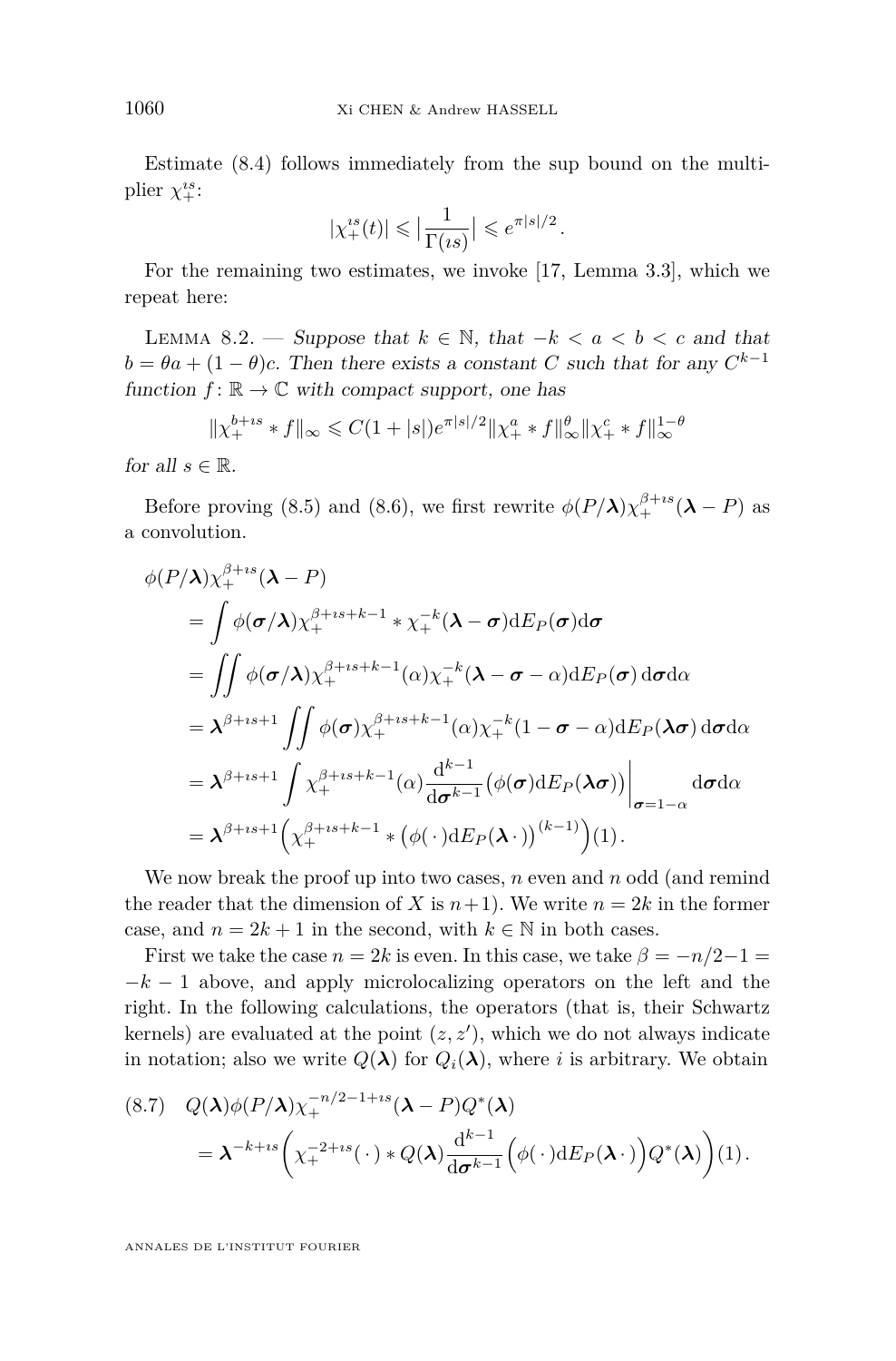Estimate (8.4) follows immediately from the sup bound on the multiplier $\chi_+^{\imath s}$:

$$|\chi_+^{\imath s}(t)| \leqslant \Big|\frac{1}{\Gamma(\imath s)}\Big| \leqslant e^{\pi|s|/2}.$$

For the remaining two estimates, we invoke [17, Lemma 3.3], which we repeat here:

Lemma 8.2. — *Suppose that $k \in \mathbb{N}$, that $-k < a < b < c$ and that $b = \theta a + (1-\theta)c$. Then there exists a constant $C$ such that for any $C^{k-1}$ function $f : \mathbb{R} \to \mathbb{C}$ with compact support, one has*

$$\|\chi_+^{b+\imath s} * f\|_\infty \leqslant C(1+|s|)e^{\pi|s|/2}\|\chi_+^a * f\|_\infty^\theta \|\chi_+^c * f\|_\infty^{1-\theta}$$

*for all $s \in \mathbb{R}$.*

Before proving (8.5) and (8.6), we first rewrite $\phi(P/\boldsymbol{\lambda})\chi_+^{\beta+\imath s}(\boldsymbol{\lambda} - P)$ as a convolution.

$$\begin{aligned}
&\phi(P/\boldsymbol{\lambda})\chi_+^{\beta+\imath s}(\boldsymbol{\lambda} - P) \\
&\quad = \int \phi(\boldsymbol{\sigma}/\boldsymbol{\lambda})\chi_+^{\beta+\imath s+k-1} * \chi_+^{-k}(\boldsymbol{\lambda} - \boldsymbol{\sigma})\mathrm{d}E_P(\boldsymbol{\sigma})\mathrm{d}\boldsymbol{\sigma} \\
&\quad = \iint \phi(\boldsymbol{\sigma}/\boldsymbol{\lambda})\chi_+^{\beta+\imath s+k-1}(\alpha)\chi_+^{-k}(\boldsymbol{\lambda} - \boldsymbol{\sigma} - \alpha)\mathrm{d}E_P(\boldsymbol{\sigma})\,\mathrm{d}\boldsymbol{\sigma}\mathrm{d}\alpha \\
&\quad = \boldsymbol{\lambda}^{\beta+\imath s+1}\iint \phi(\boldsymbol{\sigma})\chi_+^{\beta+\imath s+k-1}(\alpha)\chi_+^{-k}(1 - \boldsymbol{\sigma} - \alpha)\mathrm{d}E_P(\boldsymbol{\lambda}\boldsymbol{\sigma})\,\mathrm{d}\boldsymbol{\sigma}\mathrm{d}\alpha \\
&\quad = \boldsymbol{\lambda}^{\beta+\imath s+1}\int \chi_+^{\beta+\imath s+k-1}(\alpha)\frac{\mathrm{d}^{k-1}}{\mathrm{d}\boldsymbol{\sigma}^{k-1}}\big(\phi(\boldsymbol{\sigma})\mathrm{d}E_P(\boldsymbol{\lambda}\boldsymbol{\sigma})\big)\Big|_{\boldsymbol{\sigma}=1-\alpha}\mathrm{d}\boldsymbol{\sigma}\mathrm{d}\alpha \\
&\quad = \boldsymbol{\lambda}^{\beta+\imath s+1}\Big(\chi_+^{\beta+\imath s+k-1} * \big(\phi(\,\cdot\,)\mathrm{d}E_P(\boldsymbol{\lambda}\,\cdot\,)\big)^{(k-1)}\Big)(1).
\end{aligned}$$

We now break the proof up into two cases, $n$ even and $n$ odd (and remind the reader that the dimension of $X$ is $n+1$). We write $n = 2k$ in the former case, and $n = 2k+1$ in the second, with $k \in \mathbb{N}$ in both cases.

First we take the case $n = 2k$ is even. In this case, we take $\beta = -n/2 - 1 = -k-1$ above, and apply microlocalizing operators on the left and the right. In the following calculations, the operators (that is, their Schwartz kernels) are evaluated at the point $(z, z')$, which we do not always indicate in notation; also we write $Q(\boldsymbol{\lambda})$ for $Q_i(\boldsymbol{\lambda})$, where $i$ is arbitrary. We obtain

$$\begin{aligned}
(8.7)\quad &Q(\boldsymbol{\lambda})\phi(P/\boldsymbol{\lambda})\chi_+^{-n/2-1+\imath s}(\boldsymbol{\lambda} - P)Q^*(\boldsymbol{\lambda}) \\
&\quad = \boldsymbol{\lambda}^{-k+\imath s}\bigg(\chi_+^{-2+\imath s}(\,\cdot\,) * Q(\boldsymbol{\lambda})\frac{\mathrm{d}^{k-1}}{\mathrm{d}\boldsymbol{\sigma}^{k-1}}\Big(\phi(\,\cdot\,)\mathrm{d}E_P(\boldsymbol{\lambda}\,\cdot\,)\Big)Q^*(\boldsymbol{\lambda})\bigg)(1).
\end{aligned}$$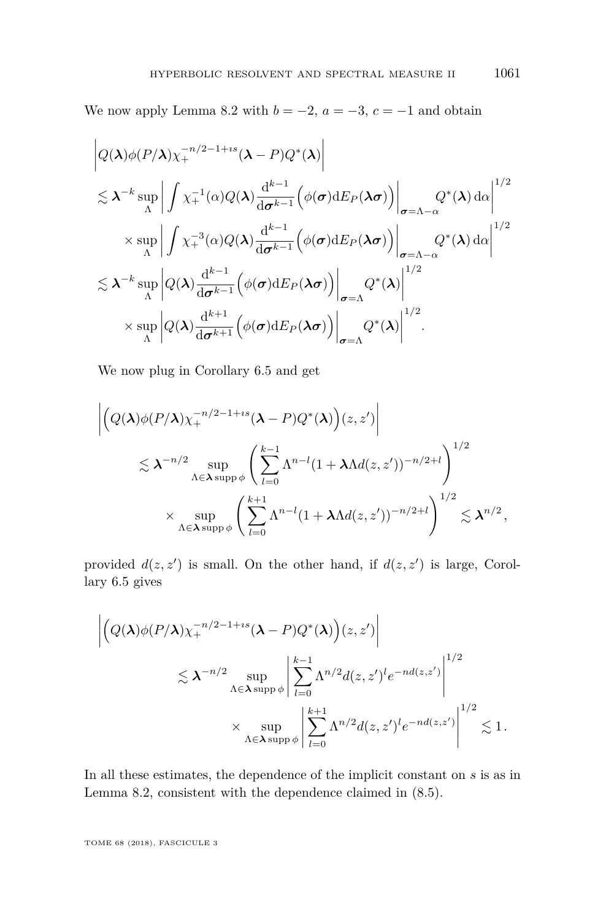We now apply Lemma 8.2 with $b = -2$, $a = -3$, $c = -1$ and obtain

$$
\begin{aligned}
&\left| Q(\boldsymbol{\lambda})\phi(P/\boldsymbol{\lambda})\chi_+^{-n/2-1+\imath s}(\boldsymbol{\lambda} - P)Q^*(\boldsymbol{\lambda}) \right| \\
&\lesssim \boldsymbol{\lambda}^{-k} \sup_{\Lambda} \left| \int \chi_+^{-1}(\alpha) Q(\boldsymbol{\lambda}) \frac{\mathrm{d}^{k-1}}{\mathrm{d}\boldsymbol{\sigma}^{k-1}} \Big( \phi(\boldsymbol{\sigma}) \mathrm{d}E_P(\boldsymbol{\lambda}\boldsymbol{\sigma}) \Big) \Big|_{\boldsymbol{\sigma} = \Lambda - \alpha} Q^*(\boldsymbol{\lambda}) \, \mathrm{d}\alpha \right|^{1/2} \\
&\qquad \times \sup_{\Lambda} \left| \int \chi_+^{-3}(\alpha) Q(\boldsymbol{\lambda}) \frac{\mathrm{d}^{k-1}}{\mathrm{d}\boldsymbol{\sigma}^{k-1}} \Big( \phi(\boldsymbol{\sigma}) \mathrm{d}E_P(\boldsymbol{\lambda}\boldsymbol{\sigma}) \Big) \Big|_{\boldsymbol{\sigma} = \Lambda - \alpha} Q^*(\boldsymbol{\lambda}) \, \mathrm{d}\alpha \right|^{1/2} \\
&\lesssim \boldsymbol{\lambda}^{-k} \sup_{\Lambda} \left| Q(\boldsymbol{\lambda}) \frac{\mathrm{d}^{k-1}}{\mathrm{d}\boldsymbol{\sigma}^{k-1}} \Big( \phi(\boldsymbol{\sigma}) \mathrm{d}E_P(\boldsymbol{\lambda}\boldsymbol{\sigma}) \Big) \Big|_{\boldsymbol{\sigma} = \Lambda} Q^*(\boldsymbol{\lambda}) \right|^{1/2} \\
&\qquad \times \sup_{\Lambda} \left| Q(\boldsymbol{\lambda}) \frac{\mathrm{d}^{k+1}}{\mathrm{d}\boldsymbol{\sigma}^{k+1}} \Big( \phi(\boldsymbol{\sigma}) \mathrm{d}E_P(\boldsymbol{\lambda}\boldsymbol{\sigma}) \Big) \Big|_{\boldsymbol{\sigma} = \Lambda} Q^*(\boldsymbol{\lambda}) \right|^{1/2}.
\end{aligned}
$$

We now plug in Corollary 6.5 and get

$$
\begin{aligned}
&\left| \Big( Q(\boldsymbol{\lambda})\phi(P/\boldsymbol{\lambda})\chi_+^{-n/2-1+\imath s}(\boldsymbol{\lambda} - P)Q^*(\boldsymbol{\lambda}) \Big)(z, z') \right| \\
&\qquad \lesssim \boldsymbol{\lambda}^{-n/2} \sup_{\Lambda \in \boldsymbol{\lambda} \operatorname{supp} \phi} \left( \sum_{l=0}^{k-1} \Lambda^{n-l} (1 + \boldsymbol{\lambda}\Lambda d(z, z'))^{-n/2+l} \right)^{1/2} \\
&\qquad\qquad \times \sup_{\Lambda \in \boldsymbol{\lambda} \operatorname{supp} \phi} \left( \sum_{l=0}^{k+1} \Lambda^{n-l} (1 + \boldsymbol{\lambda}\Lambda d(z, z'))^{-n/2+l} \right)^{1/2} \lesssim \boldsymbol{\lambda}^{n/2},
\end{aligned}
$$

provided $d(z, z')$ is small. On the other hand, if $d(z, z')$ is large, Corollary 6.5 gives

$$
\begin{aligned}
&\left| \Big( Q(\boldsymbol{\lambda})\phi(P/\boldsymbol{\lambda})\chi_+^{-n/2-1+\imath s}(\boldsymbol{\lambda} - P)Q^*(\boldsymbol{\lambda}) \Big)(z, z') \right| \\
&\qquad \lesssim \boldsymbol{\lambda}^{-n/2} \sup_{\Lambda \in \boldsymbol{\lambda} \operatorname{supp} \phi} \left| \sum_{l=0}^{k-1} \Lambda^{n/2} d(z, z')^l e^{-nd(z, z')} \right|^{1/2} \\
&\qquad\qquad \times \sup_{\Lambda \in \boldsymbol{\lambda} \operatorname{supp} \phi} \left| \sum_{l=0}^{k+1} \Lambda^{n/2} d(z, z')^l e^{-nd(z, z')} \right|^{1/2} \lesssim 1.
\end{aligned}
$$

In all these estimates, the dependence of the implicit constant on $s$ is as in Lemma 8.2, consistent with the dependence claimed in (8.5).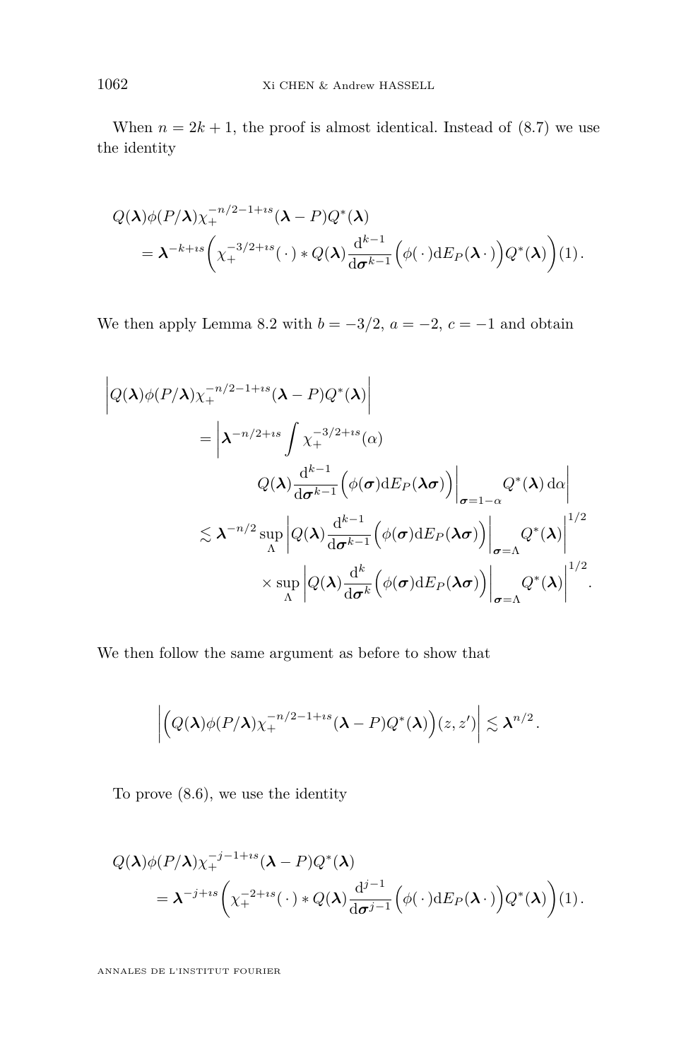When $n = 2k+1$, the proof is almost identical. Instead of (8.7) we use the identity

$$
\begin{aligned}
&Q(\boldsymbol{\lambda})\phi(P/\boldsymbol{\lambda})\chi_+^{-n/2-1+\imath s}(\boldsymbol{\lambda} - P)Q^*(\boldsymbol{\lambda}) \\
&\quad = \boldsymbol{\lambda}^{-k+\imath s}\Big(\chi_+^{-3/2+\imath s}(\,\cdot\,) * Q(\boldsymbol{\lambda})\frac{\mathrm{d}^{k-1}}{\mathrm{d}\boldsymbol{\sigma}^{k-1}}\Big(\phi(\,\cdot\,)\mathrm{d}E_P(\boldsymbol{\lambda}\,\cdot\,)\Big)Q^*(\boldsymbol{\lambda})\Big)(1)\,.
\end{aligned}
$$

We then apply Lemma 8.2 with $b = -3/2$, $a = -2$, $c = -1$ and obtain

$$
\begin{aligned}
\Big|Q(\boldsymbol{\lambda})\phi(P/\boldsymbol{\lambda})&\chi_+^{-n/2-1+\imath s}(\boldsymbol{\lambda} - P)Q^*(\boldsymbol{\lambda})\Big| \\
&= \Big|\boldsymbol{\lambda}^{-n/2+\imath s}\int \chi_+^{-3/2+\imath s}(\alpha) \\
&\qquad\qquad Q(\boldsymbol{\lambda})\frac{\mathrm{d}^{k-1}}{\mathrm{d}\boldsymbol{\sigma}^{k-1}}\Big(\phi(\boldsymbol{\sigma})\mathrm{d}E_P(\boldsymbol{\lambda}\boldsymbol{\sigma})\Big)\Big|_{\boldsymbol{\sigma}=1-\alpha} Q^*(\boldsymbol{\lambda})\,\mathrm{d}\alpha\Big| \\
&\lesssim \boldsymbol{\lambda}^{-n/2}\sup_{\Lambda}\Big|Q(\boldsymbol{\lambda})\frac{\mathrm{d}^{k-1}}{\mathrm{d}\boldsymbol{\sigma}^{k-1}}\Big(\phi(\boldsymbol{\sigma})\mathrm{d}E_P(\boldsymbol{\lambda}\boldsymbol{\sigma})\Big)\Big|_{\boldsymbol{\sigma}=\Lambda} Q^*(\boldsymbol{\lambda})\Big|^{1/2} \\
&\qquad\qquad \times \sup_{\Lambda}\Big|Q(\boldsymbol{\lambda})\frac{\mathrm{d}^{k}}{\mathrm{d}\boldsymbol{\sigma}^{k}}\Big(\phi(\boldsymbol{\sigma})\mathrm{d}E_P(\boldsymbol{\lambda}\boldsymbol{\sigma})\Big)\Big|_{\boldsymbol{\sigma}=\Lambda} Q^*(\boldsymbol{\lambda})\Big|^{1/2}.
\end{aligned}
$$

We then follow the same argument as before to show that

$$
\Big|\Big(Q(\boldsymbol{\lambda})\phi(P/\boldsymbol{\lambda})\chi_+^{-n/2-1+\imath s}(\boldsymbol{\lambda} - P)Q^*(\boldsymbol{\lambda})\Big)(z,z')\Big| \lesssim \boldsymbol{\lambda}^{n/2}.
$$

To prove (8.6), we use the identity

$$
\begin{aligned}
&Q(\boldsymbol{\lambda})\phi(P/\boldsymbol{\lambda})\chi_+^{-j-1+\imath s}(\boldsymbol{\lambda} - P)Q^*(\boldsymbol{\lambda}) \\
&\quad = \boldsymbol{\lambda}^{-j+\imath s}\Big(\chi_+^{-2+\imath s}(\,\cdot\,) * Q(\boldsymbol{\lambda})\frac{\mathrm{d}^{j-1}}{\mathrm{d}\boldsymbol{\sigma}^{j-1}}\Big(\phi(\,\cdot\,)\mathrm{d}E_P(\boldsymbol{\lambda}\,\cdot\,)\Big)Q^*(\boldsymbol{\lambda})\Big)(1)\,.
\end{aligned}
$$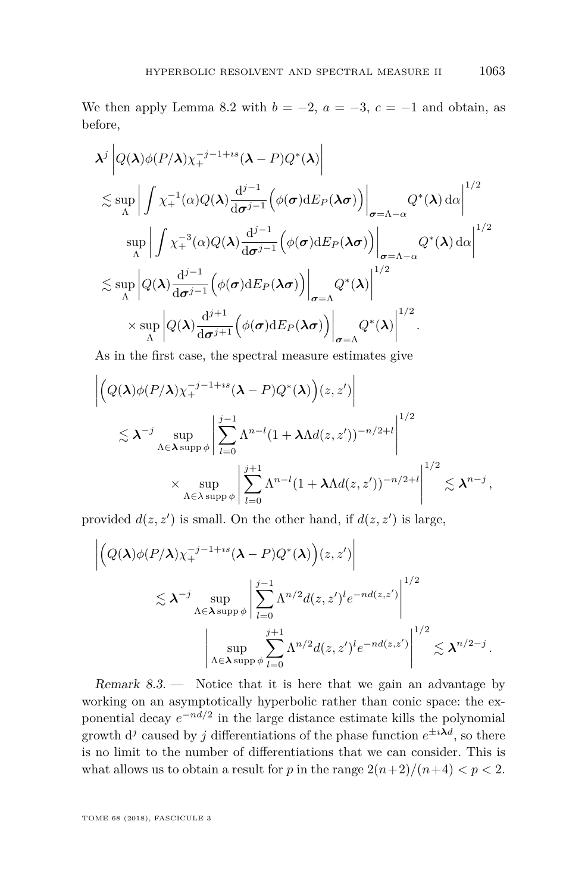We then apply Lemma 8.2 with $b = -2$, $a = -3$, $c = -1$ and obtain, as before,

$$
\begin{aligned}
&\boldsymbol{\lambda}^j \left| Q(\boldsymbol{\lambda})\phi(P/\boldsymbol{\lambda})\chi_+^{-j-1+\imath s}(\boldsymbol{\lambda} - P)Q^*(\boldsymbol{\lambda}) \right| \\
&\lesssim \sup_{\Lambda} \left| \int \chi_+^{-1}(\alpha) Q(\boldsymbol{\lambda}) \frac{\mathrm{d}^{j-1}}{\mathrm{d}\boldsymbol{\sigma}^{j-1}} \Big( \phi(\boldsymbol{\sigma}) \mathrm{d}E_P(\boldsymbol{\lambda}\boldsymbol{\sigma}) \Big) \Big|_{\boldsymbol{\sigma} = \Lambda - \alpha} Q^*(\boldsymbol{\lambda}) \, \mathrm{d}\alpha \right|^{1/2} \\
&\qquad \sup_{\Lambda} \left| \int \chi_+^{-3}(\alpha) Q(\boldsymbol{\lambda}) \frac{\mathrm{d}^{j-1}}{\mathrm{d}\boldsymbol{\sigma}^{j-1}} \Big( \phi(\boldsymbol{\sigma}) \mathrm{d}E_P(\boldsymbol{\lambda}\boldsymbol{\sigma}) \Big) \Big|_{\boldsymbol{\sigma} = \Lambda - \alpha} Q^*(\boldsymbol{\lambda}) \, \mathrm{d}\alpha \right|^{1/2} \\
&\lesssim \sup_{\Lambda} \left| Q(\boldsymbol{\lambda}) \frac{\mathrm{d}^{j-1}}{\mathrm{d}\boldsymbol{\sigma}^{j-1}} \Big( \phi(\boldsymbol{\sigma}) \mathrm{d}E_P(\boldsymbol{\lambda}\boldsymbol{\sigma}) \Big) \Big|_{\boldsymbol{\sigma} = \Lambda} Q^*(\boldsymbol{\lambda}) \right|^{1/2} \\
&\qquad \times \sup_{\Lambda} \left| Q(\boldsymbol{\lambda}) \frac{\mathrm{d}^{j+1}}{\mathrm{d}\boldsymbol{\sigma}^{j+1}} \Big( \phi(\boldsymbol{\sigma}) \mathrm{d}E_P(\boldsymbol{\lambda}\boldsymbol{\sigma}) \Big) \Big|_{\boldsymbol{\sigma} = \Lambda} Q^*(\boldsymbol{\lambda}) \right|^{1/2}.
\end{aligned}
$$

As in the first case, the spectral measure estimates give

$$
\begin{aligned}
&\left| \Big( Q(\boldsymbol{\lambda})\phi(P/\boldsymbol{\lambda})\chi_+^{-j-1+\imath s}(\boldsymbol{\lambda} - P)Q^*(\boldsymbol{\lambda}) \Big)(z, z') \right| \\
&\quad \lesssim \boldsymbol{\lambda}^{-j} \sup_{\Lambda \in \boldsymbol{\lambda} \operatorname{supp} \phi} \left| \sum_{l=0}^{j-1} \Lambda^{n-l} (1 + \boldsymbol{\lambda}\Lambda d(z, z'))^{-n/2+l} \right|^{1/2} \\
&\qquad\qquad \times \sup_{\Lambda \in \lambda \operatorname{supp} \phi} \left| \sum_{l=0}^{j+1} \Lambda^{n-l} (1 + \boldsymbol{\lambda}\Lambda d(z, z'))^{-n/2+l} \right|^{1/2} \lesssim \boldsymbol{\lambda}^{n-j},
\end{aligned}
$$

provided $d(z, z')$ is small. On the other hand, if $d(z, z')$ is large,

$$
\begin{aligned}
&\left| \Big( Q(\boldsymbol{\lambda})\phi(P/\boldsymbol{\lambda})\chi_+^{-j-1+\imath s}(\boldsymbol{\lambda} - P)Q^*(\boldsymbol{\lambda}) \Big)(z, z') \right| \\
&\quad \lesssim \boldsymbol{\lambda}^{-j} \sup_{\Lambda \in \boldsymbol{\lambda} \operatorname{supp} \phi} \left| \sum_{l=0}^{j-1} \Lambda^{n/2} d(z, z')^l e^{-nd(z, z')} \right|^{1/2} \\
&\qquad\qquad \left| \sup_{\Lambda \in \boldsymbol{\lambda} \operatorname{supp} \phi} \sum_{l=0}^{j+1} \Lambda^{n/2} d(z, z')^l e^{-nd(z, z')} \right|^{1/2} \lesssim \boldsymbol{\lambda}^{n/2-j}.
\end{aligned}
$$

*Remark 8.3.* — Notice that it is here that we gain an advantage by working on an asymptotically hyperbolic rather than conic space: the exponential decay $e^{-nd/2}$ in the large distance estimate kills the polynomial growth $\mathrm{d}^j$ caused by $j$ differentiations of the phase function $e^{\pm\imath\boldsymbol{\lambda}d}$, so there is no limit to the number of differentiations that we can consider. This is what allows us to obtain a result for $p$ in the range $2(n+2)/(n+4) < p < 2$.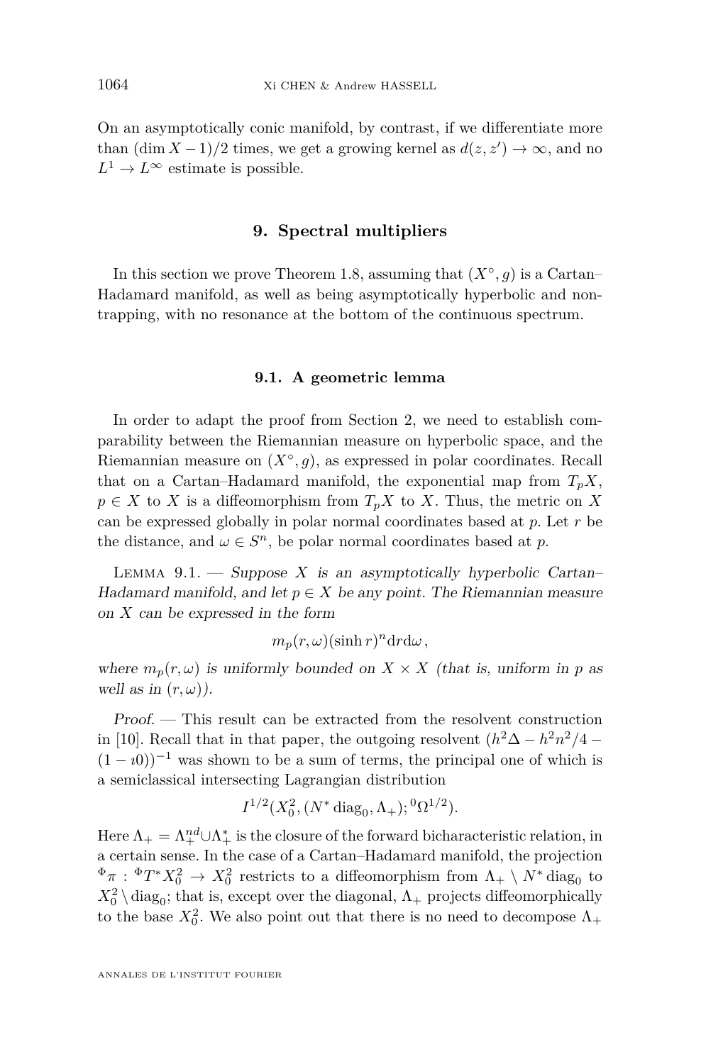On an asymptotically conic manifold, by contrast, if we differentiate more than $(\dim X - 1)/2$ times, we get a growing kernel as $d(z, z') \to \infty$, and no $L^1 \to L^\infty$ estimate is possible.

## 9. Spectral multipliers

In this section we prove Theorem 1.8, assuming that $(X^\circ, g)$ is a Cartan–Hadamard manifold, as well as being asymptotically hyperbolic and non-trapping, with no resonance at the bottom of the continuous spectrum.

### 9.1. A geometric lemma

In order to adapt the proof from Section 2, we need to establish comparability between the Riemannian measure on hyperbolic space, and the Riemannian measure on $(X^\circ, g)$, as expressed in polar coordinates. Recall that on a Cartan–Hadamard manifold, the exponential map from $T_pX$, $p \in X$ to $X$ is a diffeomorphism from $T_pX$ to $X$. Thus, the metric on $X$ can be expressed globally in polar normal coordinates based at $p$. Let $r$ be the distance, and $\omega \in S^n$, be polar normal coordinates based at $p$.

Lemma 9.1. — *Suppose $X$ is an asymptotically hyperbolic Cartan–Hadamard manifold, and let $p \in X$ be any point. The Riemannian measure on $X$ can be expressed in the form*

$$m_p(r, \omega)(\sinh r)^n \mathrm{d}r\mathrm{d}\omega\,,$$

*where $m_p(r, \omega)$ is uniformly bounded on $X \times X$ (that is, uniform in $p$ as well as in $(r, \omega)$).*

*Proof.* — This result can be extracted from the resolvent construction in [10]. Recall that in that paper, the outgoing resolvent $(h^2\Delta - h^2n^2/4 - (1 - \imath 0))^{-1}$ was shown to be a sum of terms, the principal one of which is a semiclassical intersecting Lagrangian distribution

$$I^{1/2}(X_0^2, (N^* \operatorname{diag}_0, \Lambda_+); {}^0\Omega^{1/2}).$$

Here $\Lambda_+ = \Lambda_+^{nd} \cup \Lambda_+^*$ is the closure of the forward bicharacteristic relation, in a certain sense. In the case of a Cartan–Hadamard manifold, the projection ${}^\Phi\pi : {}^\Phi T^* X_0^2 \to X_0^2$ restricts to a diffeomorphism from $\Lambda_+ \setminus N^* \operatorname{diag}_0$ to $X_0^2 \setminus \operatorname{diag}_0$; that is, except over the diagonal, $\Lambda_+$ projects diffeomorphically to the base $X_0^2$. We also point out that there is no need to decompose $\Lambda_+$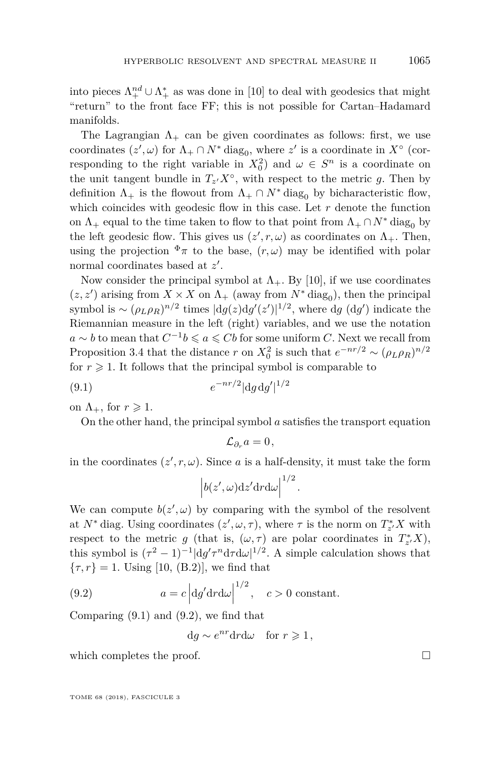into pieces $\Lambda_+^{nd} \cup \Lambda_+^*$ as was done in [10] to deal with geodesics that might "return" to the front face FF; this is not possible for Cartan–Hadamard manifolds.

The Lagrangian $\Lambda_+$ can be given coordinates as follows: first, we use coordinates $(z', \omega)$ for $\Lambda_+ \cap N^* \operatorname{diag}_0$, where $z'$ is a coordinate in $X^\circ$ (corresponding to the right variable in $X_0^2$) and $\omega \in S^n$ is a coordinate on the unit tangent bundle in $T_{z'}X^\circ$, with respect to the metric $g$. Then by definition $\Lambda_+$ is the flowout from $\Lambda_+ \cap N^* \operatorname{diag}_0$ by bicharacteristic flow, which coincides with geodesic flow in this case. Let $r$ denote the function on $\Lambda_+$ equal to the time taken to flow to that point from $\Lambda_+ \cap N^* \operatorname{diag}_0$ by the left geodesic flow. This gives us $(z', r, \omega)$ as coordinates on $\Lambda_+$. Then, using the projection ${}^{\Phi}\pi$ to the base, $(r, \omega)$ may be identified with polar normal coordinates based at $z'$.

Now consider the principal symbol at $\Lambda_+$. By [10], if we use coordinates $(z, z')$ arising from $X \times X$ on $\Lambda_+$ (away from $N^* \operatorname{diag}_0$), then the principal symbol is $\sim (\rho_L \rho_R)^{n/2}$ times $|\mathrm{d}g(z)\mathrm{d}g'(z')|^{1/2}$, where $\mathrm{d}g$ ($\mathrm{d}g'$) indicate the Riemannian measure in the left (right) variables, and we use the notation $a \sim b$ to mean that $C^{-1}b \leqslant a \leqslant Cb$ for some uniform $C$. Next we recall from Proposition 3.4 that the distance $r$ on $X_0^2$ is such that $e^{-nr/2} \sim (\rho_L \rho_R)^{n/2}$ for $r \geqslant 1$. It follows that the principal symbol is comparable to

$$e^{-nr/2} |\mathrm{d}g \, \mathrm{d}g'|^{1/2} \tag{9.1}$$

on $\Lambda_+$, for $r \geqslant 1$.

On the other hand, the principal symbol $a$ satisfies the transport equation

$$\mathcal{L}_{\partial_r} a = 0,$$

in the coordinates $(z', r, \omega)$. Since $a$ is a half-density, it must take the form

$$\Big| b(z', \omega) \mathrm{d}z' \mathrm{d}r \mathrm{d}\omega \Big|^{1/2}.$$

We can compute $b(z', \omega)$ by comparing with the symbol of the resolvent at $N^* \operatorname{diag}$. Using coordinates $(z', \omega, \tau)$, where $\tau$ is the norm on $T_{z'}^* X$ with respect to the metric $g$ (that is, $(\omega, \tau)$ are polar coordinates in $T_{z'}^* X$), this symbol is $(\tau^2 - 1)^{-1} |\mathrm{d}g' \tau^n \mathrm{d}\tau \mathrm{d}\omega|^{1/2}$. A simple calculation shows that $\{\tau, r\} = 1$. Using [10, (B.2)], we find that

$$a = c \Big| \mathrm{d}g' \mathrm{d}r \mathrm{d}\omega \Big|^{1/2}, \quad c > 0 \text{ constant}. \tag{9.2}$$

Comparing (9.1) and (9.2), we find that

$$\mathrm{d}g \sim e^{nr} \mathrm{d}r \mathrm{d}\omega \quad \text{for } r \geqslant 1,$$

which completes the proof. □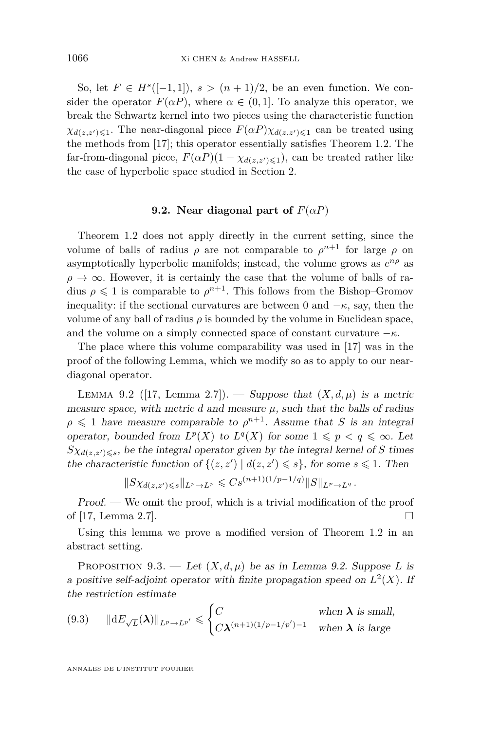So, let $F \in H^s([-1,1])$, $s > (n+1)/2$, be an even function. We consider the operator $F(\alpha P)$, where $\alpha \in (0,1]$. To analyze this operator, we break the Schwartz kernel into two pieces using the characteristic function $\chi_{d(z,z')\leqslant 1}$. The near-diagonal piece $F(\alpha P)\chi_{d(z,z')\leqslant 1}$ can be treated using the methods from [17]; this operator essentially satisfies Theorem 1.2. The far-from-diagonal piece, $F(\alpha P)(1-\chi_{d(z,z')\leqslant 1})$, can be treated rather like the case of hyperbolic space studied in Section 2.

### 9.2. Near diagonal part of $F(\alpha P)$

Theorem 1.2 does not apply directly in the current setting, since the volume of balls of radius $\rho$ are not comparable to $\rho^{n+1}$ for large $\rho$ on asymptotically hyperbolic manifolds; instead, the volume grows as $e^{n\rho}$ as $\rho \to \infty$. However, it is certainly the case that the volume of balls of radius $\rho \leqslant 1$ is comparable to $\rho^{n+1}$. This follows from the Bishop–Gromov inequality: if the sectional curvatures are between 0 and $-\kappa$, say, then the volume of any ball of radius $\rho$ is bounded by the volume in Euclidean space, and the volume on a simply connected space of constant curvature $-\kappa$.

The place where this volume comparability was used in [17] was in the proof of the following Lemma, which we modify so as to apply to our near-diagonal operator.

Lemma 9.2 ([17, Lemma 2.7]). — *Suppose that $(X,d,\mu)$ is a metric measure space, with metric $d$ and measure $\mu$, such that the balls of radius $\rho \leqslant 1$ have measure comparable to $\rho^{n+1}$. Assume that $S$ is an integral operator, bounded from $L^p(X)$ to $L^q(X)$ for some $1 \leqslant p < q \leqslant \infty$. Let $S\chi_{d(z,z')\leqslant s}$, be the integral operator given by the integral kernel of $S$ times the characteristic function of $\{(z,z') \mid d(z,z') \leqslant s\}$, for some $s \leqslant 1$. Then*

$$\|S\chi_{d(z,z')\leqslant s}\|_{L^p\to L^p} \leqslant C s^{(n+1)(1/p-1/q)}\|S\|_{L^p\to L^q}\,.$$

*Proof.* — We omit the proof, which is a trivial modification of the proof of [17, Lemma 2.7]. □

Using this lemma we prove a modified version of Theorem 1.2 in an abstract setting.

Proposition 9.3. — *Let $(X,d,\mu)$ be as in Lemma 9.2. Suppose $L$ is a positive self-adjoint operator with finite propagation speed on $L^2(X)$. If the restriction estimate*

$$\|\mathrm{d}E_{\sqrt{L}}(\boldsymbol{\lambda})\|_{L^p\to L^{p'}} \leqslant \begin{cases} C & \text{when } \boldsymbol{\lambda} \text{ is small,} \\ C\boldsymbol{\lambda}^{(n+1)(1/p-1/p')-1} & \text{when } \boldsymbol{\lambda} \text{ is large} \end{cases} \tag{9.3}$$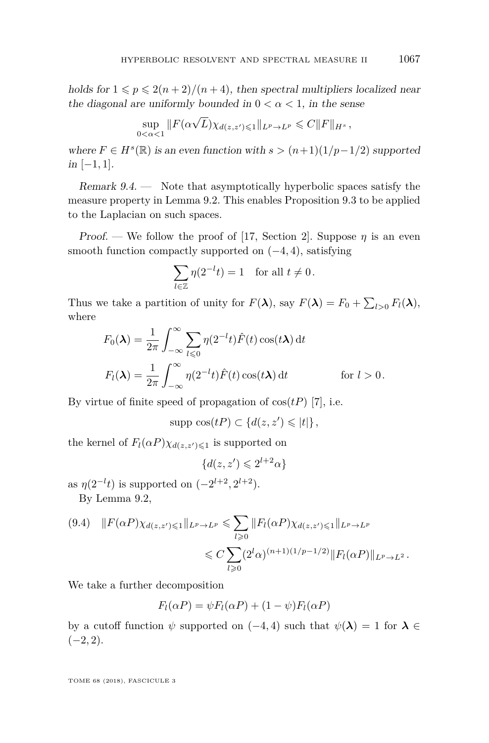*holds for $1 \leqslant p \leqslant 2(n+2)/(n+4)$, then spectral multipliers localized near the diagonal are uniformly bounded in $0 < \alpha < 1$, in the sense*

$$\sup_{0<\alpha<1} \|F(\alpha\sqrt{L})\chi_{d(z,z')\leqslant 1}\|_{L^p \to L^p} \leqslant C\|F\|_{H^s},$$

*where $F \in H^s(\mathbb{R})$ is an even function with $s > (n+1)(1/p - 1/2)$ supported in $[-1, 1]$.*

*Remark 9.4.* — Note that asymptotically hyperbolic spaces satisfy the measure property in Lemma 9.2. This enables Proposition 9.3 to be applied to the Laplacian on such spaces.

*Proof.* — We follow the proof of [17, Section 2]. Suppose $\eta$ is an even smooth function compactly supported on $(-4, 4)$, satisfying

$$\sum_{l\in\mathbb{Z}} \eta(2^{-l}t) = 1 \quad \text{for all } t \neq 0.$$

Thus we take a partition of unity for $F(\boldsymbol{\lambda})$, say $F(\boldsymbol{\lambda}) = F_0 + \sum_{l>0} F_l(\boldsymbol{\lambda})$, where

$$F_0(\boldsymbol{\lambda}) = \frac{1}{2\pi}\int_{-\infty}^{\infty} \sum_{l\leqslant 0} \eta(2^{-l}t)\hat{F}(t)\cos(t\boldsymbol{\lambda})\,\mathrm{d}t$$

$$F_l(\boldsymbol{\lambda}) = \frac{1}{2\pi}\int_{-\infty}^{\infty} \eta(2^{-l}t)\hat{F}(t)\cos(t\boldsymbol{\lambda})\,\mathrm{d}t \qquad \text{for } l > 0.$$

By virtue of finite speed of propagation of $\cos(tP)$ [7], i.e.

$$\operatorname{supp}\, \cos(tP) \subset \{d(z,z') \leqslant |t|\},$$

the kernel of $F_l(\alpha P)\chi_{d(z,z')\leqslant 1}$ is supported on

$$\{d(z,z') \leqslant 2^{l+2}\alpha\}$$

as $\eta(2^{-l}t)$ is supported on $(-2^{l+2}, 2^{l+2})$.

By Lemma 9.2,

$$\begin{aligned}(9.4) \quad \|F(\alpha P)\chi_{d(z,z')\leqslant 1}\|_{L^p\to L^p} &\leqslant \sum_{l\geqslant 0} \|F_l(\alpha P)\chi_{d(z,z')\leqslant 1}\|_{L^p\to L^p} \\ &\leqslant C\sum_{l\geqslant 0} (2^l\alpha)^{(n+1)(1/p-1/2)}\|F_l(\alpha P)\|_{L^p\to L^2}.\end{aligned}$$

We take a further decomposition

$$F_l(\alpha P) = \psi F_l(\alpha P) + (1-\psi)F_l(\alpha P)$$

by a cutoff function $\psi$ supported on $(-4, 4)$ such that $\psi(\boldsymbol{\lambda}) = 1$ for $\boldsymbol{\lambda} \in (-2, 2)$.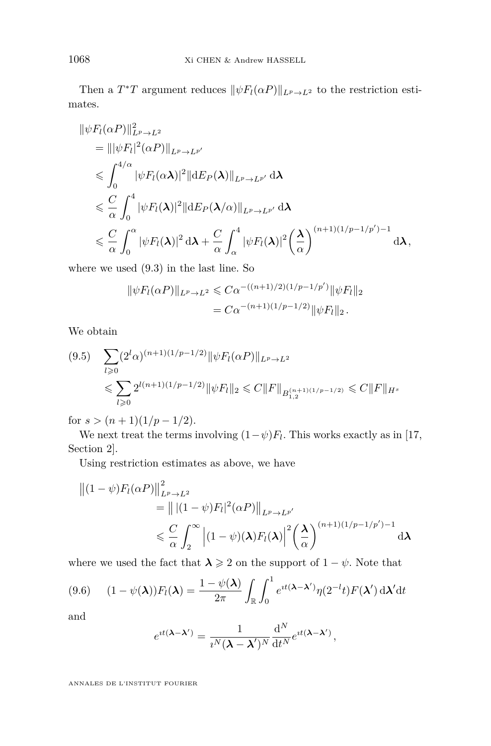Then a $T^*T$ argument reduces $\|\psi F_l(\alpha P)\|_{L^p\to L^2}$ to the restriction estimates.

$$
\begin{aligned}
&\|\psi F_l(\alpha P)\|^2_{L^p\to L^2}\\
&\quad = \||\psi F_l|^2(\alpha P)\|_{L^p\to L^{p'}}\\
&\quad \leqslant \int_0^{4/\alpha} |\psi F_l(\alpha \boldsymbol{\lambda})|^2 \|\mathrm{d}E_P(\boldsymbol{\lambda})\|_{L^p\to L^{p'}}\,\mathrm{d}\boldsymbol{\lambda}\\
&\quad \leqslant \frac{C}{\alpha}\int_0^{4} |\psi F_l(\boldsymbol{\lambda})|^2 \|\mathrm{d}E_P(\boldsymbol{\lambda}/\alpha)\|_{L^p\to L^{p'}}\,\mathrm{d}\boldsymbol{\lambda}\\
&\quad \leqslant \frac{C}{\alpha}\int_0^{\alpha} |\psi F_l(\boldsymbol{\lambda})|^2 \,\mathrm{d}\boldsymbol{\lambda} + \frac{C}{\alpha}\int_\alpha^4 |\psi F_l(\boldsymbol{\lambda})|^2 \left(\frac{\boldsymbol{\lambda}}{\alpha}\right)^{(n+1)(1/p-1/p')-1}\mathrm{d}\boldsymbol{\lambda},
\end{aligned}
$$

where we used (9.3) in the last line. So

$$
\begin{aligned}
\|\psi F_l(\alpha P)\|_{L^p\to L^2} &\leqslant C\alpha^{-((n+1)/2)(1/p-1/p')}\|\psi F_l\|_2\\
&= C\alpha^{-(n+1)(1/p-1/2)}\|\psi F_l\|_2 .
\end{aligned}
$$

We obtain

$$
\begin{aligned}
(9.5)\quad &\sum_{l\geqslant 0}(2^l\alpha)^{(n+1)(1/p-1/2)}\|\psi F_l(\alpha P)\|_{L^p\to L^2}\\
&\leqslant \sum_{l\geqslant 0} 2^{l(n+1)(1/p-1/2)}\|\psi F_l\|_2 \leqslant C\|F\|_{B^{(n+1)(1/p-1/2)}_{1,2}} \leqslant C\|F\|_{H^s}
\end{aligned}
$$

for $s>(n+1)(1/p-1/2)$.

We next treat the terms involving $(1-\psi)F_l$. This works exactly as in [17, Section 2].

Using restriction estimates as above, we have

$$
\begin{aligned}
\big\|(1-\psi)F_l(\alpha P)\big\|^2_{L^p\to L^2}
&= \big\|\,|(1-\psi)F_l|^2(\alpha P)\big\|_{L^p\to L^{p'}}\\
&\leqslant \frac{C}{\alpha}\int_2^\infty \Big|(1-\psi)(\boldsymbol{\lambda})F_l(\boldsymbol{\lambda})\Big|^2\left(\frac{\boldsymbol{\lambda}}{\alpha}\right)^{(n+1)(1/p-1/p')-1}\mathrm{d}\boldsymbol{\lambda}
\end{aligned}
$$

where we used the fact that $\boldsymbol{\lambda}\geqslant 2$ on the support of $1-\psi$. Note that

$$
(9.6)\qquad (1-\psi(\boldsymbol{\lambda}))F_l(\boldsymbol{\lambda}) = \frac{1-\psi(\boldsymbol{\lambda})}{2\pi}\int_{\mathbb{R}}\int_0^1 e^{\imath t(\boldsymbol{\lambda}-\boldsymbol{\lambda}')}\eta(2^{-l}t)F(\boldsymbol{\lambda}')\,\mathrm{d}\boldsymbol{\lambda}'\mathrm{d}t
$$

and

$$
e^{\imath t(\boldsymbol{\lambda}-\boldsymbol{\lambda}')} = \frac{1}{\imath^N(\boldsymbol{\lambda}-\boldsymbol{\lambda}')^N}\frac{\mathrm{d}^N}{\mathrm{d}t^N}e^{\imath t(\boldsymbol{\lambda}-\boldsymbol{\lambda}')},
$$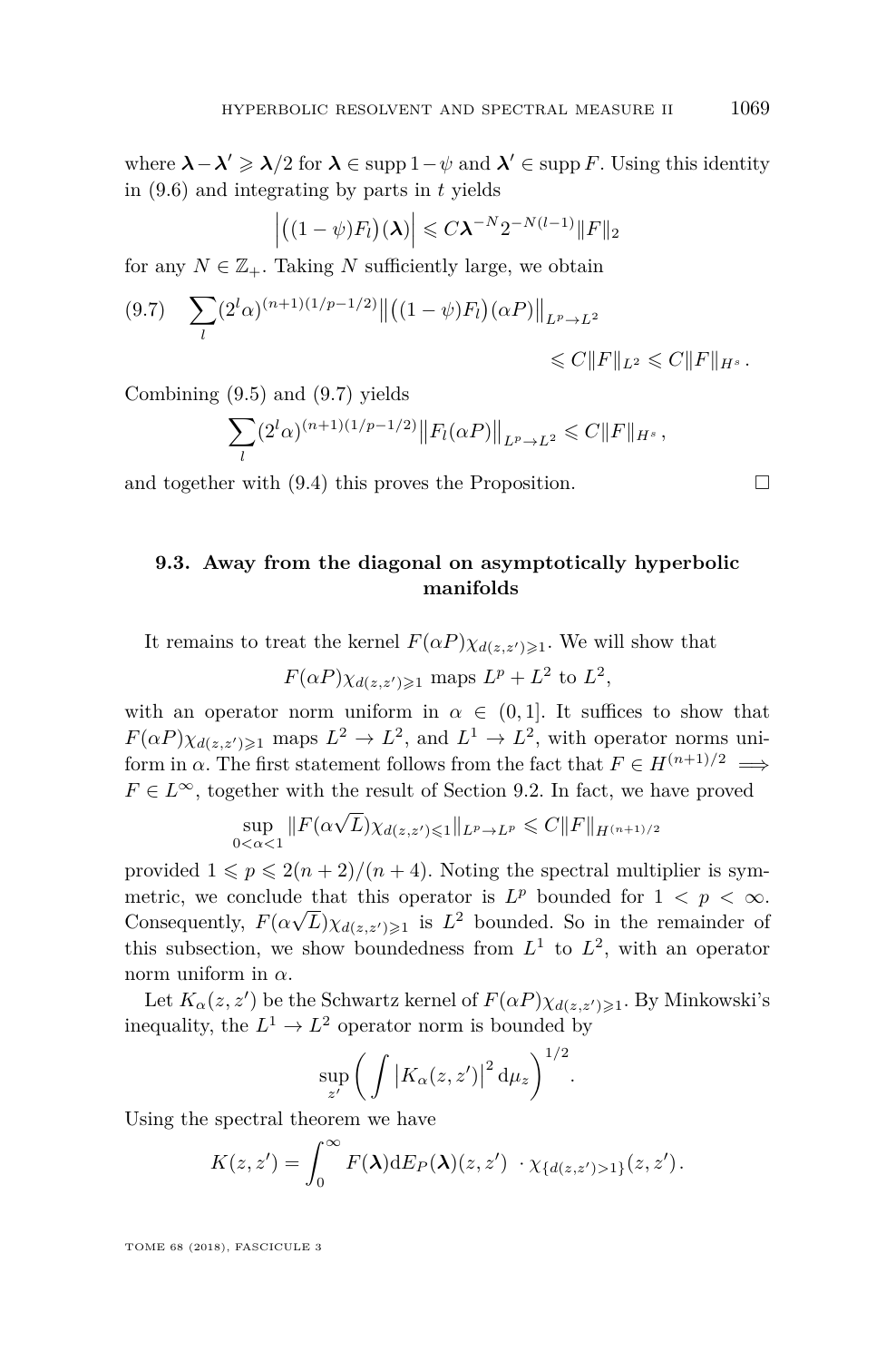where $\boldsymbol{\lambda} - \boldsymbol{\lambda}' \geqslant \boldsymbol{\lambda}/2$ for $\boldsymbol{\lambda} \in \operatorname{supp} 1 - \psi$ and $\boldsymbol{\lambda}' \in \operatorname{supp} F$. Using this identity in (9.6) and integrating by parts in $t$ yields

$$\left| \big((1-\psi)F_l\big)(\boldsymbol{\lambda}) \right| \leqslant C \boldsymbol{\lambda}^{-N} 2^{-N(l-1)} \|F\|_2$$

for any $N \in \mathbb{Z}_+$. Taking $N$ sufficiently large, we obtain

$$\sum_l (2^l \alpha)^{(n+1)(1/p-1/2)} \big\| \big((1-\psi)F_l\big)(\alpha P) \big\|_{L^p \to L^2} \leqslant C \|F\|_{L^2} \leqslant C \|F\|_{H^s}. \tag{9.7}$$

Combining (9.5) and (9.7) yields

$$\sum_l (2^l \alpha)^{(n+1)(1/p-1/2)} \big\| F_l(\alpha P) \big\|_{L^p \to L^2} \leqslant C \|F\|_{H^s},$$

and together with (9.4) this proves the Proposition. □

### 9.3. Away from the diagonal on asymptotically hyperbolic manifolds

It remains to treat the kernel $F(\alpha P)\chi_{d(z,z') \geqslant 1}$. We will show that

$$F(\alpha P)\chi_{d(z,z') \geqslant 1} \text{ maps } L^p + L^2 \text{ to } L^2,$$

with an operator norm uniform in $\alpha \in (0, 1]$. It suffices to show that $F(\alpha P)\chi_{d(z,z') \geqslant 1}$ maps $L^2 \to L^2$, and $L^1 \to L^2$, with operator norms uniform in $\alpha$. The first statement follows from the fact that $F \in H^{(n+1)/2} \implies F \in L^\infty$, together with the result of Section 9.2. In fact, we have proved

$$\sup_{0<\alpha<1} \|F(\alpha\sqrt{L})\chi_{d(z,z') \leqslant 1}\|_{L^p \to L^p} \leqslant C \|F\|_{H^{(n+1)/2}}$$

provided $1 \leqslant p \leqslant 2(n+2)/(n+4)$. Noting the spectral multiplier is symmetric, we conclude that this operator is $L^p$ bounded for $1 < p < \infty$. Consequently, $F(\alpha\sqrt{L})\chi_{d(z,z') \geqslant 1}$ is $L^2$ bounded. So in the remainder of this subsection, we show boundedness from $L^1$ to $L^2$, with an operator norm uniform in $\alpha$.

Let $K_\alpha(z, z')$ be the Schwartz kernel of $F(\alpha P)\chi_{d(z,z') \geqslant 1}$. By Minkowski's inequality, the $L^1 \to L^2$ operator norm is bounded by

$$\sup_{z'} \bigg( \int \big| K_\alpha(z, z') \big|^2 \, \mathrm{d}\mu_z \bigg)^{1/2}.$$

Using the spectral theorem we have

$$K(z, z') = \int_0^\infty F(\boldsymbol{\lambda}) \mathrm{d}E_P(\boldsymbol{\lambda})(z, z') \ \cdot \chi_{\{d(z,z') > 1\}}(z, z').$$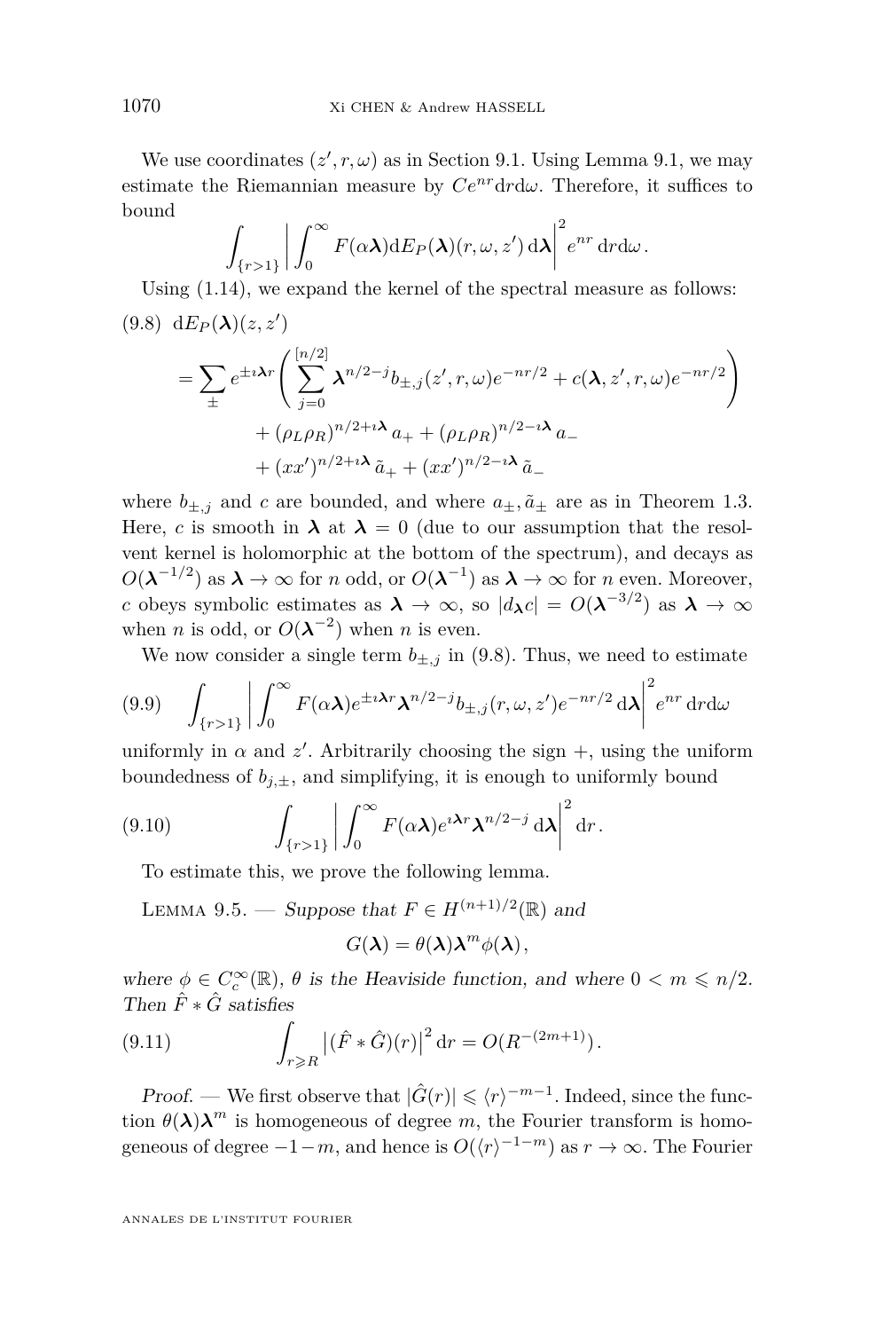We use coordinates $(z', r, \omega)$ as in Section 9.1. Using Lemma 9.1, we may estimate the Riemannian measure by $Ce^{nr}\mathrm{d}r\mathrm{d}\omega$. Therefore, it suffices to bound

$$\int_{\{r>1\}} \left| \int_0^\infty F(\alpha\boldsymbol{\lambda})\mathrm{d}E_P(\boldsymbol{\lambda})(r,\omega,z')\,\mathrm{d}\boldsymbol{\lambda}\right|^2 e^{nr}\,\mathrm{d}r\mathrm{d}\omega\,.$$

Using (1.14), we expand the kernel of the spectral measure as follows:

$$\begin{aligned}
(9.8)\quad \mathrm{d}E_P(\boldsymbol{\lambda})&(z,z') \\
&= \sum_{\pm} e^{\pm\imath\boldsymbol{\lambda} r}\left(\sum_{j=0}^{[n/2]} \boldsymbol{\lambda}^{n/2-j} b_{\pm,j}(z',r,\omega)e^{-nr/2} + c(\boldsymbol{\lambda},z',r,\omega)e^{-nr/2}\right) \\
&\qquad + (\rho_L\rho_R)^{n/2+\imath\boldsymbol{\lambda}}\,a_+ + (\rho_L\rho_R)^{n/2-\imath\boldsymbol{\lambda}}\,a_- \\
&\qquad + (xx')^{n/2+\imath\boldsymbol{\lambda}}\,\tilde{a}_+ + (xx')^{n/2-\imath\boldsymbol{\lambda}}\,\tilde{a}_-
\end{aligned}$$

where $b_{\pm,j}$ and $c$ are bounded, and where $a_\pm, \tilde{a}_\pm$ are as in Theorem 1.3. Here, $c$ is smooth in $\boldsymbol{\lambda}$ at $\boldsymbol{\lambda} = 0$ (due to our assumption that the resolvent kernel is holomorphic at the bottom of the spectrum), and decays as $O(\boldsymbol{\lambda}^{-1/2})$ as $\boldsymbol{\lambda}\to\infty$ for $n$ odd, or $O(\boldsymbol{\lambda}^{-1})$ as $\boldsymbol{\lambda}\to\infty$ for $n$ even. Moreover, $c$ obeys symbolic estimates as $\boldsymbol{\lambda}\to\infty$, so $|d_{\boldsymbol{\lambda}} c| = O(\boldsymbol{\lambda}^{-3/2})$ as $\boldsymbol{\lambda}\to\infty$ when $n$ is odd, or $O(\boldsymbol{\lambda}^{-2})$ when $n$ is even.

We now consider a single term $b_{\pm,j}$ in (9.8). Thus, we need to estimate

$$(9.9)\qquad \int_{\{r>1\}} \left| \int_0^\infty F(\alpha\boldsymbol{\lambda}) e^{\pm\imath\boldsymbol{\lambda} r}\boldsymbol{\lambda}^{n/2-j} b_{\pm,j}(r,\omega,z')e^{-nr/2}\,\mathrm{d}\boldsymbol{\lambda}\right|^2 e^{nr}\,\mathrm{d}r\mathrm{d}\omega$$

uniformly in $\alpha$ and $z'$. Arbitrarily choosing the sign $+$, using the uniform boundedness of $b_{j,\pm}$, and simplifying, it is enough to uniformly bound

$$(9.10)\qquad \int_{\{r>1\}} \left| \int_0^\infty F(\alpha\boldsymbol{\lambda}) e^{\imath\boldsymbol{\lambda} r}\boldsymbol{\lambda}^{n/2-j}\,\mathrm{d}\boldsymbol{\lambda}\right|^2 \mathrm{d}r\,.$$

To estimate this, we prove the following lemma.

Lemma 9.5. — *Suppose that $F \in H^{(n+1)/2}(\mathbb{R})$ and*

$$G(\boldsymbol{\lambda}) = \theta(\boldsymbol{\lambda})\boldsymbol{\lambda}^m\phi(\boldsymbol{\lambda})\,,$$

*where $\phi \in C_c^\infty(\mathbb{R})$, $\theta$ is the Heaviside function, and where $0 < m \leqslant n/2$. Then $\hat{F} * \hat{G}$ satisfies*

$$(9.11)\qquad \int_{r\geqslant R} \left|(\hat{F}*\hat{G})(r)\right|^2 \mathrm{d}r = O(R^{-(2m+1)})\,.$$

*Proof.* — We first observe that $|\hat{G}(r)| \leqslant \langle r\rangle^{-m-1}$. Indeed, since the function $\theta(\boldsymbol{\lambda})\boldsymbol{\lambda}^m$ is homogeneous of degree $m$, the Fourier transform is homogeneous of degree $-1-m$, and hence is $O(\langle r\rangle^{-1-m})$ as $r\to\infty$. The Fourier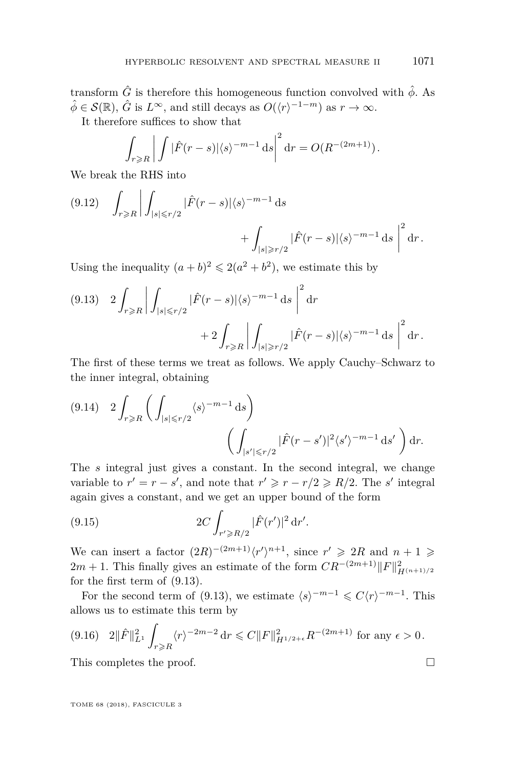transform $\hat{G}$ is therefore this homogeneous function convolved with $\hat{\phi}$. As $\hat{\phi} \in \mathcal{S}(\mathbb{R})$, $\hat{G}$ is $L^\infty$, and still decays as $O(\langle r \rangle^{-1-m})$ as $r \to \infty$.

It therefore suffices to show that

$$\int_{r \geqslant R} \left| \int |\hat{F}(r-s)| \langle s \rangle^{-m-1} \, \mathrm{d}s \right|^2 \mathrm{d}r = O(R^{-(2m+1)}).$$

We break the RHS into

$$(9.12) \quad \int_{r \geqslant R} \left| \int_{|s| \leqslant r/2} |\hat{F}(r-s)| \langle s \rangle^{-m-1} \, \mathrm{d}s + \int_{|s| \geqslant r/2} |\hat{F}(r-s)| \langle s \rangle^{-m-1} \, \mathrm{d}s \right|^2 \mathrm{d}r.$$

Using the inequality $(a+b)^2 \leqslant 2(a^2+b^2)$, we estimate this by

$$(9.13) \quad 2 \int_{r \geqslant R} \left| \int_{|s| \leqslant r/2} |\hat{F}(r-s)| \langle s \rangle^{-m-1} \, \mathrm{d}s \right|^2 \mathrm{d}r + 2 \int_{r \geqslant R} \left| \int_{|s| \geqslant r/2} |\hat{F}(r-s)| \langle s \rangle^{-m-1} \, \mathrm{d}s \right|^2 \mathrm{d}r.$$

The first of these terms we treat as follows. We apply Cauchy–Schwarz to the inner integral, obtaining

$$(9.14) \quad 2 \int_{r \geqslant R} \left( \int_{|s| \leqslant r/2} \langle s \rangle^{-m-1} \, \mathrm{d}s \right) \left( \int_{|s'| \leqslant r/2} |\hat{F}(r-s')|^2 \langle s' \rangle^{-m-1} \, \mathrm{d}s' \right) \mathrm{d}r.$$

The $s$ integral just gives a constant. In the second integral, we change variable to $r' = r - s'$, and note that $r' \geqslant r - r/2 \geqslant R/2$. The $s'$ integral again gives a constant, and we get an upper bound of the form

$$(9.15) \quad 2C \int_{r' \geqslant R/2} |\hat{F}(r')|^2 \, \mathrm{d}r'.$$

We can insert a factor $(2R)^{-(2m+1)} \langle r' \rangle^{n+1}$, since $r' \geqslant 2R$ and $n+1 \geqslant 2m+1$. This finally gives an estimate of the form $CR^{-(2m+1)} \|F\|^2_{H^{(n+1)/2}}$ for the first term of (9.13).

For the second term of (9.13), we estimate $\langle s \rangle^{-m-1} \leqslant C \langle r \rangle^{-m-1}$. This allows us to estimate this term by

$$(9.16) \quad 2 \|\hat{F}\|^2_{L^1} \int_{r \geqslant R} \langle r \rangle^{-2m-2} \, \mathrm{d}r \leqslant C \|F\|^2_{H^{1/2+\epsilon}} R^{-(2m+1)} \text{ for any } \epsilon > 0.$$

This completes the proof. □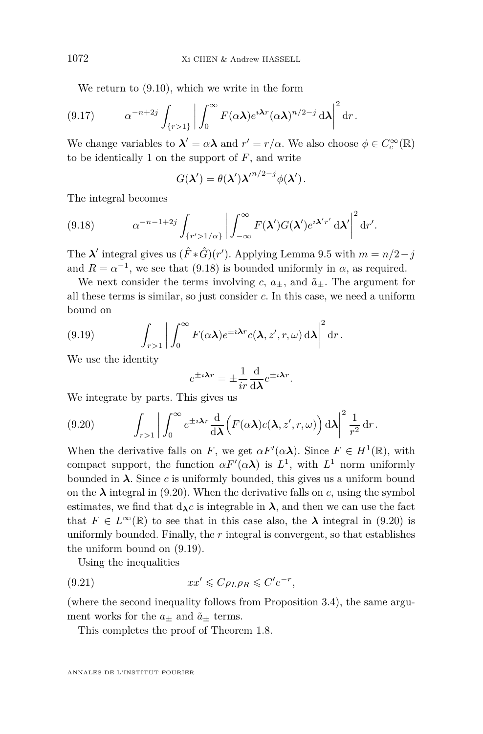We return to (9.10), which we write in the form

$$\alpha^{-n+2j} \int_{\{r>1\}} \left| \int_0^\infty F(\alpha \boldsymbol{\lambda}) e^{\imath \boldsymbol{\lambda} r} (\alpha \boldsymbol{\lambda})^{n/2-j} \, \mathrm{d}\boldsymbol{\lambda} \right|^2 \mathrm{d}r. \tag{9.17}$$

We change variables to $\boldsymbol{\lambda}' = \alpha \boldsymbol{\lambda}$ and $r' = r/\alpha$. We also choose $\phi \in C_c^\infty(\mathbb{R})$ to be identically 1 on the support of $F$, and write

$$G(\boldsymbol{\lambda}') = \theta(\boldsymbol{\lambda}') {\boldsymbol{\lambda}'}^{n/2-j} \phi(\boldsymbol{\lambda}').$$

The integral becomes

$$\alpha^{-n-1+2j} \int_{\{r'>1/\alpha\}} \left| \int_{-\infty}^\infty F(\boldsymbol{\lambda}') G(\boldsymbol{\lambda}') e^{\imath \boldsymbol{\lambda}' r'} \, \mathrm{d}\boldsymbol{\lambda}' \right|^2 \mathrm{d}r'. \tag{9.18}$$

The $\boldsymbol{\lambda}'$ integral gives us $(\hat{F} * \hat{G})(r')$. Applying Lemma 9.5 with $m = n/2 - j$ and $R = \alpha^{-1}$, we see that (9.18) is bounded uniformly in $\alpha$, as required.

We next consider the terms involving $c$, $a_\pm$, and $\tilde{a}_\pm$. The argument for all these terms is similar, so just consider $c$. In this case, we need a uniform bound on

$$\int_{r>1} \left| \int_0^\infty F(\alpha \boldsymbol{\lambda}) e^{\pm \imath \boldsymbol{\lambda} r} c(\boldsymbol{\lambda}, z', r, \omega) \, \mathrm{d}\boldsymbol{\lambda} \right|^2 \mathrm{d}r. \tag{9.19}$$

We use the identity

$$e^{\pm \imath \boldsymbol{\lambda} r} = \pm \frac{1}{ir} \frac{\mathrm{d}}{\mathrm{d}\boldsymbol{\lambda}} e^{\pm \imath \boldsymbol{\lambda} r}.$$

We integrate by parts. This gives us

$$\int_{r>1} \left| \int_0^\infty e^{\pm \imath \boldsymbol{\lambda} r} \frac{\mathrm{d}}{\mathrm{d}\boldsymbol{\lambda}} \Big( F(\alpha \boldsymbol{\lambda}) c(\boldsymbol{\lambda}, z', r, \omega) \Big) \, \mathrm{d}\boldsymbol{\lambda} \right|^2 \frac{1}{r^2} \, \mathrm{d}r. \tag{9.20}$$

When the derivative falls on $F$, we get $\alpha F'(\alpha \boldsymbol{\lambda})$. Since $F \in H^1(\mathbb{R})$, with compact support, the function $\alpha F'(\alpha \boldsymbol{\lambda})$ is $L^1$, with $L^1$ norm uniformly bounded in $\boldsymbol{\lambda}$. Since $c$ is uniformly bounded, this gives us a uniform bound on the $\boldsymbol{\lambda}$ integral in (9.20). When the derivative falls on $c$, using the symbol estimates, we find that $\mathrm{d}_{\boldsymbol{\lambda}} c$ is integrable in $\boldsymbol{\lambda}$, and then we can use the fact that $F \in L^\infty(\mathbb{R})$ to see that in this case also, the $\boldsymbol{\lambda}$ integral in (9.20) is uniformly bounded. Finally, the $r$ integral is convergent, so that establishes the uniform bound on (9.19).

Using the inequalities

$$xx' \leqslant C \rho_L \rho_R \leqslant C' e^{-r}, \tag{9.21}$$

(where the second inequality follows from Proposition 3.4), the same argument works for the $a_\pm$ and $\tilde{a}_\pm$ terms.

This completes the proof of Theorem 1.8.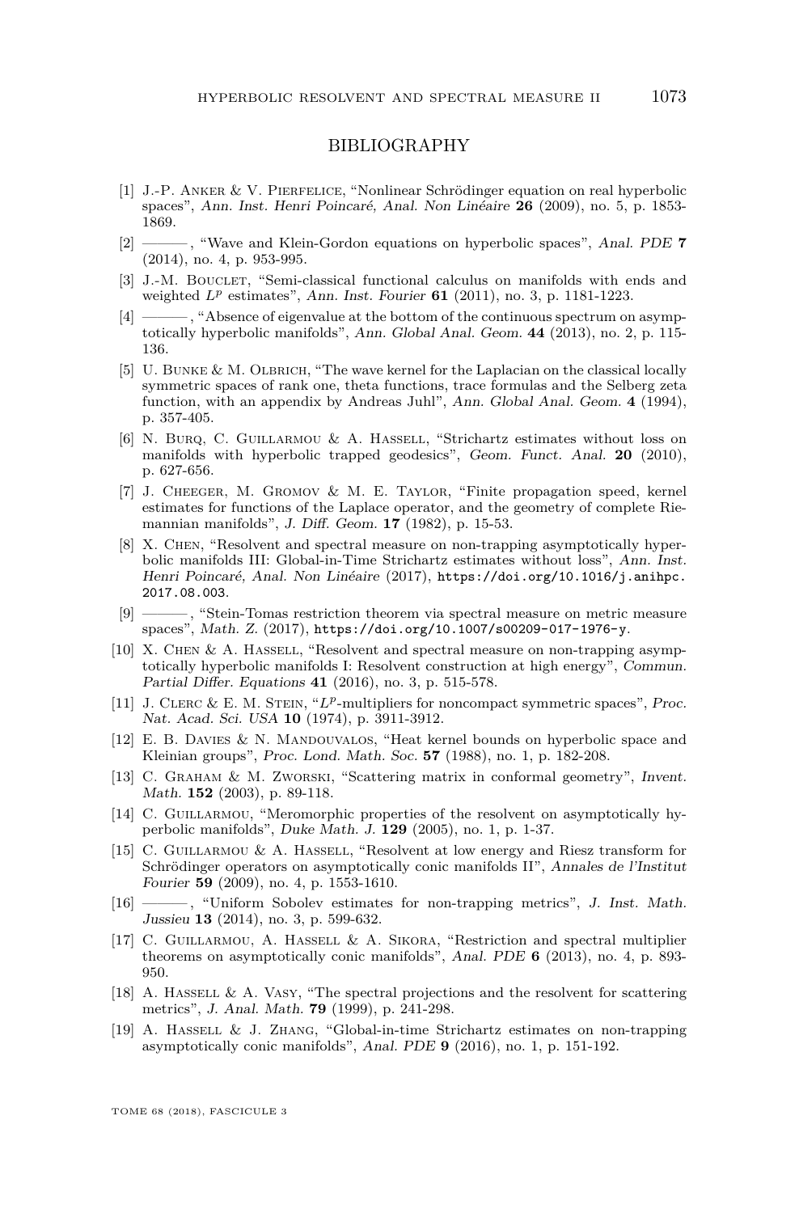# BIBLIOGRAPHY

[1] J.-P. Anker & V. Pierfelice, "Nonlinear Schrödinger equation on real hyperbolic spaces", *Ann. Inst. Henri Poincaré, Anal. Non Linéaire* **26** (2009), no. 5, p. 1853-1869.

[2] ———, "Wave and Klein-Gordon equations on hyperbolic spaces", *Anal. PDE* **7** (2014), no. 4, p. 953-995.

[3] J.-M. Bouclet, "Semi-classical functional calculus on manifolds with ends and weighted $L^p$ estimates", *Ann. Inst. Fourier* **61** (2011), no. 3, p. 1181-1223.

[4] ———, "Absence of eigenvalue at the bottom of the continuous spectrum on asymptotically hyperbolic manifolds", *Ann. Global Anal. Geom.* **44** (2013), no. 2, p. 115-136.

[5] U. Bunke & M. Olbrich, "The wave kernel for the Laplacian on the classical locally symmetric spaces of rank one, theta functions, trace formulas and the Selberg zeta function, with an appendix by Andreas Juhl", *Ann. Global Anal. Geom.* **4** (1994), p. 357-405.

[6] N. Burq, C. Guillarmou & A. Hassell, "Strichartz estimates without loss on manifolds with hyperbolic trapped geodesics", *Geom. Funct. Anal.* **20** (2010), p. 627-656.

[7] J. Cheeger, M. Gromov & M. E. Taylor, "Finite propagation speed, kernel estimates for functions of the Laplace operator, and the geometry of complete Riemannian manifolds", *J. Diff. Geom.* **17** (1982), p. 15-53.

[8] X. Chen, "Resolvent and spectral measure on non-trapping asymptotically hyperbolic manifolds III: Global-in-Time Strichartz estimates without loss", *Ann. Inst. Henri Poincaré, Anal. Non Linéaire* (2017), https://doi.org/10.1016/j.anihpc.2017.08.003.

[9] ———, "Stein-Tomas restriction theorem via spectral measure on metric measure spaces", *Math. Z.* (2017), https://doi.org/10.1007/s00209-017-1976-y.

[10] X. Chen & A. Hassell, "Resolvent and spectral measure on non-trapping asymptotically hyperbolic manifolds I: Resolvent construction at high energy", *Commun. Partial Differ. Equations* **41** (2016), no. 3, p. 515-578.

[11] J. Clerc & E. M. Stein, "$L^p$-multipliers for noncompact symmetric spaces", *Proc. Nat. Acad. Sci. USA* **10** (1974), p. 3911-3912.

[12] E. B. Davies & N. Mandouvalos, "Heat kernel bounds on hyperbolic space and Kleinian groups", *Proc. Lond. Math. Soc.* **57** (1988), no. 1, p. 182-208.

[13] C. Graham & M. Zworski, "Scattering matrix in conformal geometry", *Invent. Math.* **152** (2003), p. 89-118.

[14] C. Guillarmou, "Meromorphic properties of the resolvent on asymptotically hyperbolic manifolds", *Duke Math. J.* **129** (2005), no. 1, p. 1-37.

[15] C. Guillarmou & A. Hassell, "Resolvent at low energy and Riesz transform for Schrödinger operators on asymptotically conic manifolds II", *Annales de l'Institut Fourier* **59** (2009), no. 4, p. 1553-1610.

[16] ———, "Uniform Sobolev estimates for non-trapping metrics", *J. Inst. Math. Jussieu* **13** (2014), no. 3, p. 599-632.

[17] C. Guillarmou, A. Hassell & A. Sikora, "Restriction and spectral multiplier theorems on asymptotically conic manifolds", *Anal. PDE* **6** (2013), no. 4, p. 893-950.

[18] A. Hassell & A. Vasy, "The spectral projections and the resolvent for scattering metrics", *J. Anal. Math.* **79** (1999), p. 241-298.

[19] A. Hassell & J. Zhang, "Global-in-time Strichartz estimates on non-trapping asymptotically conic manifolds", *Anal. PDE* **9** (2016), no. 1, p. 151-192.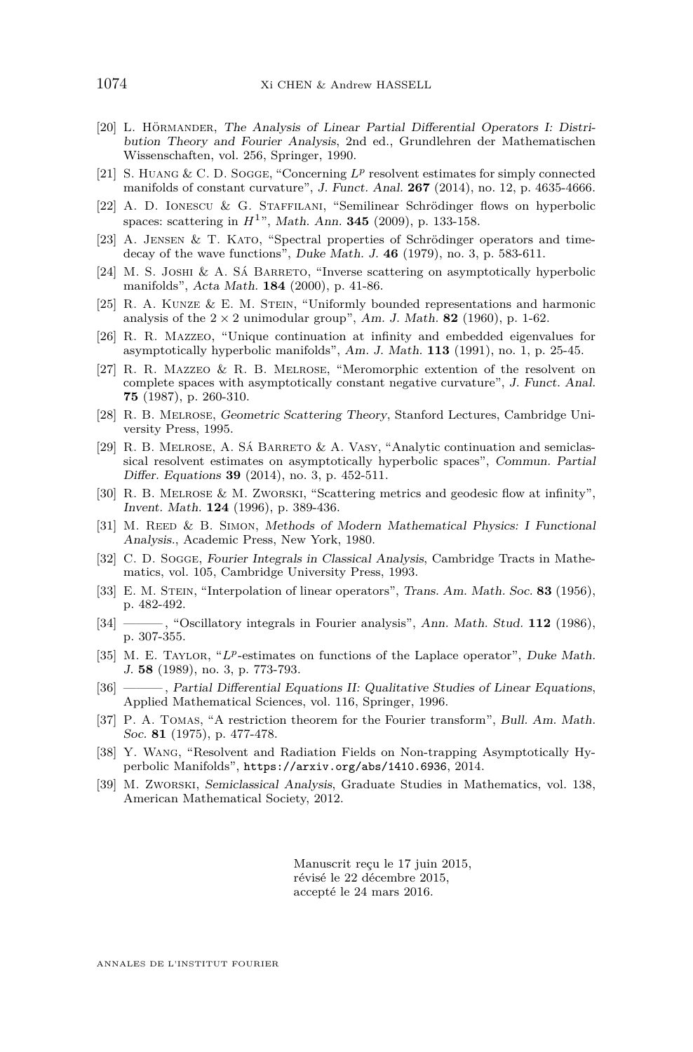[20] L. Hörmander, *The Analysis of Linear Partial Differential Operators I: Distribution Theory and Fourier Analysis*, 2nd ed., Grundlehren der Mathematischen Wissenschaften, vol. 256, Springer, 1990.

[21] S. Huang & C. D. Sogge, "Concerning $L^p$ resolvent estimates for simply connected manifolds of constant curvature", *J. Funct. Anal.* **267** (2014), no. 12, p. 4635-4666.

[22] A. D. Ionescu & G. Staffilani, "Semilinear Schrödinger flows on hyperbolic spaces: scattering in $H^1$", *Math. Ann.* **345** (2009), p. 133-158.

[23] A. Jensen & T. Kato, "Spectral properties of Schrödinger operators and time-decay of the wave functions", *Duke Math. J.* **46** (1979), no. 3, p. 583-611.

[24] M. S. Joshi & A. Sá Barreto, "Inverse scattering on asymptotically hyperbolic manifolds", *Acta Math.* **184** (2000), p. 41-86.

[25] R. A. Kunze & E. M. Stein, "Uniformly bounded representations and harmonic analysis of the $2 \times 2$ unimodular group", *Am. J. Math.* **82** (1960), p. 1-62.

[26] R. R. Mazzeo, "Unique continuation at infinity and embedded eigenvalues for asymptotically hyperbolic manifolds", *Am. J. Math.* **113** (1991), no. 1, p. 25-45.

[27] R. R. Mazzeo & R. B. Melrose, "Meromorphic extention of the resolvent on complete spaces with asymptotically constant negative curvature", *J. Funct. Anal.* **75** (1987), p. 260-310.

[28] R. B. Melrose, *Geometric Scattering Theory*, Stanford Lectures, Cambridge University Press, 1995.

[29] R. B. Melrose, A. Sá Barreto & A. Vasy, "Analytic continuation and semiclassical resolvent estimates on asymptotically hyperbolic spaces", *Commun. Partial Differ. Equations* **39** (2014), no. 3, p. 452-511.

[30] R. B. Melrose & M. Zworski, "Scattering metrics and geodesic flow at infinity", *Invent. Math.* **124** (1996), p. 389-436.

[31] M. Reed & B. Simon, *Methods of Modern Mathematical Physics: I Functional Analysis.*, Academic Press, New York, 1980.

[32] C. D. Sogge, *Fourier Integrals in Classical Analysis*, Cambridge Tracts in Mathematics, vol. 105, Cambridge University Press, 1993.

[33] E. M. Stein, "Interpolation of linear operators", *Trans. Am. Math. Soc.* **83** (1956), p. 482-492.

[34] ———, "Oscillatory integrals in Fourier analysis", *Ann. Math. Stud.* **112** (1986), p. 307-355.

[35] M. E. Taylor, "$L^p$-estimates on functions of the Laplace operator", *Duke Math. J.* **58** (1989), no. 3, p. 773-793.

[36] ———, *Partial Differential Equations II: Qualitative Studies of Linear Equations*, Applied Mathematical Sciences, vol. 116, Springer, 1996.

[37] P. A. Tomas, "A restriction theorem for the Fourier transform", *Bull. Am. Math. Soc.* **81** (1975), p. 477-478.

[38] Y. Wang, "Resolvent and Radiation Fields on Non-trapping Asymptotically Hyperbolic Manifolds", https://arxiv.org/abs/1410.6936, 2014.

[39] M. Zworski, *Semiclassical Analysis*, Graduate Studies in Mathematics, vol. 138, American Mathematical Society, 2012.

Manuscrit reçu le 17 juin 2015,
révisé le 22 décembre 2015,
accepté le 24 mars 2016.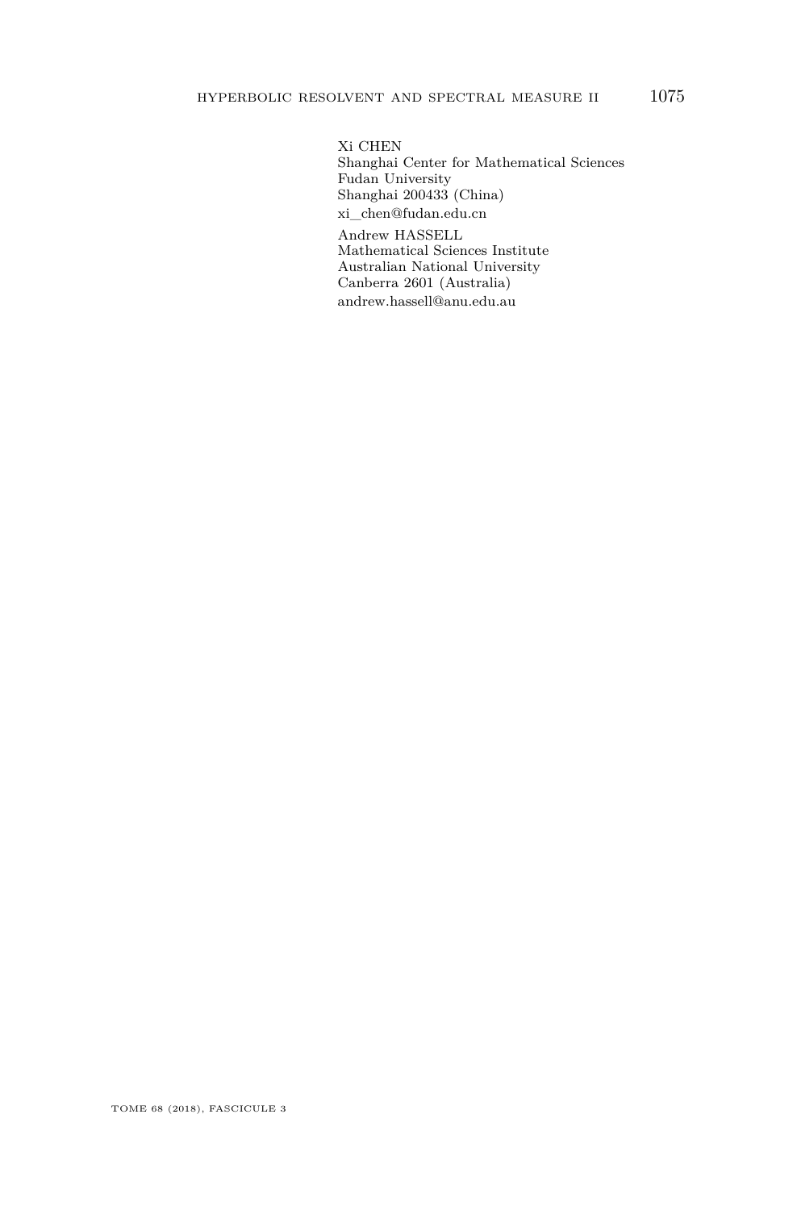Xi CHEN
Shanghai Center for Mathematical Sciences
Fudan University
Shanghai 200433 (China)
xi_chen@fudan.edu.cn

Andrew HASSELL
Mathematical Sciences Institute
Australian National University
Canberra 2601 (Australia)
andrew.hassell@anu.edu.au